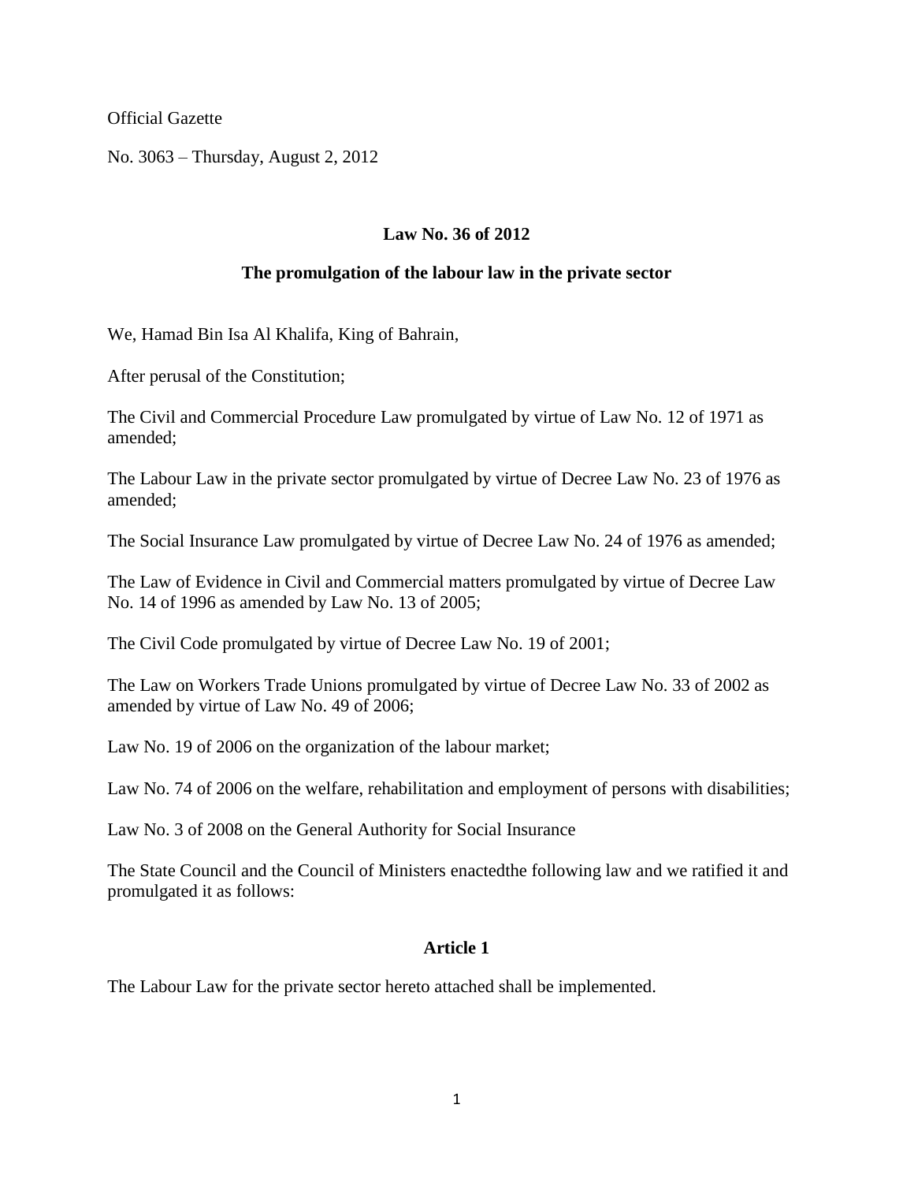Official Gazette

No. 3063 – Thursday, August 2, 2012

## Law No. 36 of 2012

## The promulgation of the labour law in the private sector

We, Hamad Bin Isa Al Khalifa, King of Bahrain,

After perusal of the Constitution;

The Civil and Commercial Procedure Law promulgated by virtue of Law No. 12 of 1971 as amended;

The Labour Law in the private sector promulgated by virtue of Decree Law No. 23 of 1976 as amended;

The Social Insurance Law promulgated by virtue of Decree Law No. 24 of 1976 as amended;

The Law of Evidence in Civil and Commercial matters promulgated by virtue of Decree Law No. 14 of 1996 as amended by Law No. 13 of 2005;

The Civil Code promulgated by virtue of Decree Law No. 19 of 2001;

The Law on Workers Trade Unions promulgated by virtue of Decree Law No. 33 of 2002 as amended by virtue of Law No. 49 of 2006;

Law No. 19 of 2006 on the organization of the labour market;

Law No. 74 of 2006 on the welfare, rehabilitation and employment of persons with disabilities;

Law No. 3 of 2008 on the General Authority for Social Insurance

The State Council and the Council of Ministers enactedthe following law and we ratified it and promulgated it as follows:

### Article 1

The Labour Law for the private sector hereto attached shall be implemented.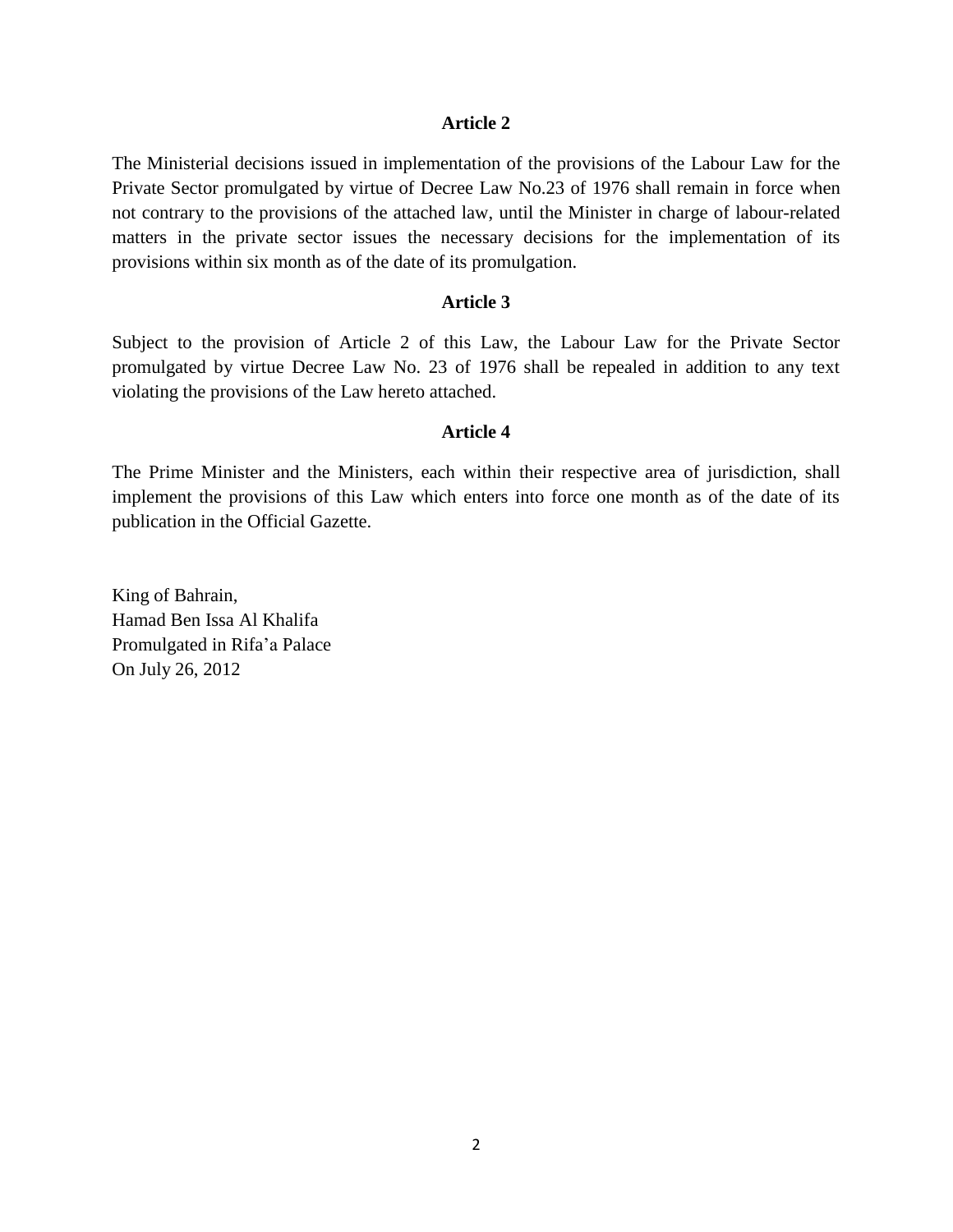### Article 2

The Ministerial decisions issued in implementation of the provisions of the Labour Law for the Private Sector promulgated by virtue of Decree Law No.23 of 1976 shall remain in force when not contrary to the provisions of the attached law, until the Minister in charge of labour-related matters in the private sector issues the necessary decisions for the implementation of its provisions within six month as of the date of its promulgation.

### Article 3

Subject to the provision of Article 2 of this Law, the Labour Law for the Private Sector promulgated by virtue Decree Law No. 23 of 1976 shall be repealed in addition to any text violating the provisions of the Law hereto attached.

### Article 4

The Prime Minister and the Ministers, each within their respective area of jurisdiction, shall implement the provisions of this Law which enters into force one month as of the date of its publication in the Official Gazette.

King of Bahrain,
Hamad Ben Issa Al Khalifa
Promulgated in Rifa'a Palace
On July 26, 2012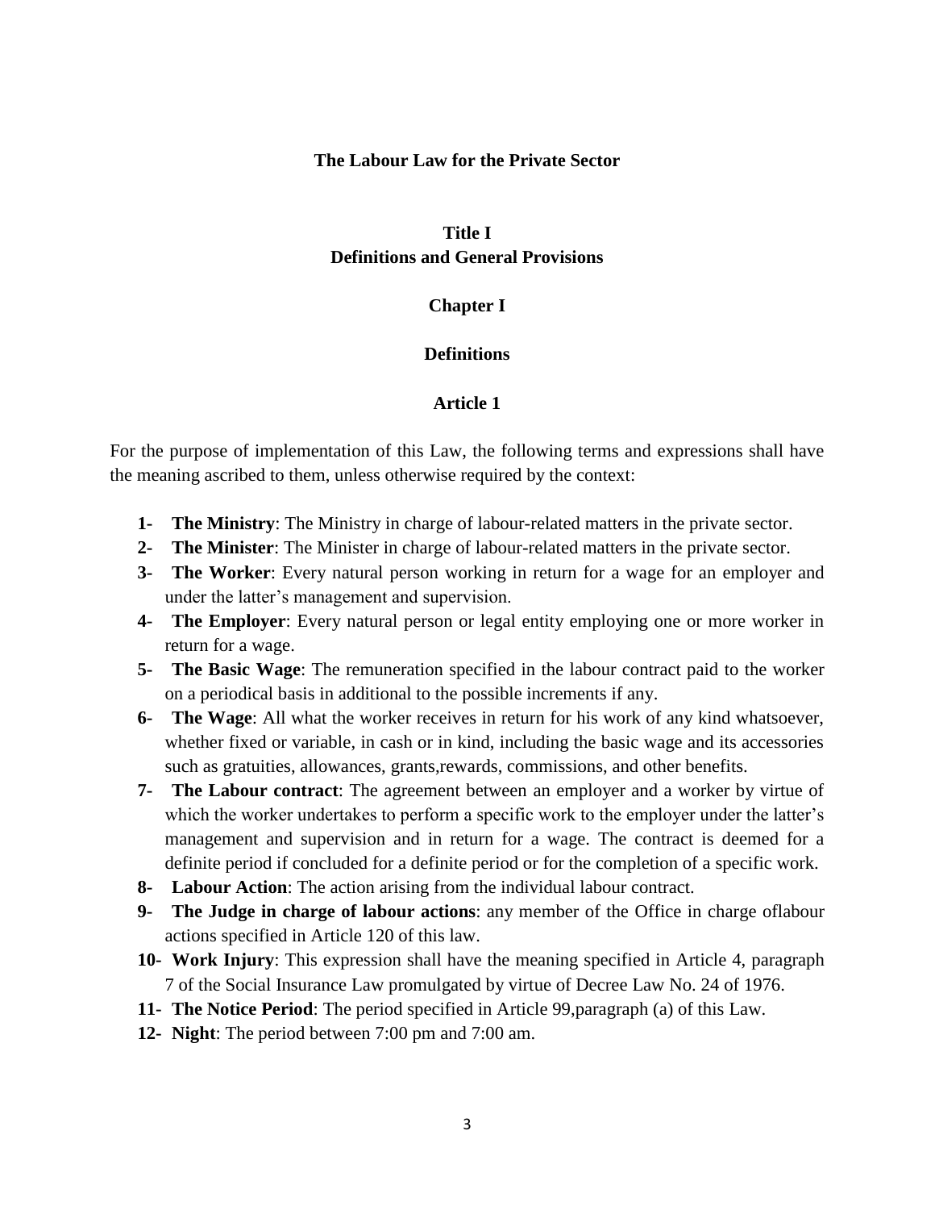# The Labour Law for the Private Sector

## Title I
## Definitions and General Provisions

### Chapter I

### Definitions

#### Article 1

For the purpose of implementation of this Law, the following terms and expressions shall have the meaning ascribed to them, unless otherwise required by the context:

1- **The Ministry**: The Ministry in charge of labour-related matters in the private sector.
2- **The Minister**: The Minister in charge of labour-related matters in the private sector.
3- **The Worker**: Every natural person working in return for a wage for an employer and under the latter's management and supervision.
4- **The Employer**: Every natural person or legal entity employing one or more worker in return for a wage.
5- **The Basic Wage**: The remuneration specified in the labour contract paid to the worker on a periodical basis in additional to the possible increments if any.
6- **The Wage**: All what the worker receives in return for his work of any kind whatsoever, whether fixed or variable, in cash or in kind, including the basic wage and its accessories such as gratuities, allowances, grants,rewards, commissions, and other benefits.
7- **The Labour contract**: The agreement between an employer and a worker by virtue of which the worker undertakes to perform a specific work to the employer under the latter's management and supervision and in return for a wage. The contract is deemed for a definite period if concluded for a definite period or for the completion of a specific work.
8- **Labour Action**: The action arising from the individual labour contract.
9- **The Judge in charge of labour actions**: any member of the Office in charge oflabour actions specified in Article 120 of this law.
10- **Work Injury**: This expression shall have the meaning specified in Article 4, paragraph 7 of the Social Insurance Law promulgated by virtue of Decree Law No. 24 of 1976.
11- **The Notice Period**: The period specified in Article 99,paragraph (a) of this Law.
12- **Night**: The period between 7:00 pm and 7:00 am.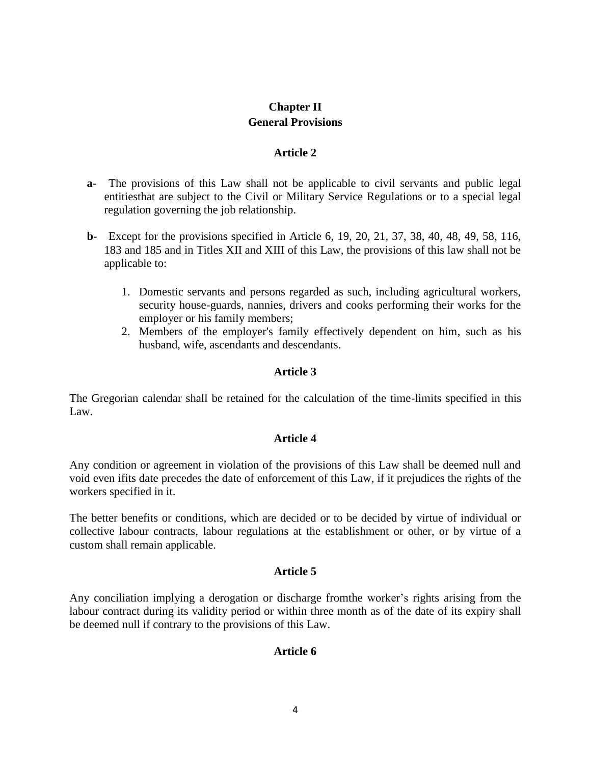## Chapter II
## General Provisions

### Article 2

**a-** The provisions of this Law shall not be applicable to civil servants and public legal entitiesthat are subject to the Civil or Military Service Regulations or to a special legal regulation governing the job relationship.

**b-** Except for the provisions specified in Article 6, 19, 20, 21, 37, 38, 40, 48, 49, 58, 116, 183 and 185 and in Titles XII and XIII of this Law, the provisions of this law shall not be applicable to:

1. Domestic servants and persons regarded as such, including agricultural workers, security house-guards, nannies, drivers and cooks performing their works for the employer or his family members;
2. Members of the employer's family effectively dependent on him, such as his husband, wife, ascendants and descendants.

### Article 3

The Gregorian calendar shall be retained for the calculation of the time-limits specified in this Law.

### Article 4

Any condition or agreement in violation of the provisions of this Law shall be deemed null and void even ifits date precedes the date of enforcement of this Law, if it prejudices the rights of the workers specified in it.

The better benefits or conditions, which are decided or to be decided by virtue of individual or collective labour contracts, labour regulations at the establishment or other, or by virtue of a custom shall remain applicable.

### Article 5

Any conciliation implying a derogation or discharge fromthe worker's rights arising from the labour contract during its validity period or within three month as of the date of its expiry shall be deemed null if contrary to the provisions of this Law.

### Article 6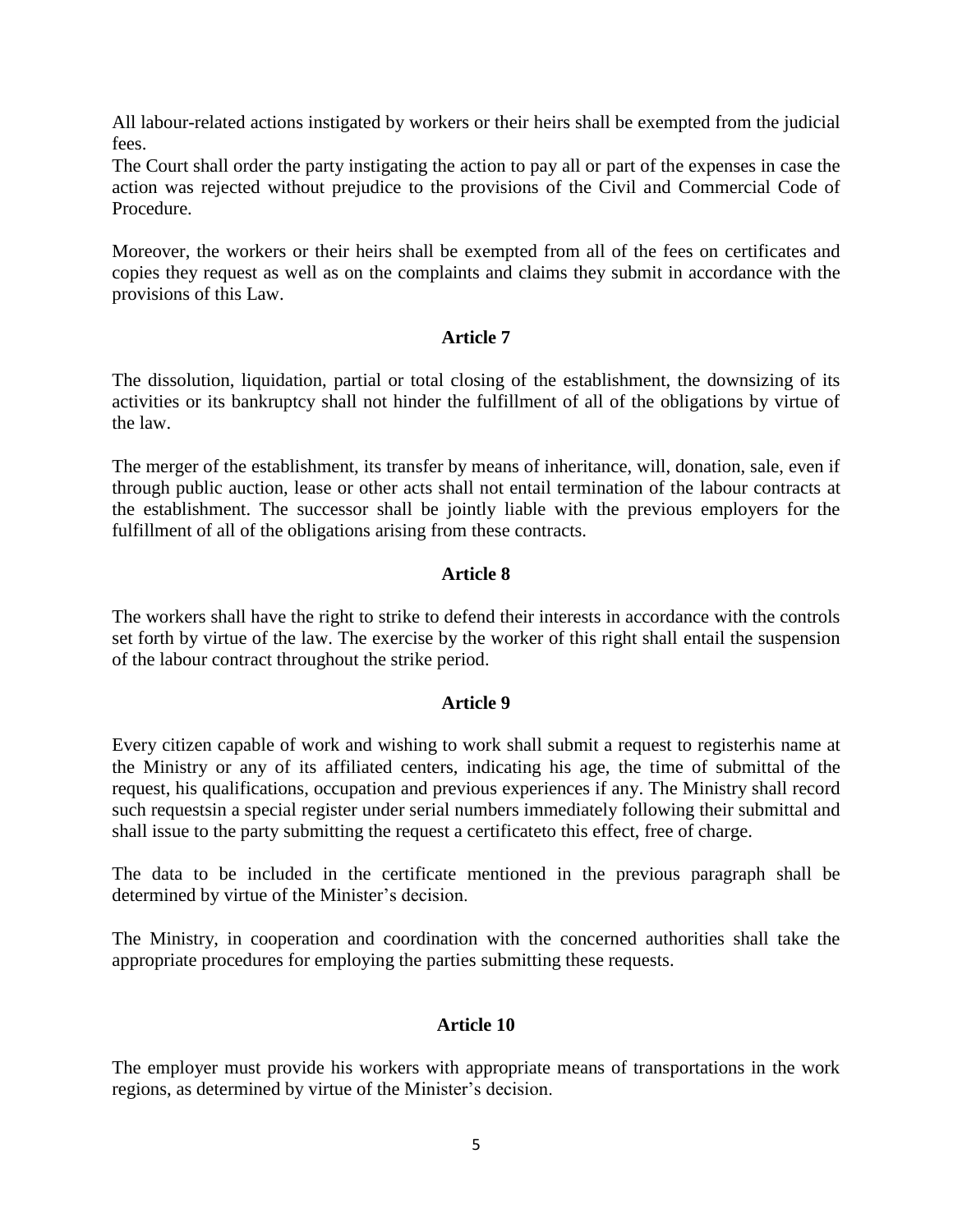All labour-related actions instigated by workers or their heirs shall be exempted from the judicial fees.
The Court shall order the party instigating the action to pay all or part of the expenses in case the action was rejected without prejudice to the provisions of the Civil and Commercial Code of Procedure.

Moreover, the workers or their heirs shall be exempted from all of the fees on certificates and copies they request as well as on the complaints and claims they submit in accordance with the provisions of this Law.

**Article 7**

The dissolution, liquidation, partial or total closing of the establishment, the downsizing of its activities or its bankruptcy shall not hinder the fulfillment of all of the obligations by virtue of the law.

The merger of the establishment, its transfer by means of inheritance, will, donation, sale, even if through public auction, lease or other acts shall not entail termination of the labour contracts at the establishment. The successor shall be jointly liable with the previous employers for the fulfillment of all of the obligations arising from these contracts.

**Article 8**

The workers shall have the right to strike to defend their interests in accordance with the controls set forth by virtue of the law. The exercise by the worker of this right shall entail the suspension of the labour contract throughout the strike period.

**Article 9**

Every citizen capable of work and wishing to work shall submit a request to registerhis name at the Ministry or any of its affiliated centers, indicating his age, the time of submittal of the request, his qualifications, occupation and previous experiences if any. The Ministry shall record such requestsin a special register under serial numbers immediately following their submittal and shall issue to the party submitting the request a certificateto this effect, free of charge.

The data to be included in the certificate mentioned in the previous paragraph shall be determined by virtue of the Minister's decision.

The Ministry, in cooperation and coordination with the concerned authorities shall take the appropriate procedures for employing the parties submitting these requests.

**Article 10**

The employer must provide his workers with appropriate means of transportations in the work regions, as determined by virtue of the Minister's decision.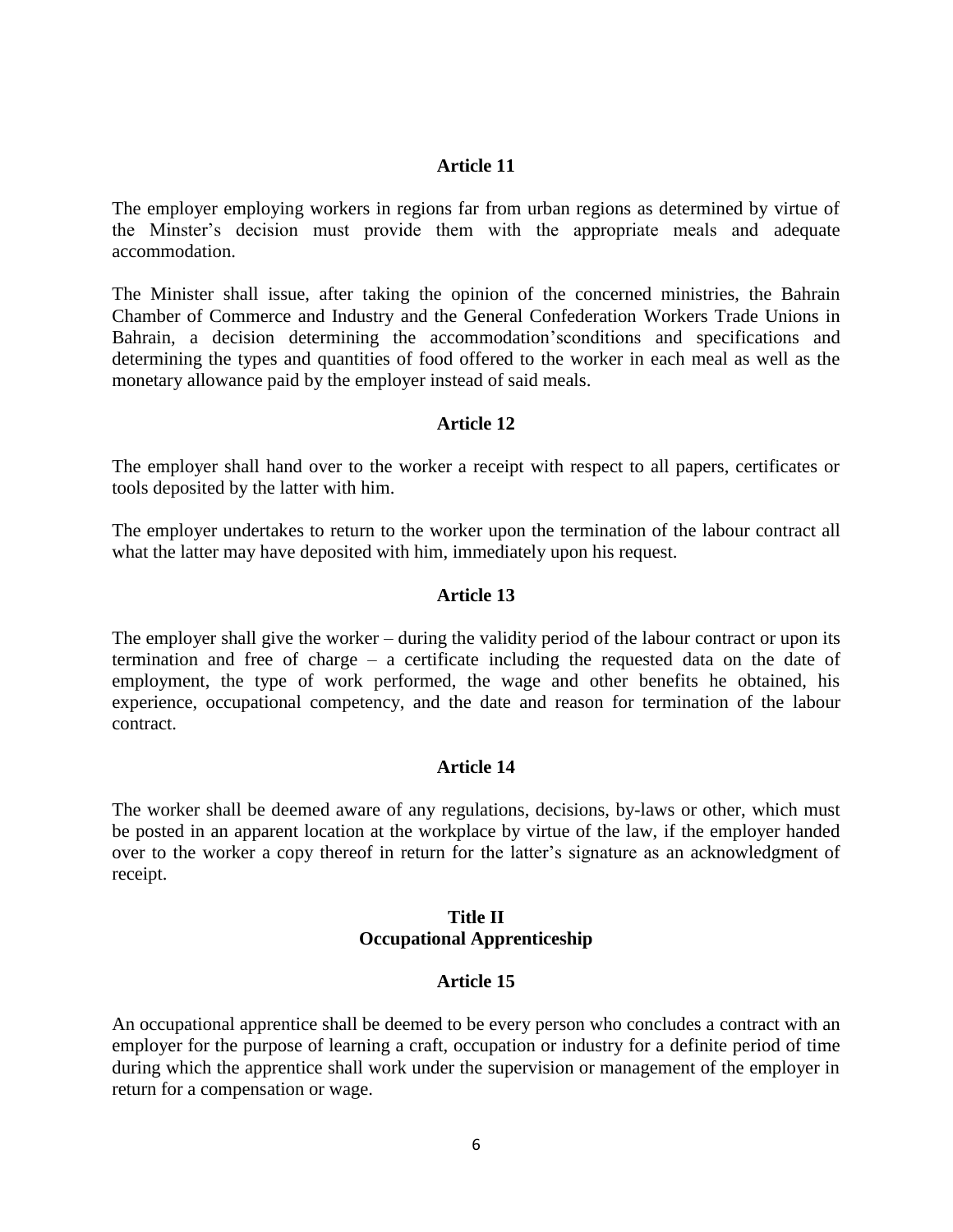### Article 11

The employer employing workers in regions far from urban regions as determined by virtue of the Minster's decision must provide them with the appropriate meals and adequate accommodation.

The Minister shall issue, after taking the opinion of the concerned ministries, the Bahrain Chamber of Commerce and Industry and the General Confederation Workers Trade Unions in Bahrain, a decision determining the accommodation'sconditions and specifications and determining the types and quantities of food offered to the worker in each meal as well as the monetary allowance paid by the employer instead of said meals.

### Article 12

The employer shall hand over to the worker a receipt with respect to all papers, certificates or tools deposited by the latter with him.

The employer undertakes to return to the worker upon the termination of the labour contract all what the latter may have deposited with him, immediately upon his request.

### Article 13

The employer shall give the worker – during the validity period of the labour contract or upon its termination and free of charge – a certificate including the requested data on the date of employment, the type of work performed, the wage and other benefits he obtained, his experience, occupational competency, and the date and reason for termination of the labour contract.

### Article 14

The worker shall be deemed aware of any regulations, decisions, by-laws or other, which must be posted in an apparent location at the workplace by virtue of the law, if the employer handed over to the worker a copy thereof in return for the latter's signature as an acknowledgment of receipt.

## Title II
## Occupational Apprenticeship

### Article 15

An occupational apprentice shall be deemed to be every person who concludes a contract with an employer for the purpose of learning a craft, occupation or industry for a definite period of time during which the apprentice shall work under the supervision or management of the employer in return for a compensation or wage.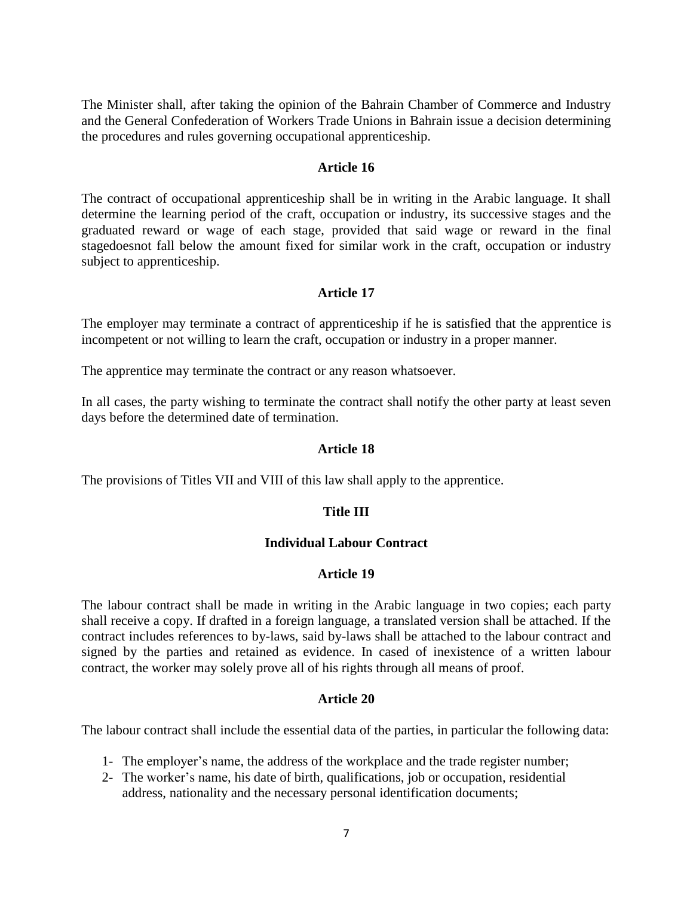The Minister shall, after taking the opinion of the Bahrain Chamber of Commerce and Industry and the General Confederation of Workers Trade Unions in Bahrain issue a decision determining the procedures and rules governing occupational apprenticeship.

### Article 16

The contract of occupational apprenticeship shall be in writing in the Arabic language. It shall determine the learning period of the craft, occupation or industry, its successive stages and the graduated reward or wage of each stage, provided that said wage or reward in the final stagedoesnot fall below the amount fixed for similar work in the craft, occupation or industry subject to apprenticeship.

### Article 17

The employer may terminate a contract of apprenticeship if he is satisfied that the apprentice is incompetent or not willing to learn the craft, occupation or industry in a proper manner.

The apprentice may terminate the contract or any reason whatsoever.

In all cases, the party wishing to terminate the contract shall notify the other party at least seven days before the determined date of termination.

### Article 18

The provisions of Titles VII and VIII of this law shall apply to the apprentice.

## Title III

## Individual Labour Contract

### Article 19

The labour contract shall be made in writing in the Arabic language in two copies; each party shall receive a copy. If drafted in a foreign language, a translated version shall be attached. If the contract includes references to by-laws, said by-laws shall be attached to the labour contract and signed by the parties and retained as evidence. In cased of inexistence of a written labour contract, the worker may solely prove all of his rights through all means of proof.

### Article 20

The labour contract shall include the essential data of the parties, in particular the following data:

1- The employer's name, the address of the workplace and the trade register number;
2- The worker's name, his date of birth, qualifications, job or occupation, residential address, nationality and the necessary personal identification documents;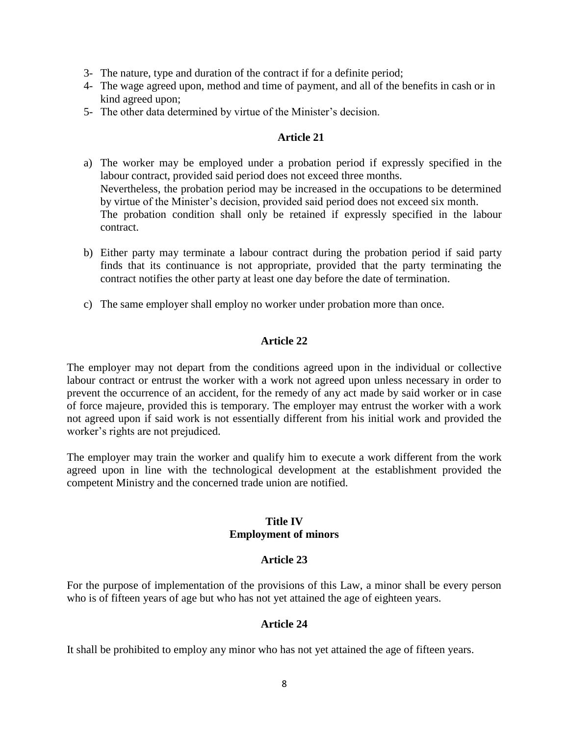3- The nature, type and duration of the contract if for a definite period;
4- The wage agreed upon, method and time of payment, and all of the benefits in cash or in kind agreed upon;
5- The other data determined by virtue of the Minister's decision.

### Article 21

a) The worker may be employed under a probation period if expressly specified in the labour contract, provided said period does not exceed three months.
   Nevertheless, the probation period may be increased in the occupations to be determined by virtue of the Minister's decision, provided said period does not exceed six month.
   The probation condition shall only be retained if expressly specified in the labour contract.

b) Either party may terminate a labour contract during the probation period if said party finds that its continuance is not appropriate, provided that the party terminating the contract notifies the other party at least one day before the date of termination.

c) The same employer shall employ no worker under probation more than once.

### Article 22

The employer may not depart from the conditions agreed upon in the individual or collective labour contract or entrust the worker with a work not agreed upon unless necessary in order to prevent the occurrence of an accident, for the remedy of any act made by said worker or in case of force majeure, provided this is temporary. The employer may entrust the worker with a work not agreed upon if said work is not essentially different from his initial work and provided the worker's rights are not prejudiced.

The employer may train the worker and qualify him to execute a work different from the work agreed upon in line with the technological development at the establishment provided the competent Ministry and the concerned trade union are notified.

## Title IV
## Employment of minors

### Article 23

For the purpose of implementation of the provisions of this Law, a minor shall be every person who is of fifteen years of age but who has not yet attained the age of eighteen years.

### Article 24

It shall be prohibited to employ any minor who has not yet attained the age of fifteen years.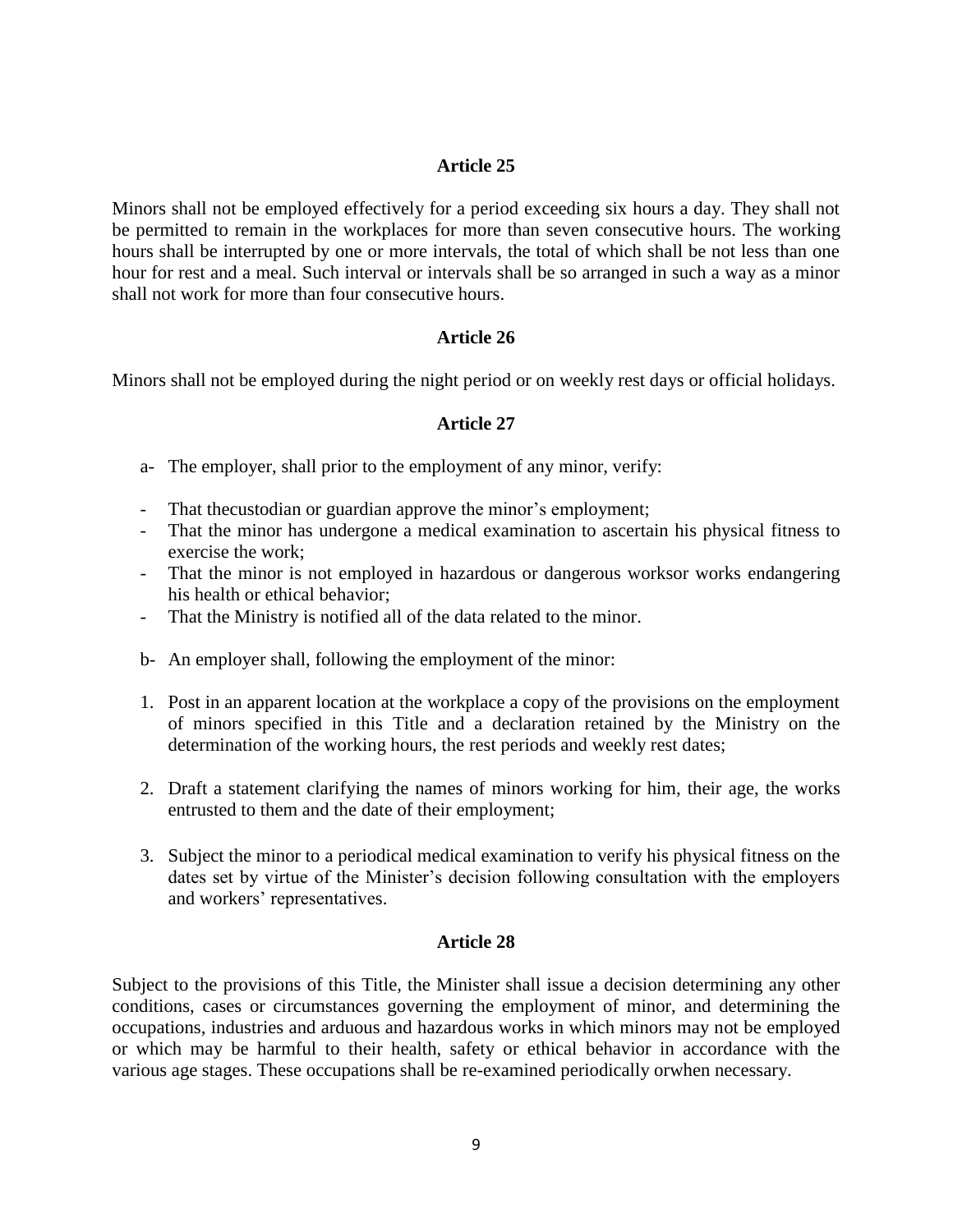### Article 25

Minors shall not be employed effectively for a period exceeding six hours a day. They shall not be permitted to remain in the workplaces for more than seven consecutive hours. The working hours shall be interrupted by one or more intervals, the total of which shall be not less than one hour for rest and a meal. Such interval or intervals shall be so arranged in such a way as a minor shall not work for more than four consecutive hours.

### Article 26

Minors shall not be employed during the night period or on weekly rest days or official holidays.

### Article 27

a- The employer, shall prior to the employment of any minor, verify:

- That thecustodian or guardian approve the minor's employment;
- That the minor has undergone a medical examination to ascertain his physical fitness to exercise the work;
- That the minor is not employed in hazardous or dangerous worksor works endangering his health or ethical behavior;
- That the Ministry is notified all of the data related to the minor.

b- An employer shall, following the employment of the minor:

1. Post in an apparent location at the workplace a copy of the provisions on the employment of minors specified in this Title and a declaration retained by the Ministry on the determination of the working hours, the rest periods and weekly rest dates;

2. Draft a statement clarifying the names of minors working for him, their age, the works entrusted to them and the date of their employment;

3. Subject the minor to a periodical medical examination to verify his physical fitness on the dates set by virtue of the Minister's decision following consultation with the employers and workers' representatives.

### Article 28

Subject to the provisions of this Title, the Minister shall issue a decision determining any other conditions, cases or circumstances governing the employment of minor, and determining the occupations, industries and arduous and hazardous works in which minors may not be employed or which may be harmful to their health, safety or ethical behavior in accordance with the various age stages. These occupations shall be re-examined periodically orwhen necessary.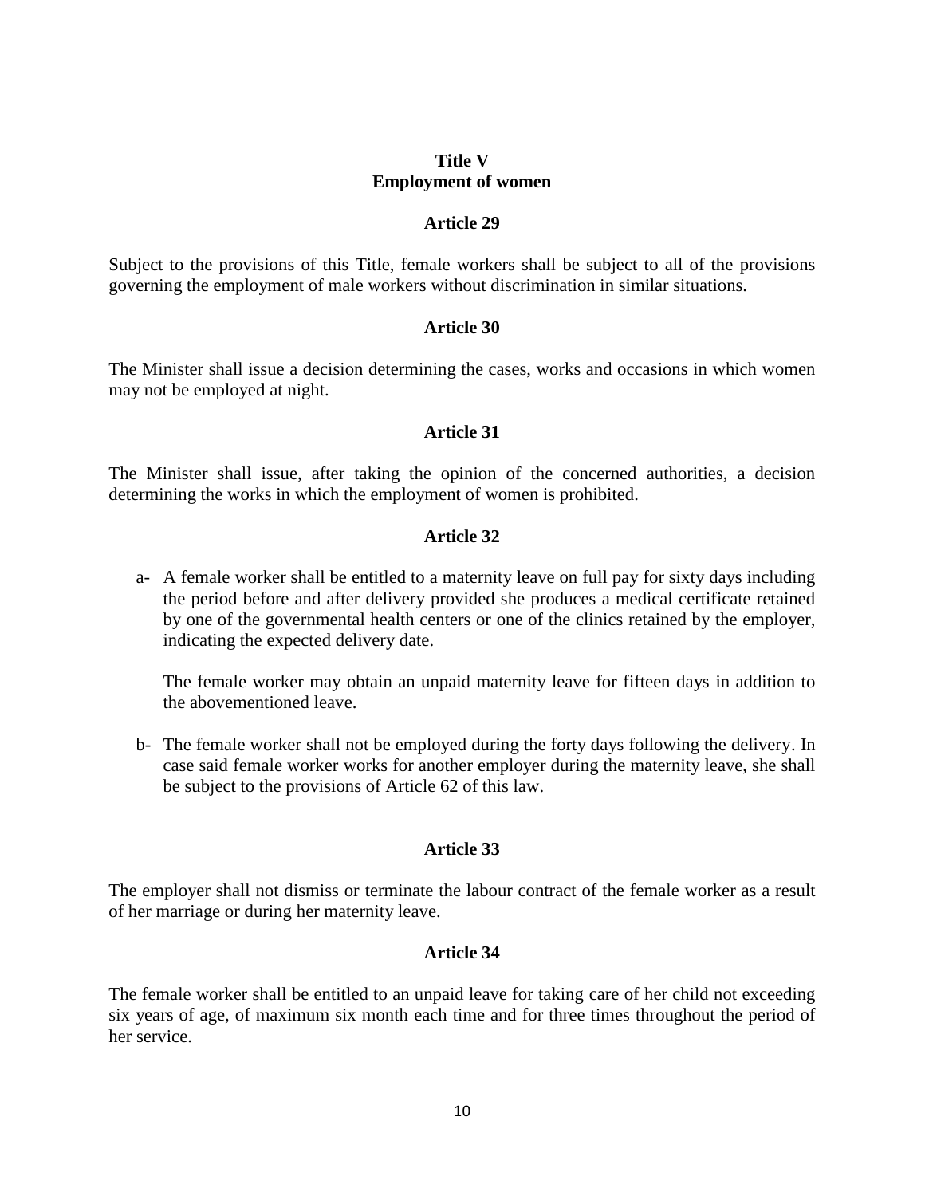## Title V
## Employment of women

### Article 29

Subject to the provisions of this Title, female workers shall be subject to all of the provisions governing the employment of male workers without discrimination in similar situations.

### Article 30

The Minister shall issue a decision determining the cases, works and occasions in which women may not be employed at night.

### Article 31

The Minister shall issue, after taking the opinion of the concerned authorities, a decision determining the works in which the employment of women is prohibited.

### Article 32

a- A female worker shall be entitled to a maternity leave on full pay for sixty days including the period before and after delivery provided she produces a medical certificate retained by one of the governmental health centers or one of the clinics retained by the employer, indicating the expected delivery date.

   The female worker may obtain an unpaid maternity leave for fifteen days in addition to the abovementioned leave.

b- The female worker shall not be employed during the forty days following the delivery. In case said female worker works for another employer during the maternity leave, she shall be subject to the provisions of Article 62 of this law.

### Article 33

The employer shall not dismiss or terminate the labour contract of the female worker as a result of her marriage or during her maternity leave.

### Article 34

The female worker shall be entitled to an unpaid leave for taking care of her child not exceeding six years of age, of maximum six month each time and for three times throughout the period of her service.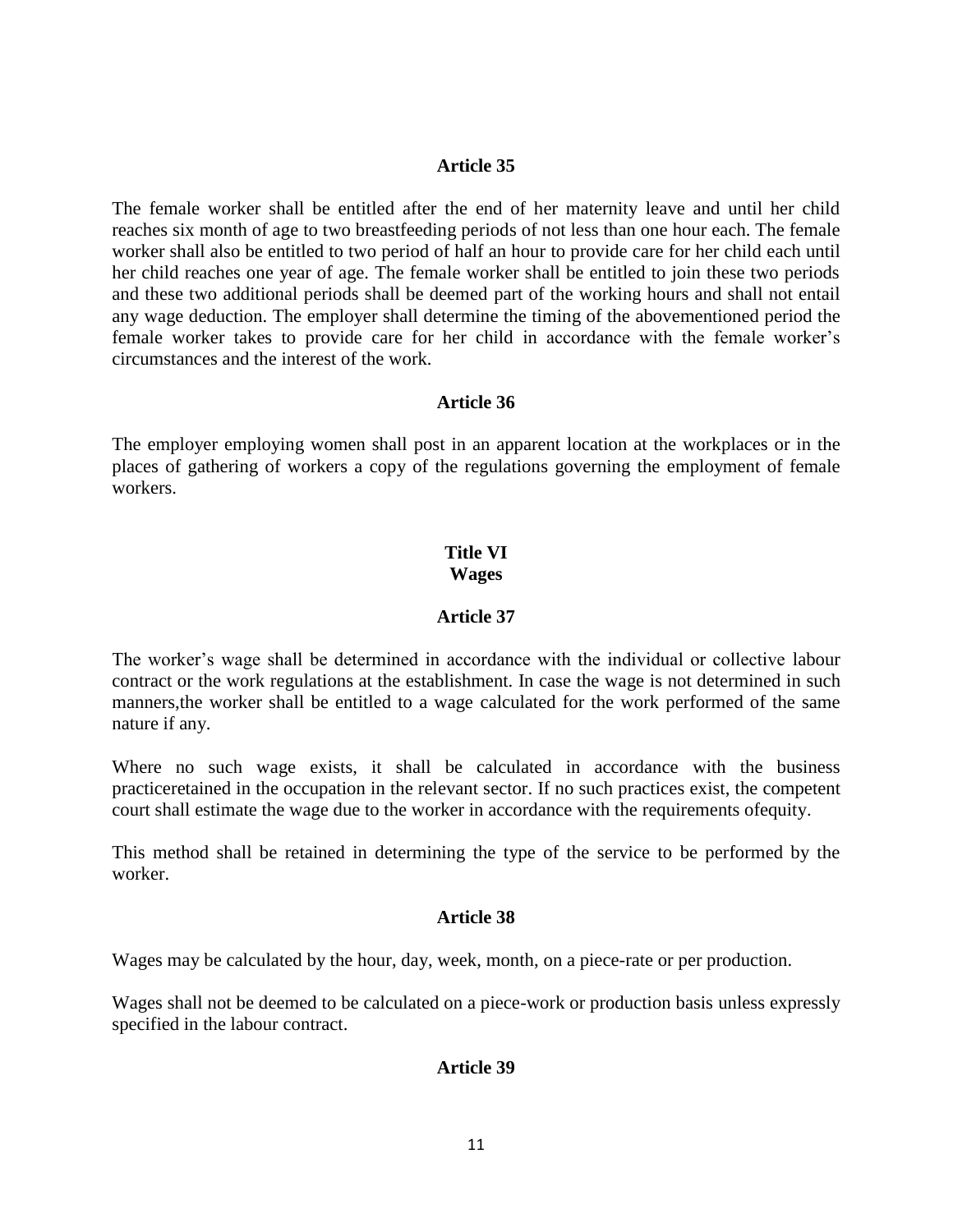### Article 35

The female worker shall be entitled after the end of her maternity leave and until her child reaches six month of age to two breastfeeding periods of not less than one hour each. The female worker shall also be entitled to two period of half an hour to provide care for her child each until her child reaches one year of age. The female worker shall be entitled to join these two periods and these two additional periods shall be deemed part of the working hours and shall not entail any wage deduction. The employer shall determine the timing of the abovementioned period the female worker takes to provide care for her child in accordance with the female worker's circumstances and the interest of the work.

### Article 36

The employer employing women shall post in an apparent location at the workplaces or in the places of gathering of workers a copy of the regulations governing the employment of female workers.

## Title VI
## Wages

### Article 37

The worker's wage shall be determined in accordance with the individual or collective labour contract or the work regulations at the establishment. In case the wage is not determined in such manners,the worker shall be entitled to a wage calculated for the work performed of the same nature if any.

Where no such wage exists, it shall be calculated in accordance with the business practiceretained in the occupation in the relevant sector. If no such practices exist, the competent court shall estimate the wage due to the worker in accordance with the requirements ofequity.

This method shall be retained in determining the type of the service to be performed by the worker.

### Article 38

Wages may be calculated by the hour, day, week, month, on a piece-rate or per production.

Wages shall not be deemed to be calculated on a piece-work or production basis unless expressly specified in the labour contract.

### Article 39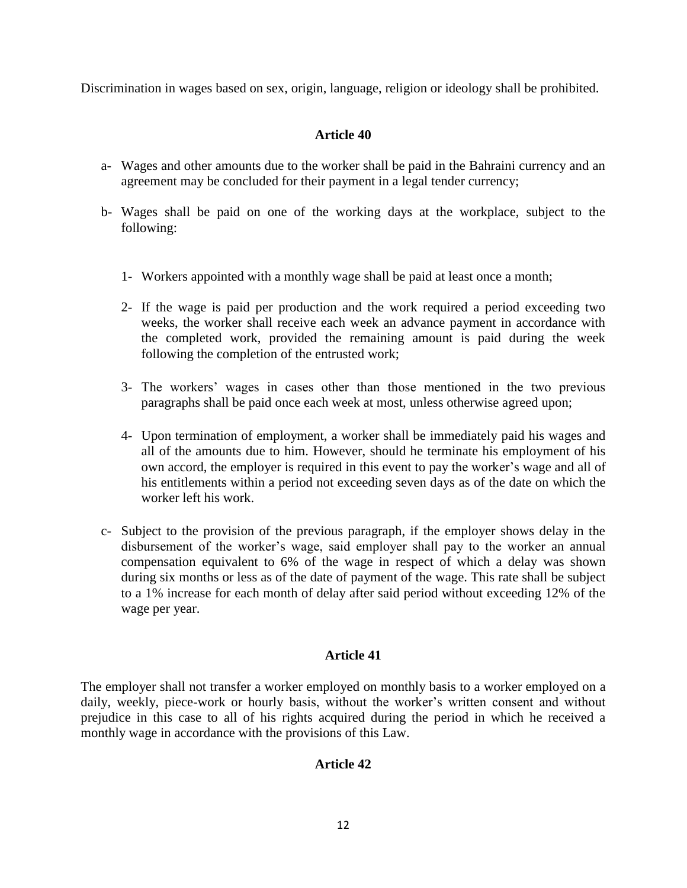Discrimination in wages based on sex, origin, language, religion or ideology shall be prohibited.

### Article 40

a- Wages and other amounts due to the worker shall be paid in the Bahraini currency and an agreement may be concluded for their payment in a legal tender currency;

b- Wages shall be paid on one of the working days at the workplace, subject to the following:

   1- Workers appointed with a monthly wage shall be paid at least once a month;

   2- If the wage is paid per production and the work required a period exceeding two weeks, the worker shall receive each week an advance payment in accordance with the completed work, provided the remaining amount is paid during the week following the completion of the entrusted work;

   3- The workers' wages in cases other than those mentioned in the two previous paragraphs shall be paid once each week at most, unless otherwise agreed upon;

   4- Upon termination of employment, a worker shall be immediately paid his wages and all of the amounts due to him. However, should he terminate his employment of his own accord, the employer is required in this event to pay the worker's wage and all of his entitlements within a period not exceeding seven days as of the date on which the worker left his work.

c- Subject to the provision of the previous paragraph, if the employer shows delay in the disbursement of the worker's wage, said employer shall pay to the worker an annual compensation equivalent to 6% of the wage in respect of which a delay was shown during six months or less as of the date of payment of the wage. This rate shall be subject to a 1% increase for each month of delay after said period without exceeding 12% of the wage per year.

### Article 41

The employer shall not transfer a worker employed on monthly basis to a worker employed on a daily, weekly, piece-work or hourly basis, without the worker's written consent and without prejudice in this case to all of his rights acquired during the period in which he received a monthly wage in accordance with the provisions of this Law.

### Article 42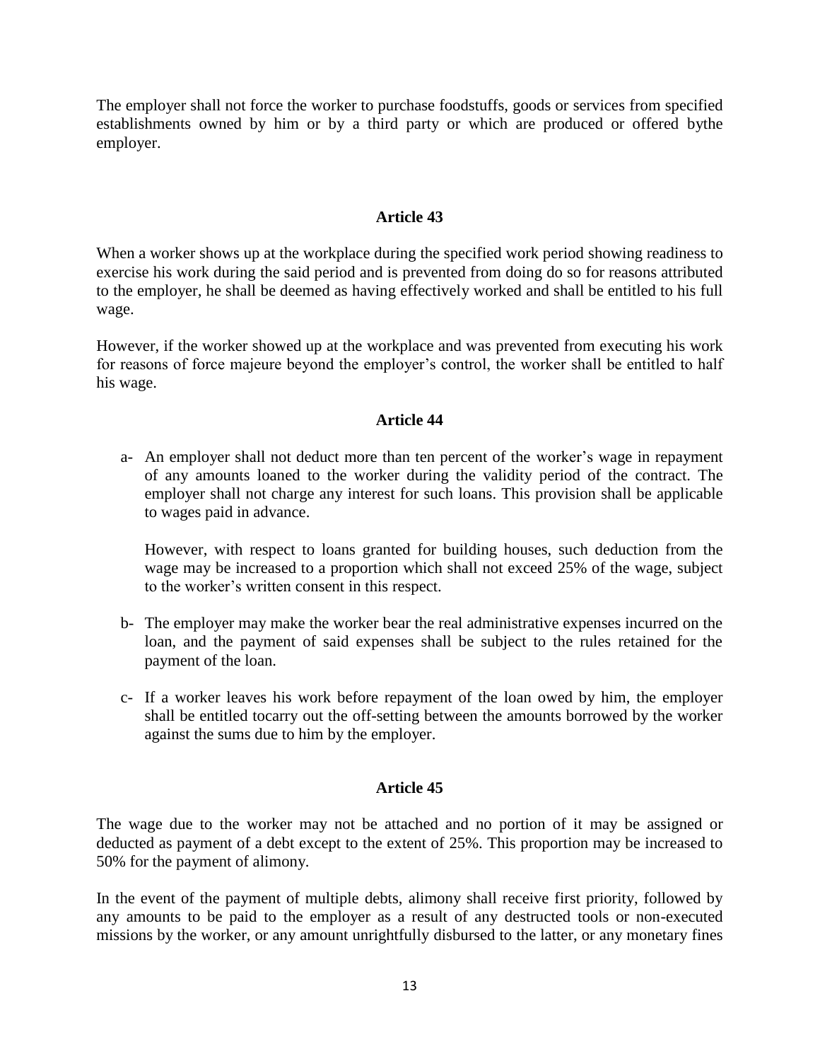The employer shall not force the worker to purchase foodstuffs, goods or services from specified establishments owned by him or by a third party or which are produced or offered bythe employer.

### Article 43

When a worker shows up at the workplace during the specified work period showing readiness to exercise his work during the said period and is prevented from doing do so for reasons attributed to the employer, he shall be deemed as having effectively worked and shall be entitled to his full wage.

However, if the worker showed up at the workplace and was prevented from executing his work for reasons of force majeure beyond the employer's control, the worker shall be entitled to half his wage.

### Article 44

a- An employer shall not deduct more than ten percent of the worker's wage in repayment of any amounts loaned to the worker during the validity period of the contract. The employer shall not charge any interest for such loans. This provision shall be applicable to wages paid in advance.

   However, with respect to loans granted for building houses, such deduction from the wage may be increased to a proportion which shall not exceed 25% of the wage, subject to the worker's written consent in this respect.

b- The employer may make the worker bear the real administrative expenses incurred on the loan, and the payment of said expenses shall be subject to the rules retained for the payment of the loan.

c- If a worker leaves his work before repayment of the loan owed by him, the employer shall be entitled tocarry out the off-setting between the amounts borrowed by the worker against the sums due to him by the employer.

### Article 45

The wage due to the worker may not be attached and no portion of it may be assigned or deducted as payment of a debt except to the extent of 25%. This proportion may be increased to 50% for the payment of alimony.

In the event of the payment of multiple debts, alimony shall receive first priority, followed by any amounts to be paid to the employer as a result of any destructed tools or non-executed missions by the worker, or any amount unrightfully disbursed to the latter, or any monetary fines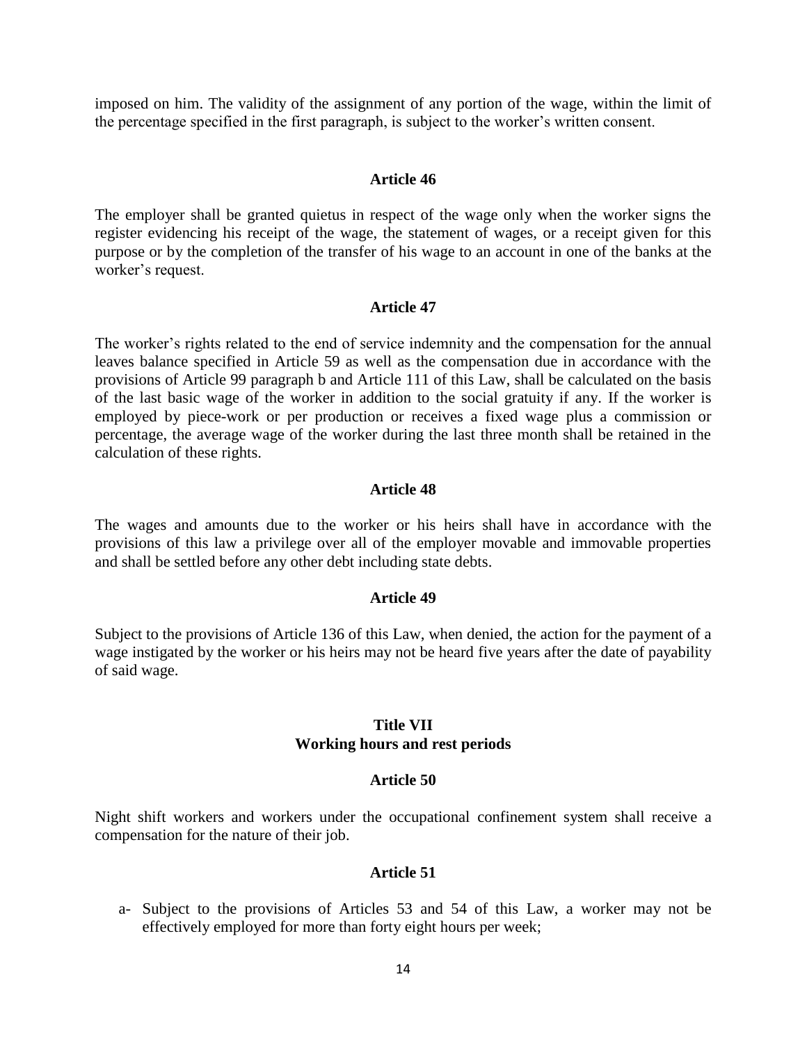imposed on him. The validity of the assignment of any portion of the wage, within the limit of the percentage specified in the first paragraph, is subject to the worker's written consent.

### Article 46

The employer shall be granted quietus in respect of the wage only when the worker signs the register evidencing his receipt of the wage, the statement of wages, or a receipt given for this purpose or by the completion of the transfer of his wage to an account in one of the banks at the worker's request.

### Article 47

The worker's rights related to the end of service indemnity and the compensation for the annual leaves balance specified in Article 59 as well as the compensation due in accordance with the provisions of Article 99 paragraph b and Article 111 of this Law, shall be calculated on the basis of the last basic wage of the worker in addition to the social gratuity if any. If the worker is employed by piece-work or per production or receives a fixed wage plus a commission or percentage, the average wage of the worker during the last three month shall be retained in the calculation of these rights.

### Article 48

The wages and amounts due to the worker or his heirs shall have in accordance with the provisions of this law a privilege over all of the employer movable and immovable properties and shall be settled before any other debt including state debts.

### Article 49

Subject to the provisions of Article 136 of this Law, when denied, the action for the payment of a wage instigated by the worker or his heirs may not be heard five years after the date of payability of said wage.

## Title VII
## Working hours and rest periods

### Article 50

Night shift workers and workers under the occupational confinement system shall receive a compensation for the nature of their job.

### Article 51

a- Subject to the provisions of Articles 53 and 54 of this Law, a worker may not be effectively employed for more than forty eight hours per week;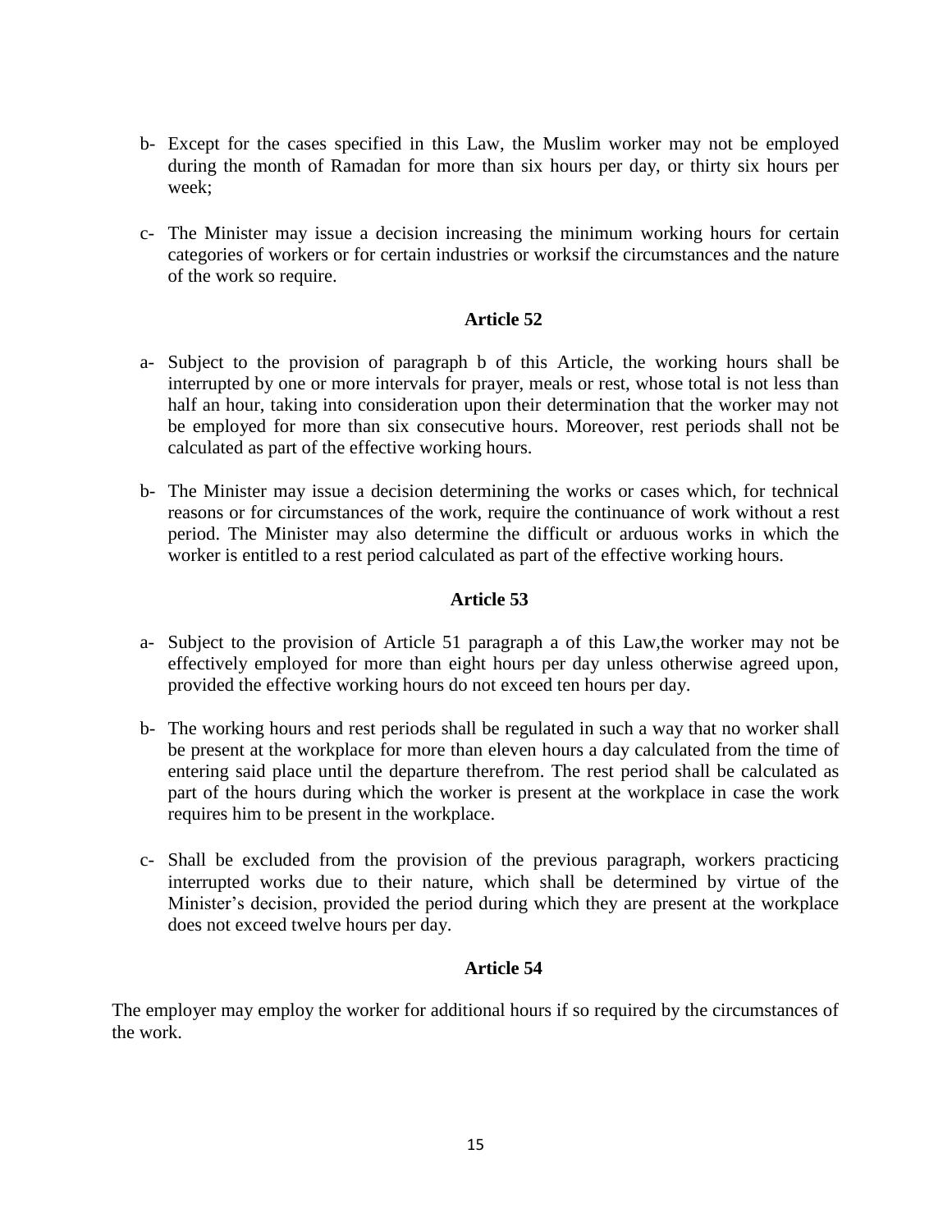b- Except for the cases specified in this Law, the Muslim worker may not be employed during the month of Ramadan for more than six hours per day, or thirty six hours per week;

c- The Minister may issue a decision increasing the minimum working hours for certain categories of workers or for certain industries or worksif the circumstances and the nature of the work so require.

### Article 52

a- Subject to the provision of paragraph b of this Article, the working hours shall be interrupted by one or more intervals for prayer, meals or rest, whose total is not less than half an hour, taking into consideration upon their determination that the worker may not be employed for more than six consecutive hours. Moreover, rest periods shall not be calculated as part of the effective working hours.

b- The Minister may issue a decision determining the works or cases which, for technical reasons or for circumstances of the work, require the continuance of work without a rest period. The Minister may also determine the difficult or arduous works in which the worker is entitled to a rest period calculated as part of the effective working hours.

### Article 53

a- Subject to the provision of Article 51 paragraph a of this Law,the worker may not be effectively employed for more than eight hours per day unless otherwise agreed upon, provided the effective working hours do not exceed ten hours per day.

b- The working hours and rest periods shall be regulated in such a way that no worker shall be present at the workplace for more than eleven hours a day calculated from the time of entering said place until the departure therefrom. The rest period shall be calculated as part of the hours during which the worker is present at the workplace in case the work requires him to be present in the workplace.

c- Shall be excluded from the provision of the previous paragraph, workers practicing interrupted works due to their nature, which shall be determined by virtue of the Minister's decision, provided the period during which they are present at the workplace does not exceed twelve hours per day.

### Article 54

The employer may employ the worker for additional hours if so required by the circumstances of the work.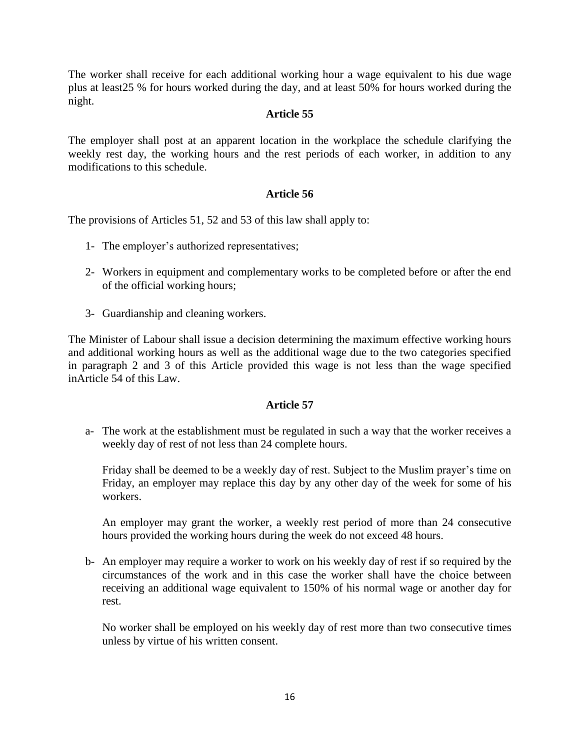The worker shall receive for each additional working hour a wage equivalent to his due wage plus at least25 % for hours worked during the day, and at least 50% for hours worked during the night.

### Article 55

The employer shall post at an apparent location in the workplace the schedule clarifying the weekly rest day, the working hours and the rest periods of each worker, in addition to any modifications to this schedule.

### Article 56

The provisions of Articles 51, 52 and 53 of this law shall apply to:

1- The employer's authorized representatives;

2- Workers in equipment and complementary works to be completed before or after the end of the official working hours;

3- Guardianship and cleaning workers.

The Minister of Labour shall issue a decision determining the maximum effective working hours and additional working hours as well as the additional wage due to the two categories specified in paragraph 2 and 3 of this Article provided this wage is not less than the wage specified inArticle 54 of this Law.

### Article 57

a- The work at the establishment must be regulated in such a way that the worker receives a weekly day of rest of not less than 24 complete hours.

   Friday shall be deemed to be a weekly day of rest. Subject to the Muslim prayer's time on Friday, an employer may replace this day by any other day of the week for some of his workers.

   An employer may grant the worker, a weekly rest period of more than 24 consecutive hours provided the working hours during the week do not exceed 48 hours.

b- An employer may require a worker to work on his weekly day of rest if so required by the circumstances of the work and in this case the worker shall have the choice between receiving an additional wage equivalent to 150% of his normal wage or another day for rest.

   No worker shall be employed on his weekly day of rest more than two consecutive times unless by virtue of his written consent.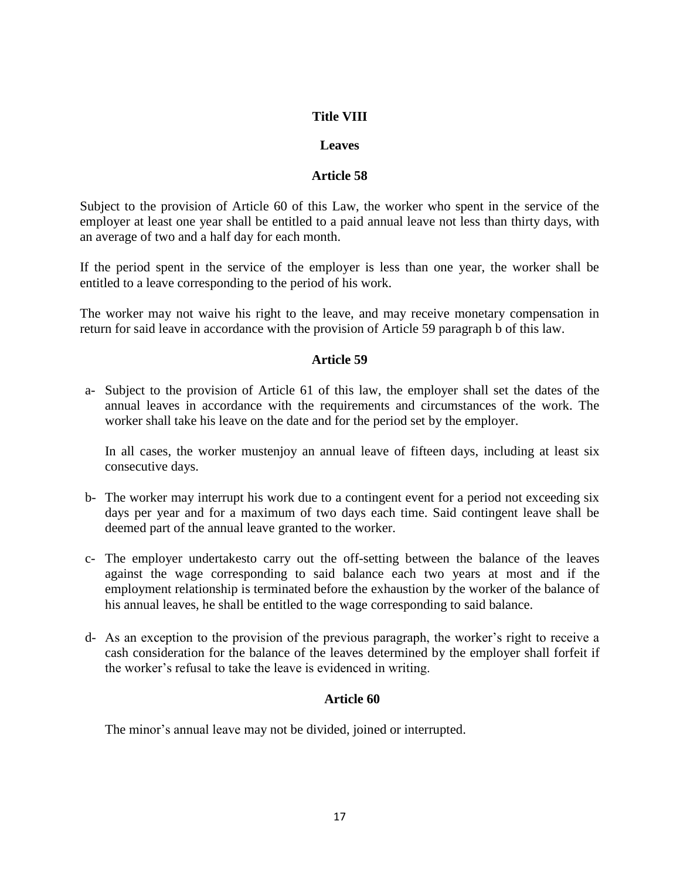## Title VIII

## Leaves

### Article 58

Subject to the provision of Article 60 of this Law, the worker who spent in the service of the employer at least one year shall be entitled to a paid annual leave not less than thirty days, with an average of two and a half day for each month.

If the period spent in the service of the employer is less than one year, the worker shall be entitled to a leave corresponding to the period of his work.

The worker may not waive his right to the leave, and may receive monetary compensation in return for said leave in accordance with the provision of Article 59 paragraph b of this law.

### Article 59

a- Subject to the provision of Article 61 of this law, the employer shall set the dates of the annual leaves in accordance with the requirements and circumstances of the work. The worker shall take his leave on the date and for the period set by the employer.

   In all cases, the worker mustenjoy an annual leave of fifteen days, including at least six consecutive days.

b- The worker may interrupt his work due to a contingent event for a period not exceeding six days per year and for a maximum of two days each time. Said contingent leave shall be deemed part of the annual leave granted to the worker.

c- The employer undertakesto carry out the off-setting between the balance of the leaves against the wage corresponding to said balance each two years at most and if the employment relationship is terminated before the exhaustion by the worker of the balance of his annual leaves, he shall be entitled to the wage corresponding to said balance.

d- As an exception to the provision of the previous paragraph, the worker's right to receive a cash consideration for the balance of the leaves determined by the employer shall forfeit if the worker's refusal to take the leave is evidenced in writing.

### Article 60

The minor's annual leave may not be divided, joined or interrupted.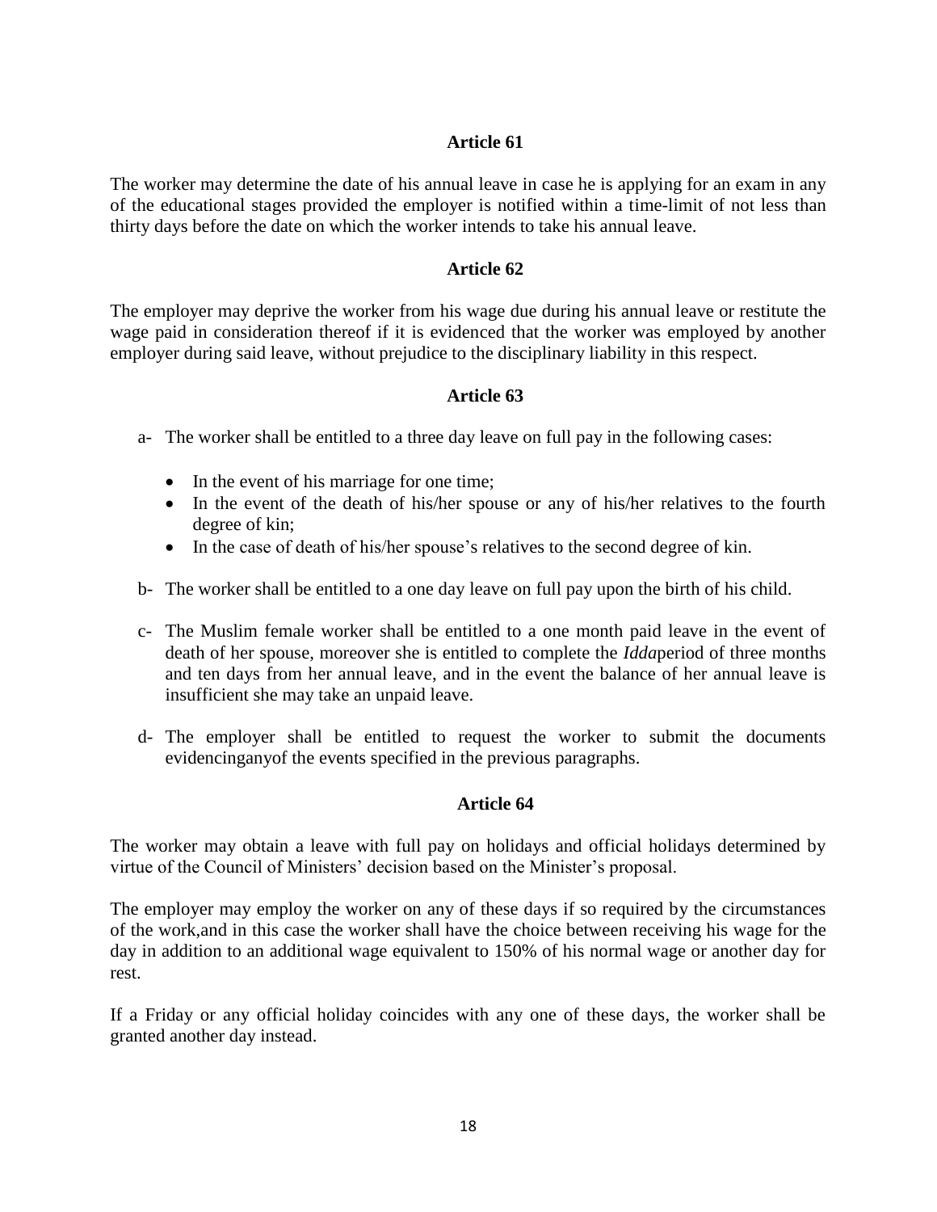**Article 61**

The worker may determine the date of his annual leave in case he is applying for an exam in any of the educational stages provided the employer is notified within a time-limit of not less than thirty days before the date on which the worker intends to take his annual leave.

**Article 62**

The employer may deprive the worker from his wage due during his annual leave or restitute the wage paid in consideration thereof if it is evidenced that the worker was employed by another employer during said leave, without prejudice to the disciplinary liability in this respect.

**Article 63**

a- The worker shall be entitled to a three day leave on full pay in the following cases:

- In the event of his marriage for one time;
- In the event of the death of his/her spouse or any of his/her relatives to the fourth degree of kin;
- In the case of death of his/her spouse's relatives to the second degree of kin.

b- The worker shall be entitled to a one day leave on full pay upon the birth of his child.

c- The Muslim female worker shall be entitled to a one month paid leave in the event of death of her spouse, moreover she is entitled to complete the *Idda*period of three months and ten days from her annual leave, and in the event the balance of her annual leave is insufficient she may take an unpaid leave.

d- The employer shall be entitled to request the worker to submit the documents evidencinganyof the events specified in the previous paragraphs.

**Article 64**

The worker may obtain a leave with full pay on holidays and official holidays determined by virtue of the Council of Ministers' decision based on the Minister's proposal.

The employer may employ the worker on any of these days if so required by the circumstances of the work,and in this case the worker shall have the choice between receiving his wage for the day in addition to an additional wage equivalent to 150% of his normal wage or another day for rest.

If a Friday or any official holiday coincides with any one of these days, the worker shall be granted another day instead.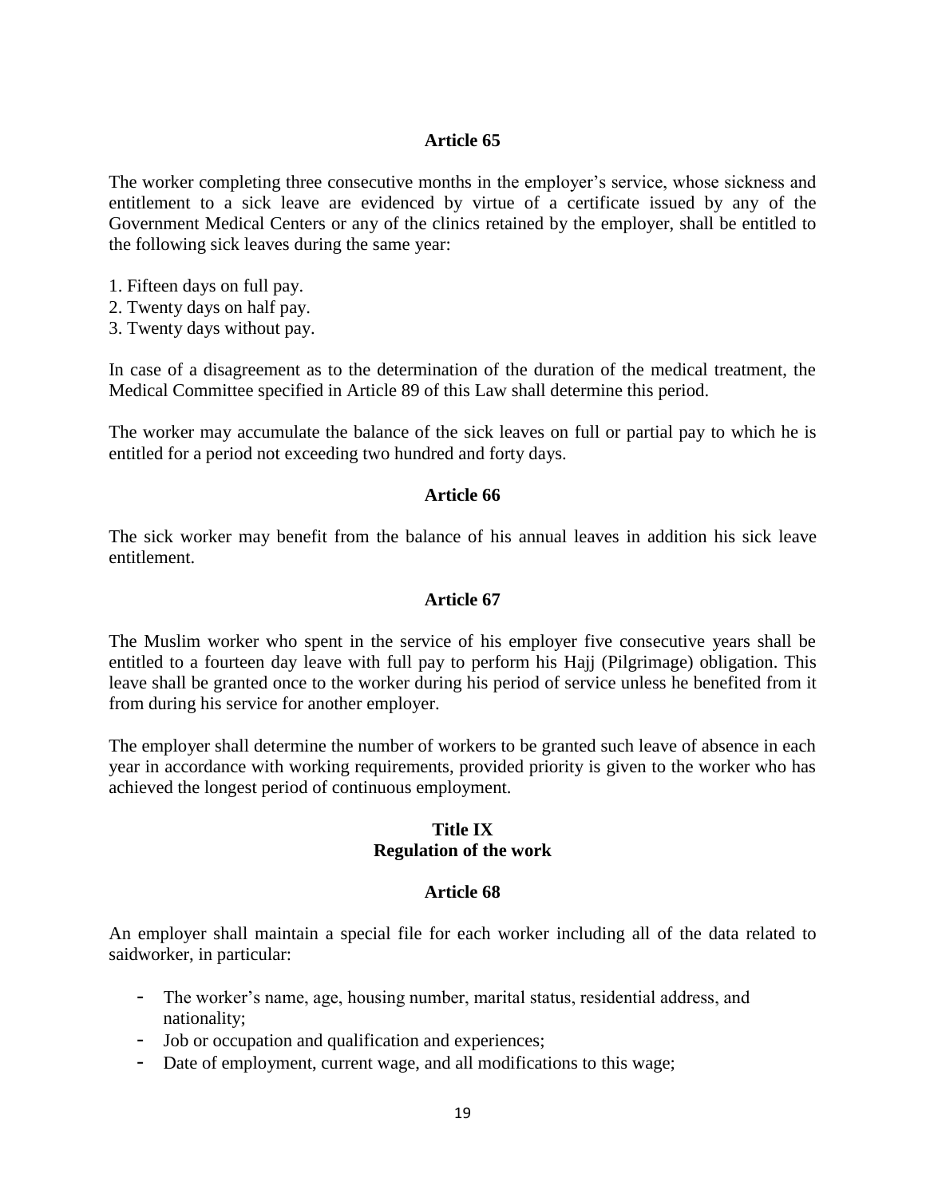### Article 65

The worker completing three consecutive months in the employer's service, whose sickness and entitlement to a sick leave are evidenced by virtue of a certificate issued by any of the Government Medical Centers or any of the clinics retained by the employer, shall be entitled to the following sick leaves during the same year:

1. Fifteen days on full pay.
2. Twenty days on half pay.
3. Twenty days without pay.

In case of a disagreement as to the determination of the duration of the medical treatment, the Medical Committee specified in Article 89 of this Law shall determine this period.

The worker may accumulate the balance of the sick leaves on full or partial pay to which he is entitled for a period not exceeding two hundred and forty days.

### Article 66

The sick worker may benefit from the balance of his annual leaves in addition his sick leave entitlement.

### Article 67

The Muslim worker who spent in the service of his employer five consecutive years shall be entitled to a fourteen day leave with full pay to perform his Hajj (Pilgrimage) obligation. This leave shall be granted once to the worker during his period of service unless he benefited from it from during his service for another employer.

The employer shall determine the number of workers to be granted such leave of absence in each year in accordance with working requirements, provided priority is given to the worker who has achieved the longest period of continuous employment.

## Title IX
## Regulation of the work

### Article 68

An employer shall maintain a special file for each worker including all of the data related to saidworker, in particular:

- The worker's name, age, housing number, marital status, residential address, and nationality;
- Job or occupation and qualification and experiences;
- Date of employment, current wage, and all modifications to this wage;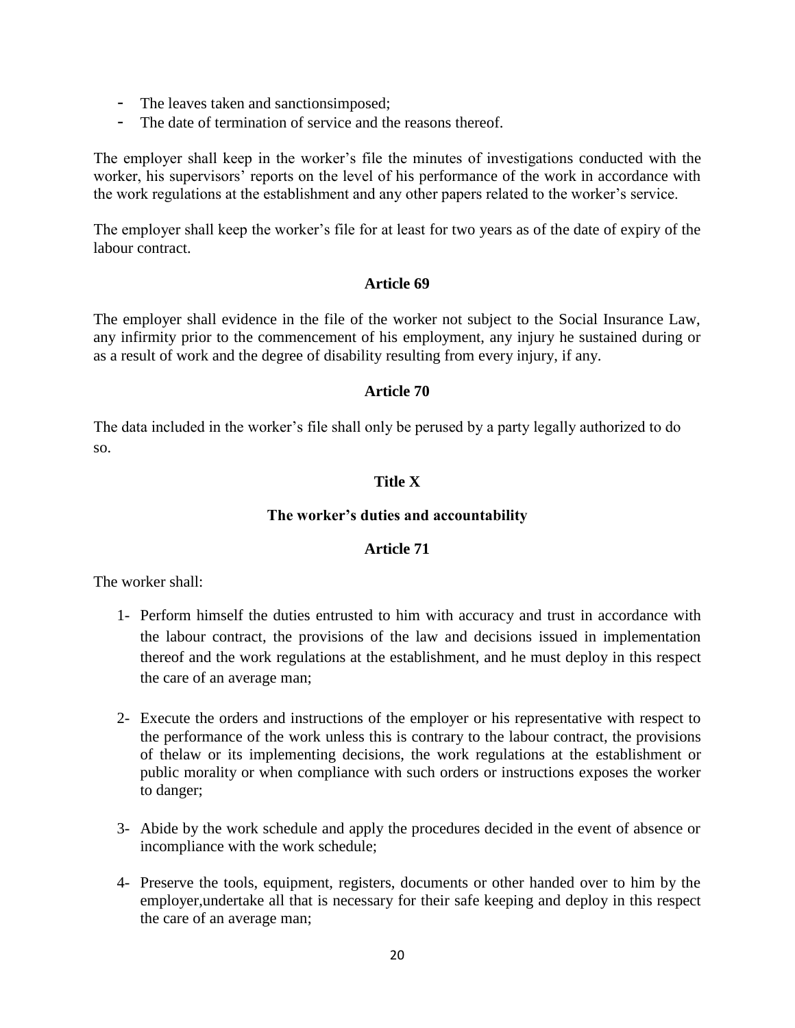- The leaves taken and sanctionsimposed;
- The date of termination of service and the reasons thereof.

The employer shall keep in the worker's file the minutes of investigations conducted with the worker, his supervisors' reports on the level of his performance of the work in accordance with the work regulations at the establishment and any other papers related to the worker's service.

The employer shall keep the worker's file for at least for two years as of the date of expiry of the labour contract.

**Article 69**

The employer shall evidence in the file of the worker not subject to the Social Insurance Law, any infirmity prior to the commencement of his employment, any injury he sustained during or as a result of work and the degree of disability resulting from every injury, if any.

**Article 70**

The data included in the worker's file shall only be perused by a party legally authorized to do so.

## Title X

### The worker's duties and accountability

**Article 71**

The worker shall:

1- Perform himself the duties entrusted to him with accuracy and trust in accordance with the labour contract, the provisions of the law and decisions issued in implementation thereof and the work regulations at the establishment, and he must deploy in this respect the care of an average man;

2- Execute the orders and instructions of the employer or his representative with respect to the performance of the work unless this is contrary to the labour contract, the provisions of thelaw or its implementing decisions, the work regulations at the establishment or public morality or when compliance with such orders or instructions exposes the worker to danger;

3- Abide by the work schedule and apply the procedures decided in the event of absence or incompliance with the work schedule;

4- Preserve the tools, equipment, registers, documents or other handed over to him by the employer,undertake all that is necessary for their safe keeping and deploy in this respect the care of an average man;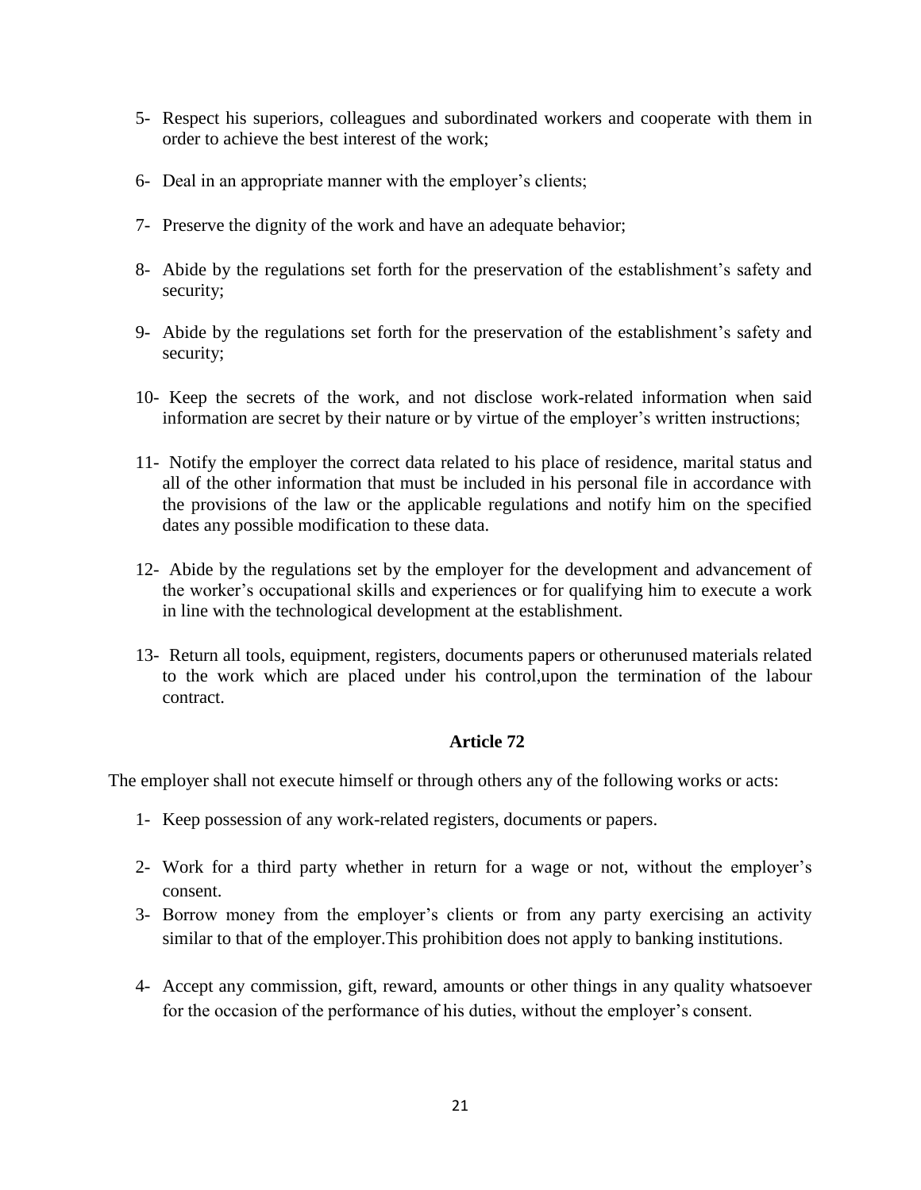5- Respect his superiors, colleagues and subordinated workers and cooperate with them in order to achieve the best interest of the work;

6- Deal in an appropriate manner with the employer's clients;

7- Preserve the dignity of the work and have an adequate behavior;

8- Abide by the regulations set forth for the preservation of the establishment's safety and security;

9- Abide by the regulations set forth for the preservation of the establishment's safety and security;

10- Keep the secrets of the work, and not disclose work-related information when said information are secret by their nature or by virtue of the employer's written instructions;

11- Notify the employer the correct data related to his place of residence, marital status and all of the other information that must be included in his personal file in accordance with the provisions of the law or the applicable regulations and notify him on the specified dates any possible modification to these data.

12- Abide by the regulations set by the employer for the development and advancement of the worker's occupational skills and experiences or for qualifying him to execute a work in line with the technological development at the establishment.

13- Return all tools, equipment, registers, documents papers or otherunused materials related to the work which are placed under his control,upon the termination of the labour contract.

### Article 72

The employer shall not execute himself or through others any of the following works or acts:

1- Keep possession of any work-related registers, documents or papers.

2- Work for a third party whether in return for a wage or not, without the employer's consent.

3- Borrow money from the employer's clients or from any party exercising an activity similar to that of the employer.This prohibition does not apply to banking institutions.

4- Accept any commission, gift, reward, amounts or other things in any quality whatsoever for the occasion of the performance of his duties, without the employer's consent.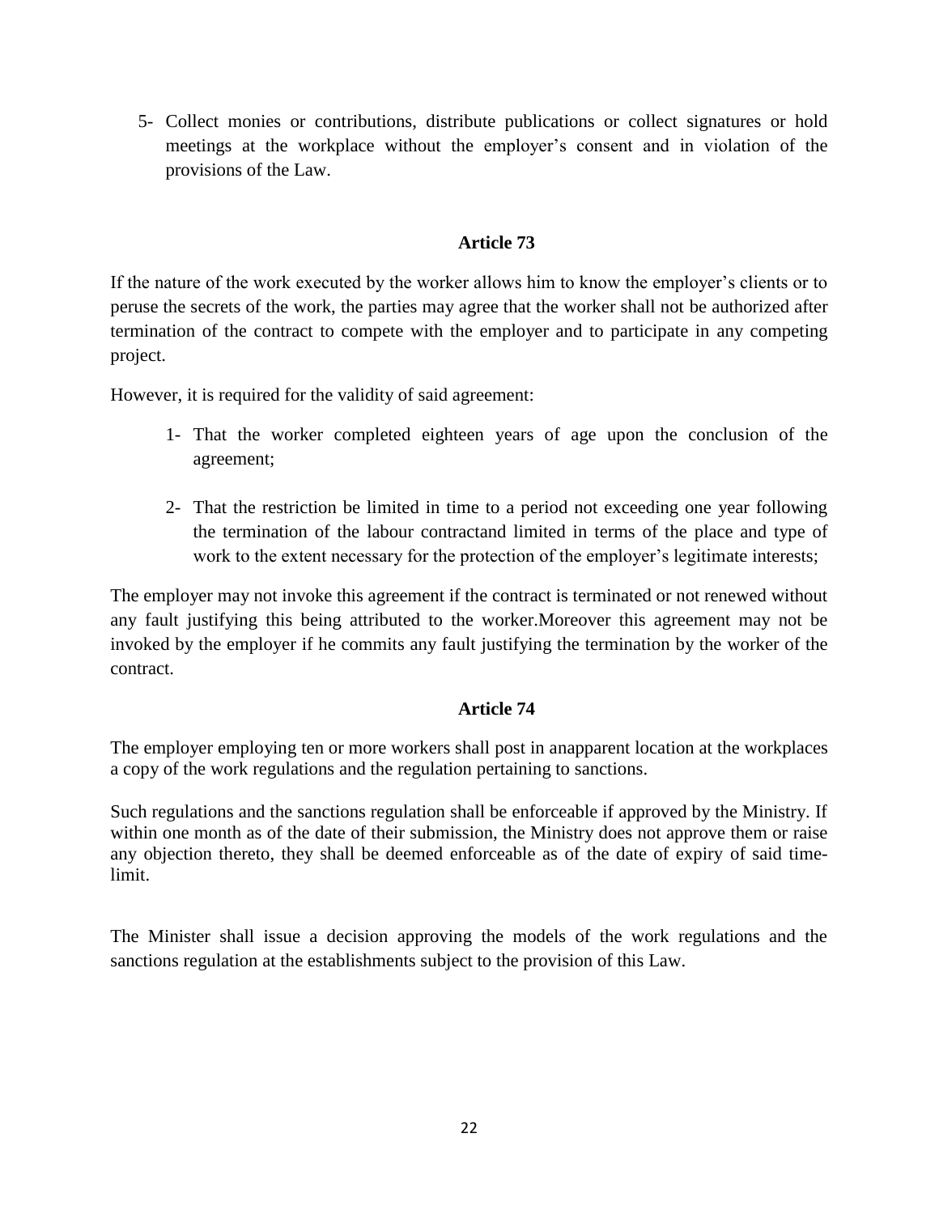5- Collect monies or contributions, distribute publications or collect signatures or hold meetings at the workplace without the employer's consent and in violation of the provisions of the Law.

## Article 73

If the nature of the work executed by the worker allows him to know the employer's clients or to peruse the secrets of the work, the parties may agree that the worker shall not be authorized after termination of the contract to compete with the employer and to participate in any competing project.

However, it is required for the validity of said agreement:

1- That the worker completed eighteen years of age upon the conclusion of the agreement;

2- That the restriction be limited in time to a period not exceeding one year following the termination of the labour contractand limited in terms of the place and type of work to the extent necessary for the protection of the employer's legitimate interests;

The employer may not invoke this agreement if the contract is terminated or not renewed without any fault justifying this being attributed to the worker.Moreover this agreement may not be invoked by the employer if he commits any fault justifying the termination by the worker of the contract.

## Article 74

The employer employing ten or more workers shall post in anapparent location at the workplaces a copy of the work regulations and the regulation pertaining to sanctions.

Such regulations and the sanctions regulation shall be enforceable if approved by the Ministry. If within one month as of the date of their submission, the Ministry does not approve them or raise any objection thereto, they shall be deemed enforceable as of the date of expiry of said time-limit.

The Minister shall issue a decision approving the models of the work regulations and the sanctions regulation at the establishments subject to the provision of this Law.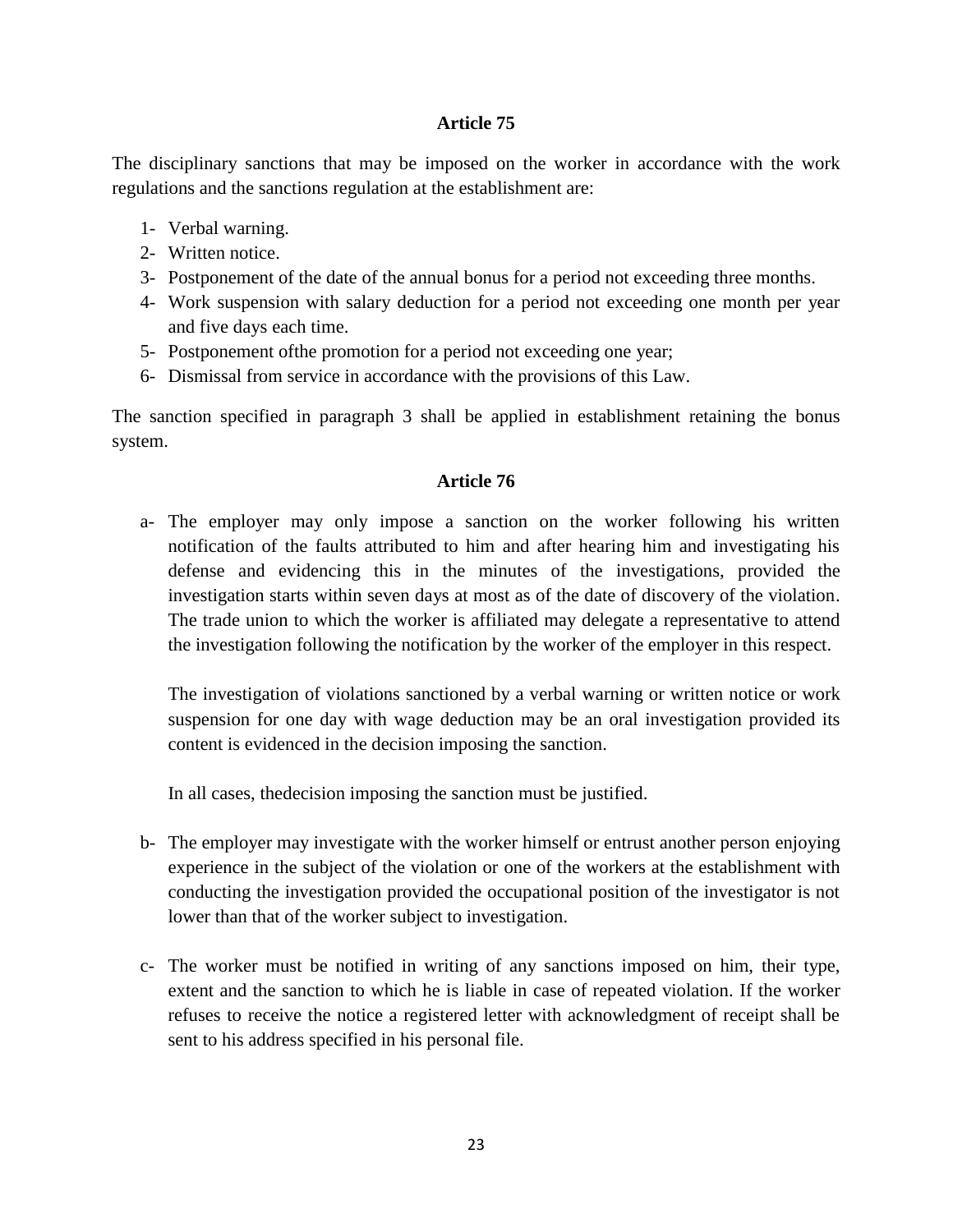### Article 75

The disciplinary sanctions that may be imposed on the worker in accordance with the work regulations and the sanctions regulation at the establishment are:

1- Verbal warning.
2- Written notice.
3- Postponement of the date of the annual bonus for a period not exceeding three months.
4- Work suspension with salary deduction for a period not exceeding one month per year and five days each time.
5- Postponement ofthe promotion for a period not exceeding one year;
6- Dismissal from service in accordance with the provisions of this Law.

The sanction specified in paragraph 3 shall be applied in establishment retaining the bonus system.

### Article 76

a- The employer may only impose a sanction on the worker following his written notification of the faults attributed to him and after hearing him and investigating his defense and evidencing this in the minutes of the investigations, provided the investigation starts within seven days at most as of the date of discovery of the violation. The trade union to which the worker is affiliated may delegate a representative to attend the investigation following the notification by the worker of the employer in this respect.

   The investigation of violations sanctioned by a verbal warning or written notice or work suspension for one day with wage deduction may be an oral investigation provided its content is evidenced in the decision imposing the sanction.

   In all cases, thedecision imposing the sanction must be justified.

b- The employer may investigate with the worker himself or entrust another person enjoying experience in the subject of the violation or one of the workers at the establishment with conducting the investigation provided the occupational position of the investigator is not lower than that of the worker subject to investigation.

c- The worker must be notified in writing of any sanctions imposed on him, their type, extent and the sanction to which he is liable in case of repeated violation. If the worker refuses to receive the notice a registered letter with acknowledgment of receipt shall be sent to his address specified in his personal file.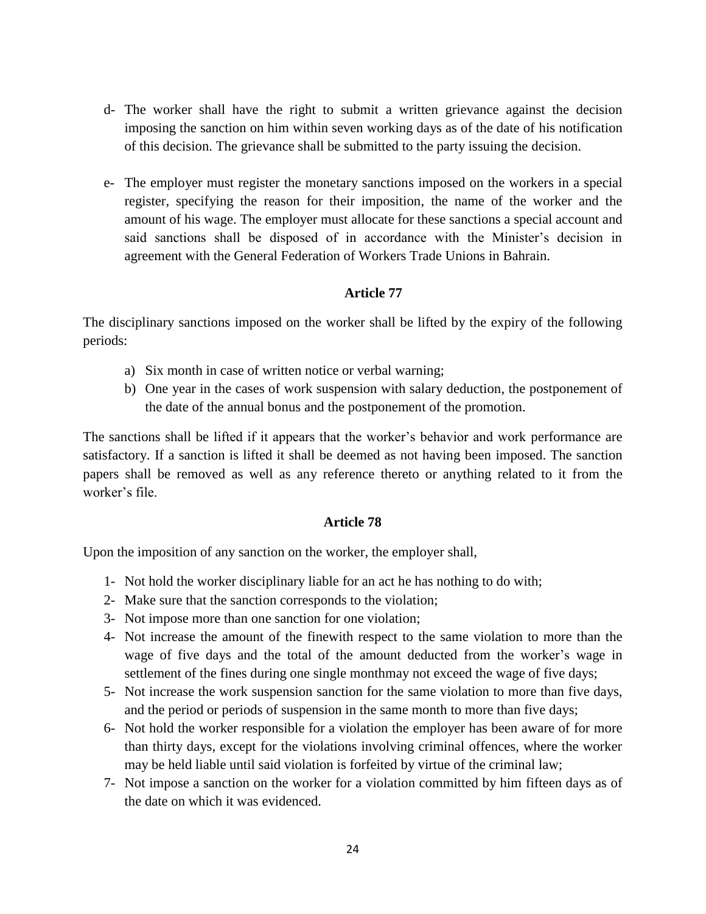d- The worker shall have the right to submit a written grievance against the decision imposing the sanction on him within seven working days as of the date of his notification of this decision. The grievance shall be submitted to the party issuing the decision.

e- The employer must register the monetary sanctions imposed on the workers in a special register, specifying the reason for their imposition, the name of the worker and the amount of his wage. The employer must allocate for these sanctions a special account and said sanctions shall be disposed of in accordance with the Minister's decision in agreement with the General Federation of Workers Trade Unions in Bahrain.

### Article 77

The disciplinary sanctions imposed on the worker shall be lifted by the expiry of the following periods:

a) Six month in case of written notice or verbal warning;
b) One year in the cases of work suspension with salary deduction, the postponement of the date of the annual bonus and the postponement of the promotion.

The sanctions shall be lifted if it appears that the worker's behavior and work performance are satisfactory. If a sanction is lifted it shall be deemed as not having been imposed. The sanction papers shall be removed as well as any reference thereto or anything related to it from the worker's file.

### Article 78

Upon the imposition of any sanction on the worker, the employer shall,

1- Not hold the worker disciplinary liable for an act he has nothing to do with;
2- Make sure that the sanction corresponds to the violation;
3- Not impose more than one sanction for one violation;
4- Not increase the amount of the finewith respect to the same violation to more than the wage of five days and the total of the amount deducted from the worker's wage in settlement of the fines during one single monthmay not exceed the wage of five days;
5- Not increase the work suspension sanction for the same violation to more than five days, and the period or periods of suspension in the same month to more than five days;
6- Not hold the worker responsible for a violation the employer has been aware of for more than thirty days, except for the violations involving criminal offences, where the worker may be held liable until said violation is forfeited by virtue of the criminal law;
7- Not impose a sanction on the worker for a violation committed by him fifteen days as of the date on which it was evidenced.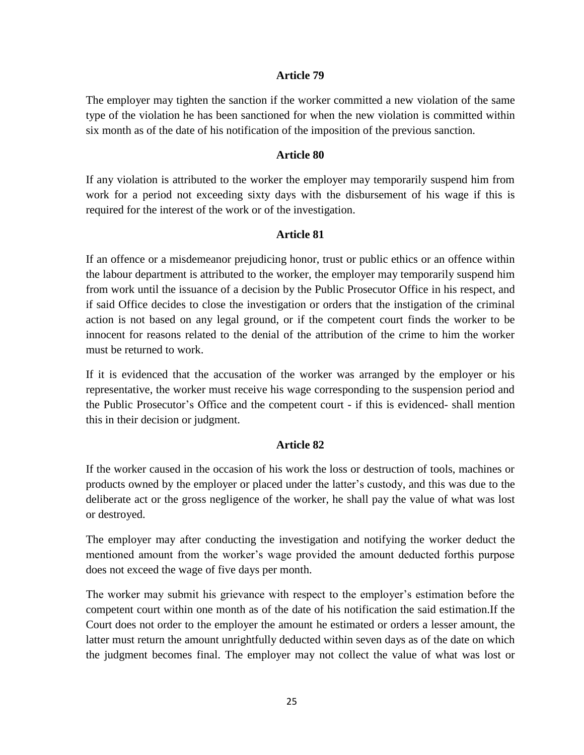**Article 79**

The employer may tighten the sanction if the worker committed a new violation of the same type of the violation he has been sanctioned for when the new violation is committed within six month as of the date of his notification of the imposition of the previous sanction.

**Article 80**

If any violation is attributed to the worker the employer may temporarily suspend him from work for a period not exceeding sixty days with the disbursement of his wage if this is required for the interest of the work or of the investigation.

**Article 81**

If an offence or a misdemeanor prejudicing honor, trust or public ethics or an offence within the labour department is attributed to the worker, the employer may temporarily suspend him from work until the issuance of a decision by the Public Prosecutor Office in his respect, and if said Office decides to close the investigation or orders that the instigation of the criminal action is not based on any legal ground, or if the competent court finds the worker to be innocent for reasons related to the denial of the attribution of the crime to him the worker must be returned to work.

If it is evidenced that the accusation of the worker was arranged by the employer or his representative, the worker must receive his wage corresponding to the suspension period and the Public Prosecutor's Office and the competent court - if this is evidenced- shall mention this in their decision or judgment.

**Article 82**

If the worker caused in the occasion of his work the loss or destruction of tools, machines or products owned by the employer or placed under the latter's custody, and this was due to the deliberate act or the gross negligence of the worker, he shall pay the value of what was lost or destroyed.

The employer may after conducting the investigation and notifying the worker deduct the mentioned amount from the worker's wage provided the amount deducted forthis purpose does not exceed the wage of five days per month.

The worker may submit his grievance with respect to the employer's estimation before the competent court within one month as of the date of his notification the said estimation.If the Court does not order to the employer the amount he estimated or orders a lesser amount, the latter must return the amount unrightfully deducted within seven days as of the date on which the judgment becomes final. The employer may not collect the value of what was lost or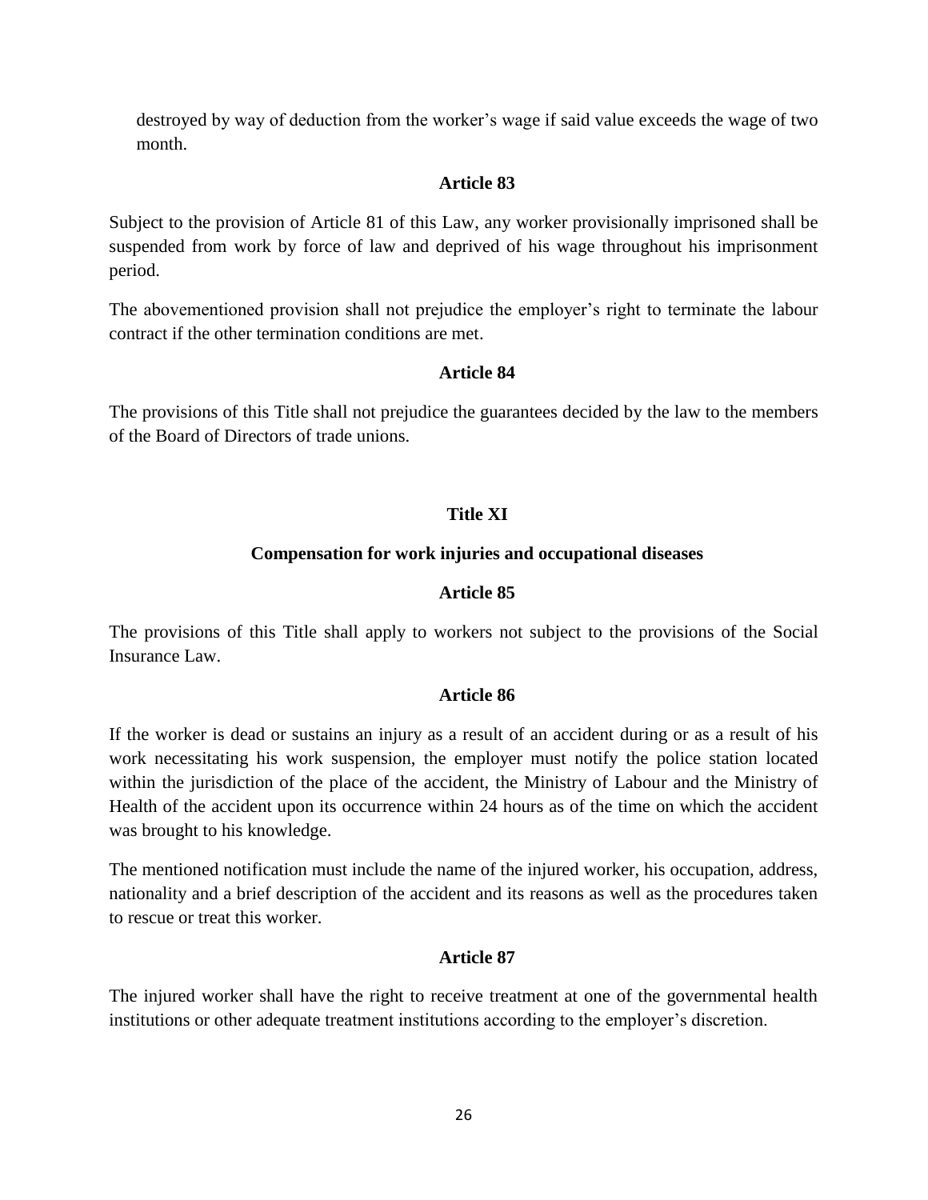destroyed by way of deduction from the worker's wage if said value exceeds the wage of two month.

### Article 83

Subject to the provision of Article 81 of this Law, any worker provisionally imprisoned shall be suspended from work by force of law and deprived of his wage throughout his imprisonment period.

The abovementioned provision shall not prejudice the employer's right to terminate the labour contract if the other termination conditions are met.

### Article 84

The provisions of this Title shall not prejudice the guarantees decided by the law to the members of the Board of Directors of trade unions.

## Title XI

## Compensation for work injuries and occupational diseases

### Article 85

The provisions of this Title shall apply to workers not subject to the provisions of the Social Insurance Law.

### Article 86

If the worker is dead or sustains an injury as a result of an accident during or as a result of his work necessitating his work suspension, the employer must notify the police station located within the jurisdiction of the place of the accident, the Ministry of Labour and the Ministry of Health of the accident upon its occurrence within 24 hours as of the time on which the accident was brought to his knowledge.

The mentioned notification must include the name of the injured worker, his occupation, address, nationality and a brief description of the accident and its reasons as well as the procedures taken to rescue or treat this worker.

### Article 87

The injured worker shall have the right to receive treatment at one of the governmental health institutions or other adequate treatment institutions according to the employer's discretion.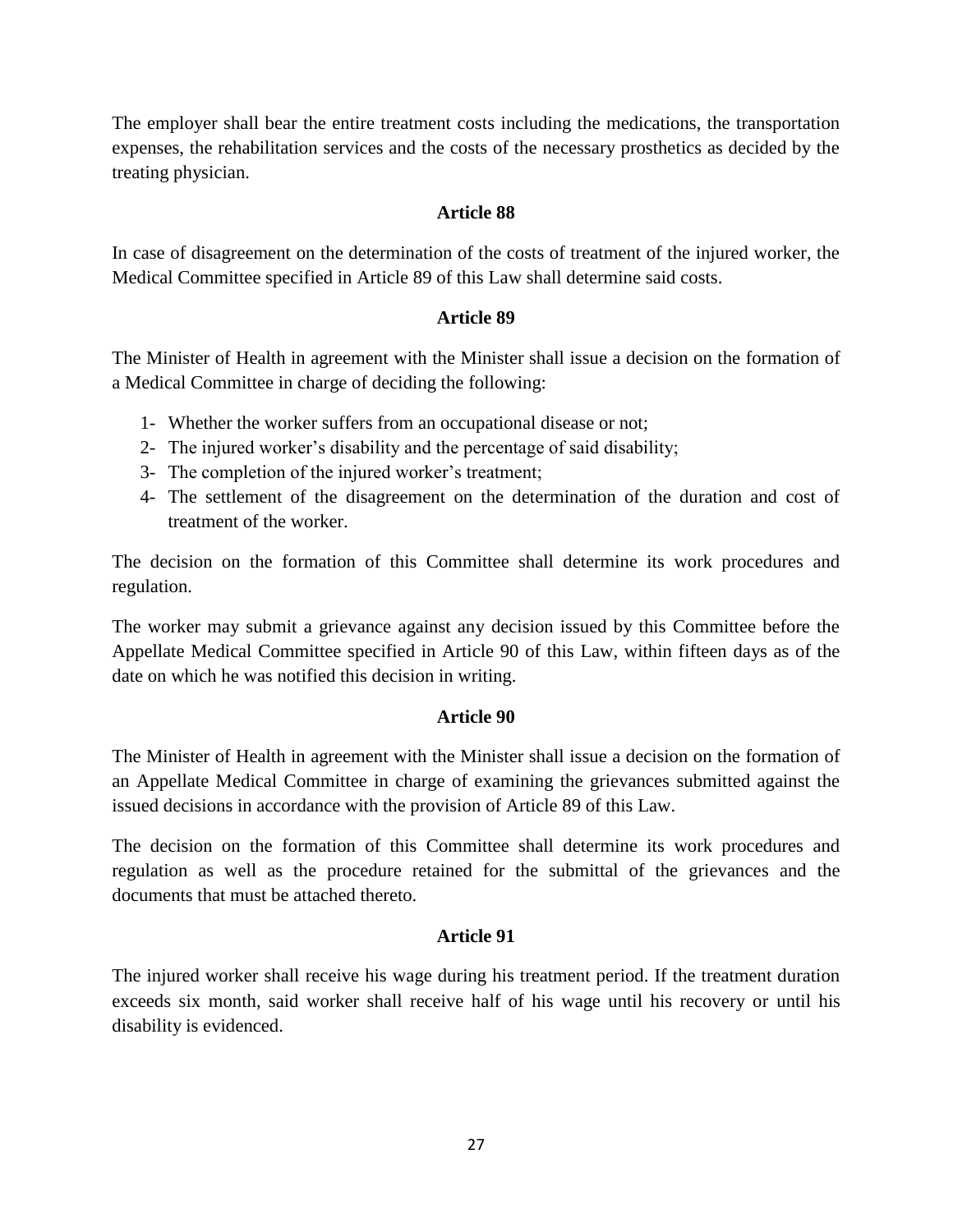The employer shall bear the entire treatment costs including the medications, the transportation expenses, the rehabilitation services and the costs of the necessary prosthetics as decided by the treating physician.

### Article 88

In case of disagreement on the determination of the costs of treatment of the injured worker, the Medical Committee specified in Article 89 of this Law shall determine said costs.

### Article 89

The Minister of Health in agreement with the Minister shall issue a decision on the formation of a Medical Committee in charge of deciding the following:

1- Whether the worker suffers from an occupational disease or not;
2- The injured worker's disability and the percentage of said disability;
3- The completion of the injured worker's treatment;
4- The settlement of the disagreement on the determination of the duration and cost of treatment of the worker.

The decision on the formation of this Committee shall determine its work procedures and regulation.

The worker may submit a grievance against any decision issued by this Committee before the Appellate Medical Committee specified in Article 90 of this Law, within fifteen days as of the date on which he was notified this decision in writing.

### Article 90

The Minister of Health in agreement with the Minister shall issue a decision on the formation of an Appellate Medical Committee in charge of examining the grievances submitted against the issued decisions in accordance with the provision of Article 89 of this Law.

The decision on the formation of this Committee shall determine its work procedures and regulation as well as the procedure retained for the submittal of the grievances and the documents that must be attached thereto.

### Article 91

The injured worker shall receive his wage during his treatment period. If the treatment duration exceeds six month, said worker shall receive half of his wage until his recovery or until his disability is evidenced.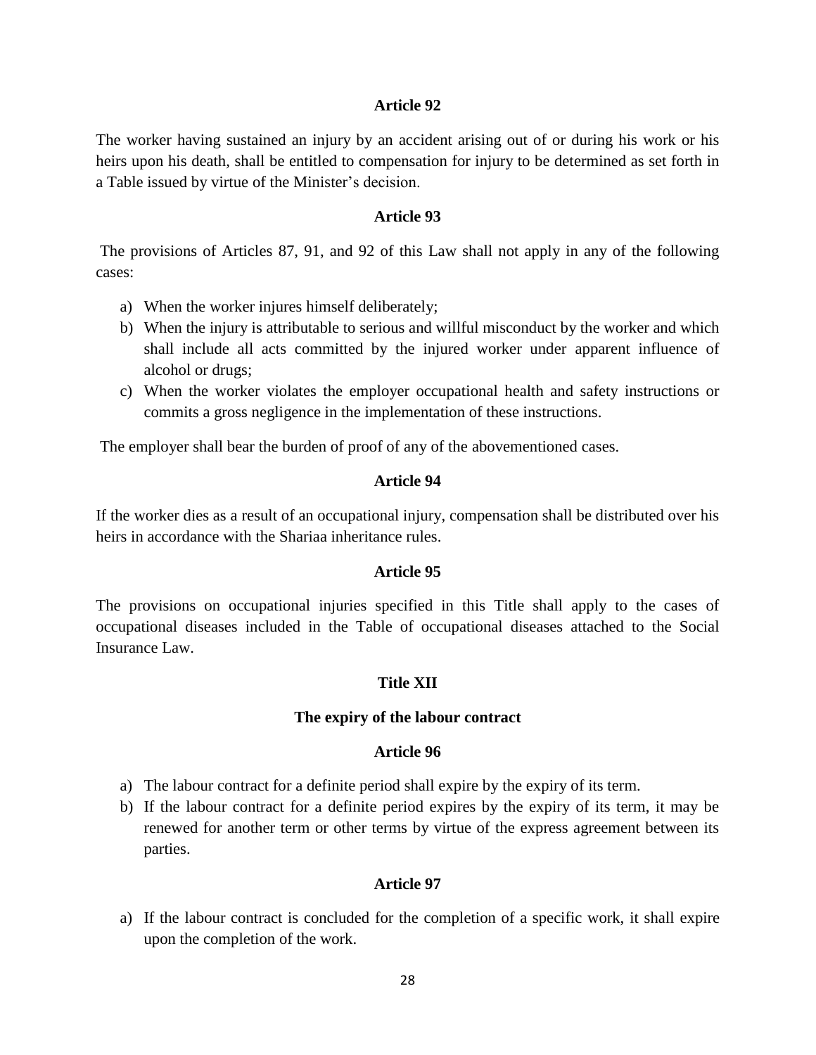### Article 92

The worker having sustained an injury by an accident arising out of or during his work or his heirs upon his death, shall be entitled to compensation for injury to be determined as set forth in a Table issued by virtue of the Minister's decision.

### Article 93

The provisions of Articles 87, 91, and 92 of this Law shall not apply in any of the following cases:

a) When the worker injures himself deliberately;
b) When the injury is attributable to serious and willful misconduct by the worker and which shall include all acts committed by the injured worker under apparent influence of alcohol or drugs;
c) When the worker violates the employer occupational health and safety instructions or commits a gross negligence in the implementation of these instructions.

The employer shall bear the burden of proof of any of the abovementioned cases.

### Article 94

If the worker dies as a result of an occupational injury, compensation shall be distributed over his heirs in accordance with the Shariaa inheritance rules.

### Article 95

The provisions on occupational injuries specified in this Title shall apply to the cases of occupational diseases included in the Table of occupational diseases attached to the Social Insurance Law.

## Title XII

## The expiry of the labour contract

### Article 96

a) The labour contract for a definite period shall expire by the expiry of its term.
b) If the labour contract for a definite period expires by the expiry of its term, it may be renewed for another term or other terms by virtue of the express agreement between its parties.

### Article 97

a) If the labour contract is concluded for the completion of a specific work, it shall expire upon the completion of the work.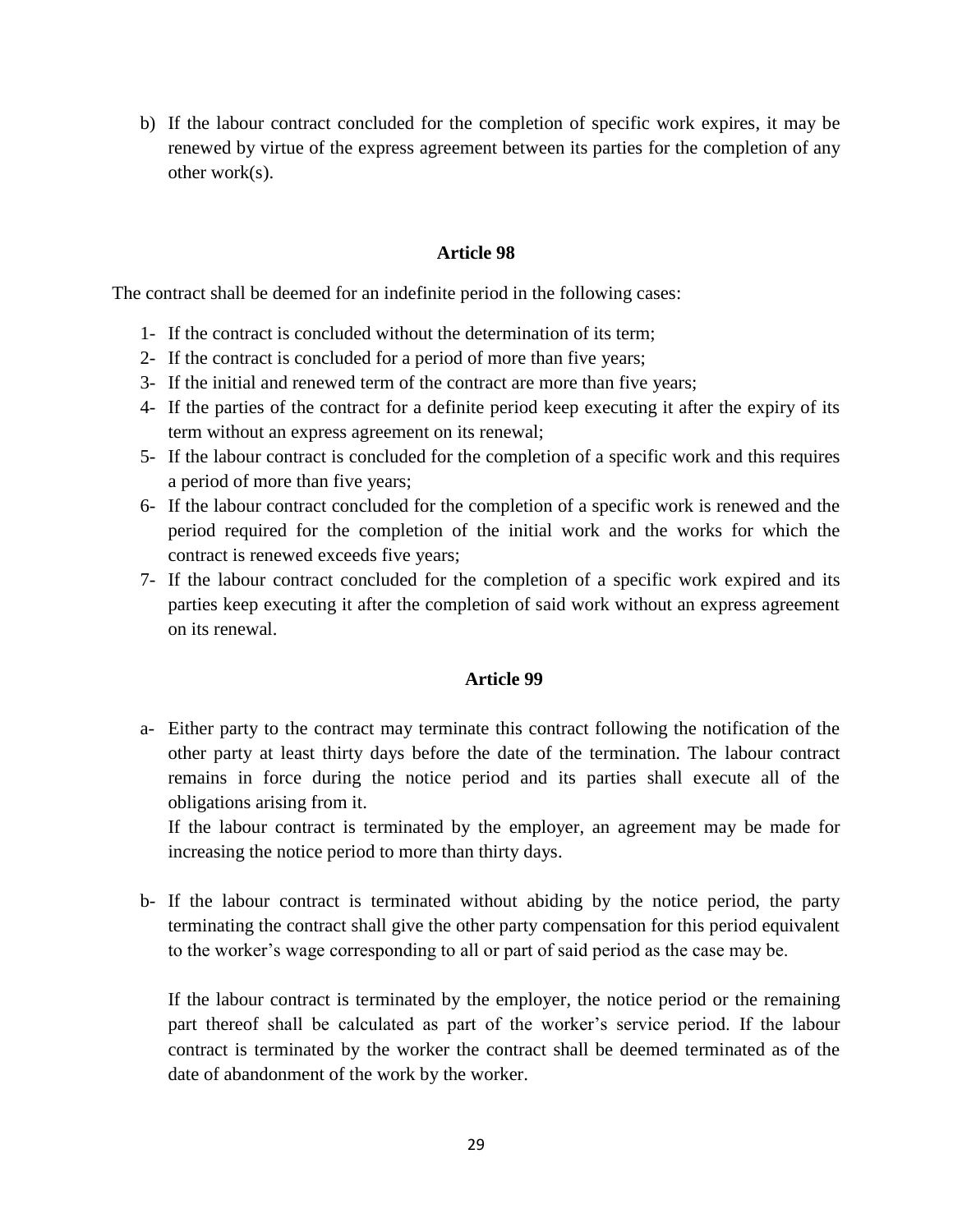b) If the labour contract concluded for the completion of specific work expires, it may be renewed by virtue of the express agreement between its parties for the completion of any other work(s).

### Article 98

The contract shall be deemed for an indefinite period in the following cases:

1- If the contract is concluded without the determination of its term;
2- If the contract is concluded for a period of more than five years;
3- If the initial and renewed term of the contract are more than five years;
4- If the parties of the contract for a definite period keep executing it after the expiry of its term without an express agreement on its renewal;
5- If the labour contract is concluded for the completion of a specific work and this requires a period of more than five years;
6- If the labour contract concluded for the completion of a specific work is renewed and the period required for the completion of the initial work and the works for which the contract is renewed exceeds five years;
7- If the labour contract concluded for the completion of a specific work expired and its parties keep executing it after the completion of said work without an express agreement on its renewal.

### Article 99

a- Either party to the contract may terminate this contract following the notification of the other party at least thirty days before the date of the termination. The labour contract remains in force during the notice period and its parties shall execute all of the obligations arising from it.

   If the labour contract is terminated by the employer, an agreement may be made for increasing the notice period to more than thirty days.

b- If the labour contract is terminated without abiding by the notice period, the party terminating the contract shall give the other party compensation for this period equivalent to the worker's wage corresponding to all or part of said period as the case may be.

   If the labour contract is terminated by the employer, the notice period or the remaining part thereof shall be calculated as part of the worker's service period. If the labour contract is terminated by the worker the contract shall be deemed terminated as of the date of abandonment of the work by the worker.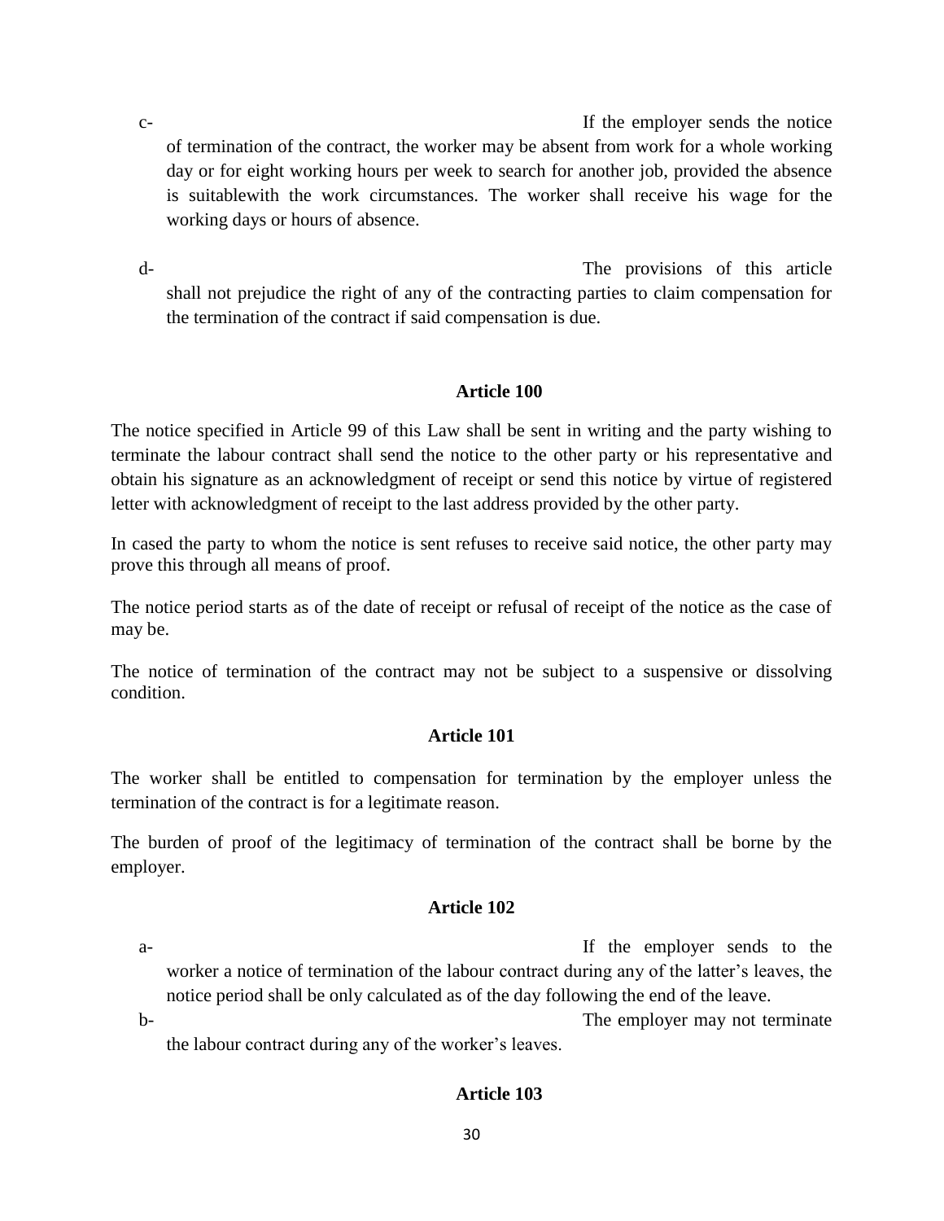c- If the employer sends the notice of termination of the contract, the worker may be absent from work for a whole working day or for eight working hours per week to search for another job, provided the absence is suitablewith the work circumstances. The worker shall receive his wage for the working days or hours of absence.

d- The provisions of this article shall not prejudice the right of any of the contracting parties to claim compensation for the termination of the contract if said compensation is due.

**Article 100**

The notice specified in Article 99 of this Law shall be sent in writing and the party wishing to terminate the labour contract shall send the notice to the other party or his representative and obtain his signature as an acknowledgment of receipt or send this notice by virtue of registered letter with acknowledgment of receipt to the last address provided by the other party.

In cased the party to whom the notice is sent refuses to receive said notice, the other party may prove this through all means of proof.

The notice period starts as of the date of receipt or refusal of receipt of the notice as the case of may be.

The notice of termination of the contract may not be subject to a suspensive or dissolving condition.

**Article 101**

The worker shall be entitled to compensation for termination by the employer unless the termination of the contract is for a legitimate reason.

The burden of proof of the legitimacy of termination of the contract shall be borne by the employer.

**Article 102**

a- If the employer sends to the worker a notice of termination of the labour contract during any of the latter's leaves, the notice period shall be only calculated as of the day following the end of the leave.

b- The employer may not terminate the labour contract during any of the worker's leaves.

**Article 103**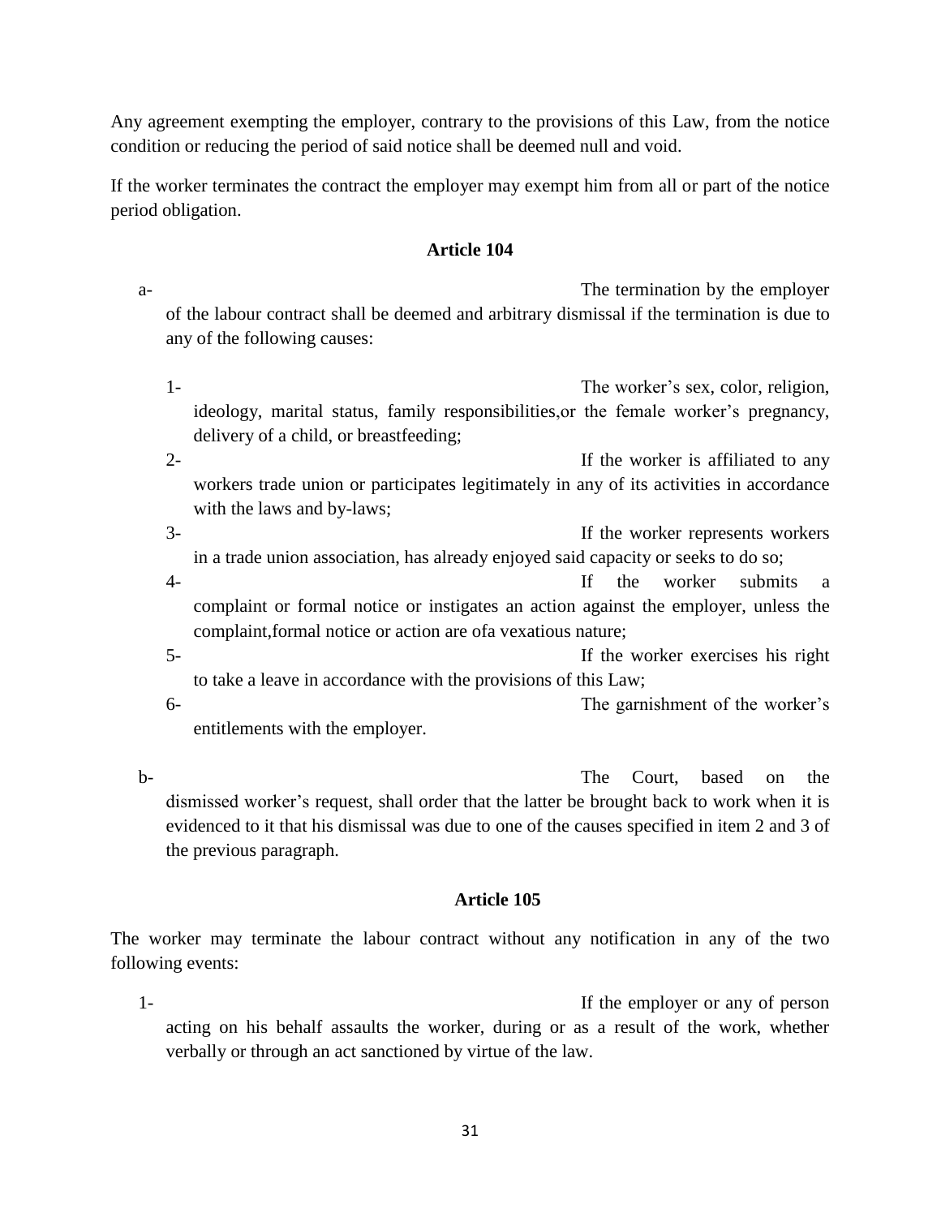Any agreement exempting the employer, contrary to the provisions of this Law, from the notice condition or reducing the period of said notice shall be deemed null and void.

If the worker terminates the contract the employer may exempt him from all or part of the notice period obligation.

**Article 104**

a- The termination by the employer of the labour contract shall be deemed and arbitrary dismissal if the termination is due to any of the following causes:

1- The worker's sex, color, religion, ideology, marital status, family responsibilities,or the female worker's pregnancy, delivery of a child, or breastfeeding;
2- If the worker is affiliated to any workers trade union or participates legitimately in any of its activities in accordance with the laws and by-laws;
3- If the worker represents workers in a trade union association, has already enjoyed said capacity or seeks to do so;
4- If the worker submits a complaint or formal notice or instigates an action against the employer, unless the complaint,formal notice or action are ofa vexatious nature;
5- If the worker exercises his right to take a leave in accordance with the provisions of this Law;
6- The garnishment of the worker's entitlements with the employer.

b- The Court, based on the dismissed worker's request, shall order that the latter be brought back to work when it is evidenced to it that his dismissal was due to one of the causes specified in item 2 and 3 of the previous paragraph.

**Article 105**

The worker may terminate the labour contract without any notification in any of the two following events:

1- If the employer or any of person acting on his behalf assaults the worker, during or as a result of the work, whether verbally or through an act sanctioned by virtue of the law.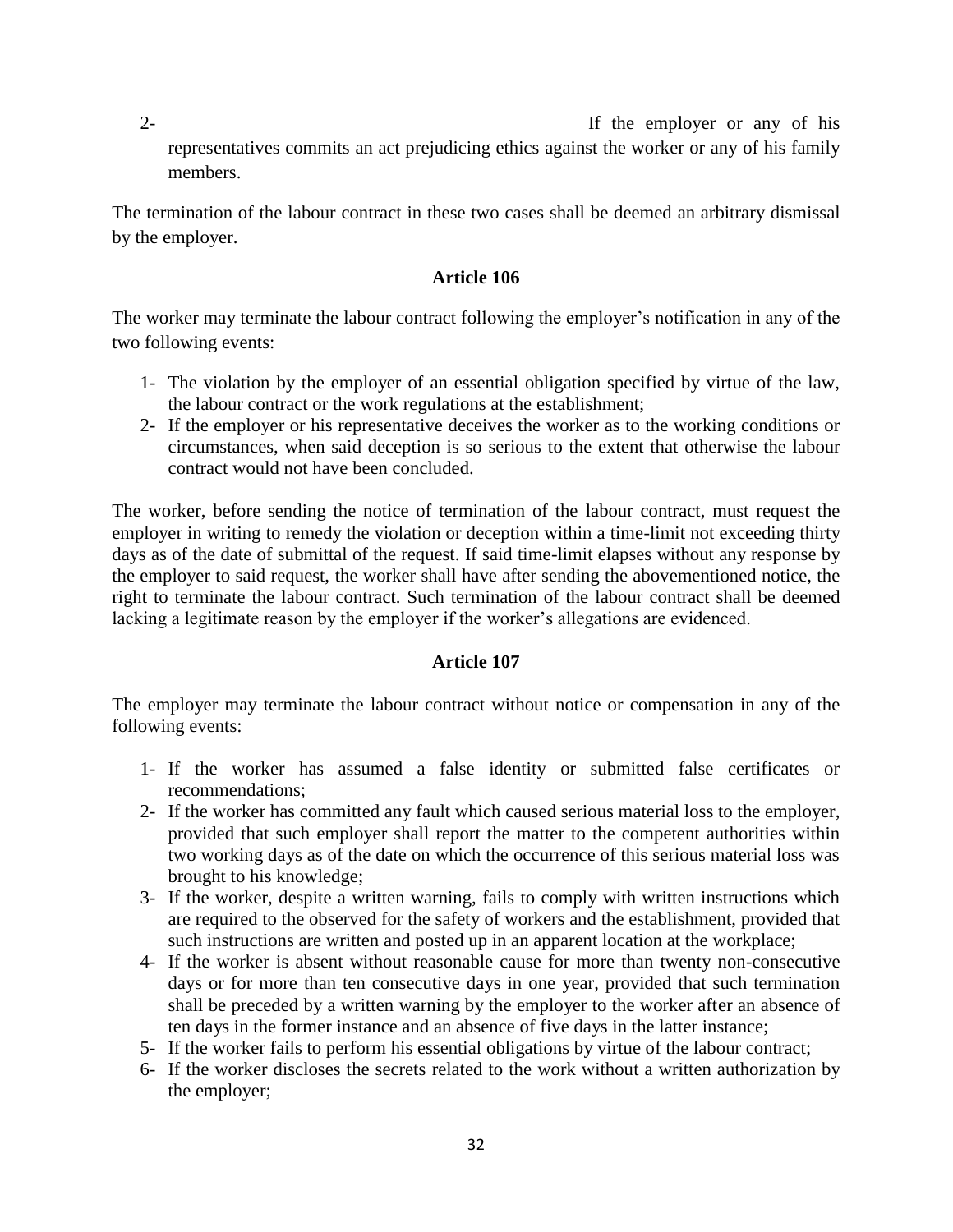2- If the employer or any of his representatives commits an act prejudicing ethics against the worker or any of his family members.

The termination of the labour contract in these two cases shall be deemed an arbitrary dismissal by the employer.

### Article 106

The worker may terminate the labour contract following the employer's notification in any of the two following events:

1- The violation by the employer of an essential obligation specified by virtue of the law, the labour contract or the work regulations at the establishment;
2- If the employer or his representative deceives the worker as to the working conditions or circumstances, when said deception is so serious to the extent that otherwise the labour contract would not have been concluded.

The worker, before sending the notice of termination of the labour contract, must request the employer in writing to remedy the violation or deception within a time-limit not exceeding thirty days as of the date of submittal of the request. If said time-limit elapses without any response by the employer to said request, the worker shall have after sending the abovementioned notice, the right to terminate the labour contract. Such termination of the labour contract shall be deemed lacking a legitimate reason by the employer if the worker's allegations are evidenced.

### Article 107

The employer may terminate the labour contract without notice or compensation in any of the following events:

1- If the worker has assumed a false identity or submitted false certificates or recommendations;
2- If the worker has committed any fault which caused serious material loss to the employer, provided that such employer shall report the matter to the competent authorities within two working days as of the date on which the occurrence of this serious material loss was brought to his knowledge;
3- If the worker, despite a written warning, fails to comply with written instructions which are required to the observed for the safety of workers and the establishment, provided that such instructions are written and posted up in an apparent location at the workplace;
4- If the worker is absent without reasonable cause for more than twenty non-consecutive days or for more than ten consecutive days in one year, provided that such termination shall be preceded by a written warning by the employer to the worker after an absence of ten days in the former instance and an absence of five days in the latter instance;
5- If the worker fails to perform his essential obligations by virtue of the labour contract;
6- If the worker discloses the secrets related to the work without a written authorization by the employer;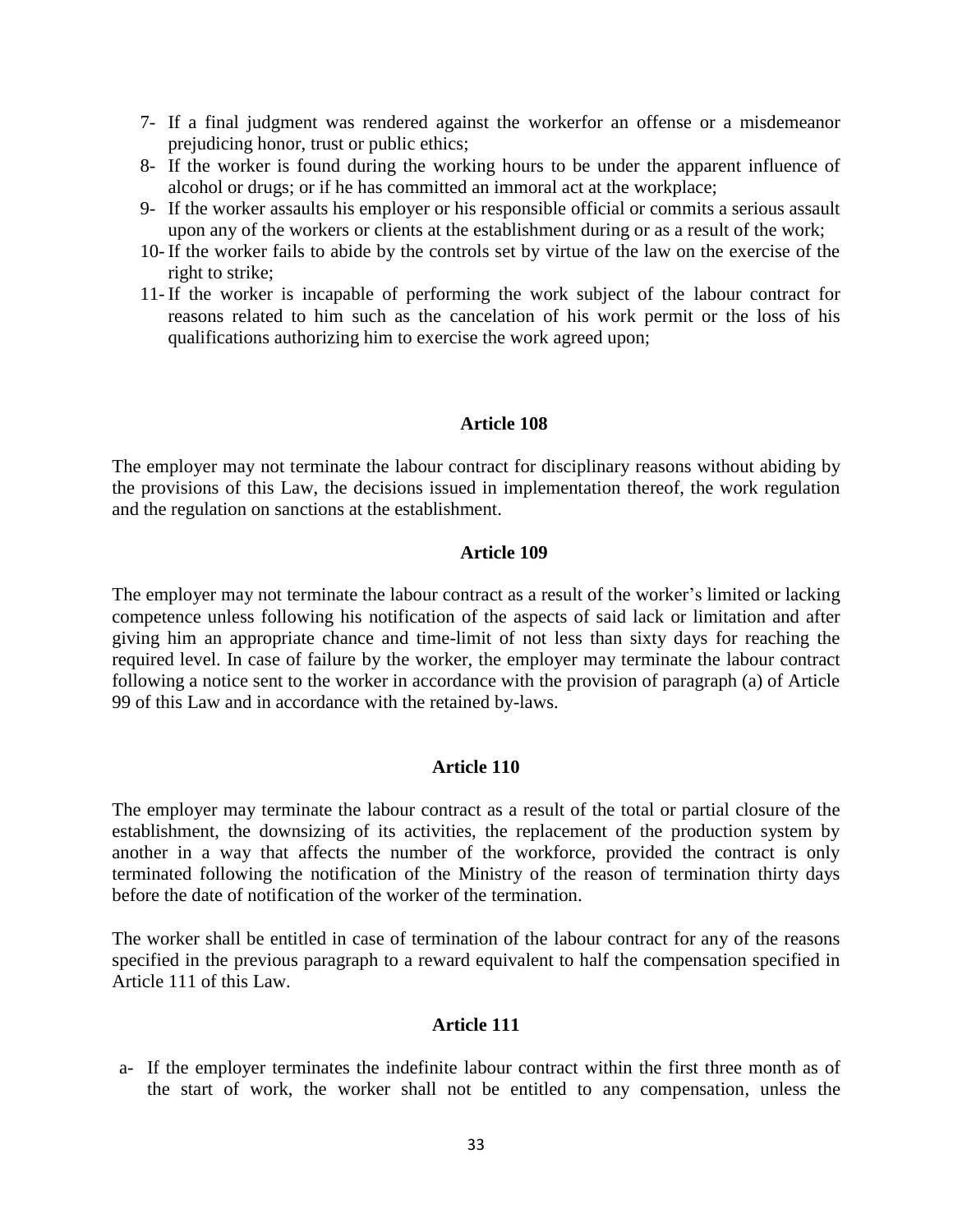7- If a final judgment was rendered against the workerfor an offense or a misdemeanor prejudicing honor, trust or public ethics;
8- If the worker is found during the working hours to be under the apparent influence of alcohol or drugs; or if he has committed an immoral act at the workplace;
9- If the worker assaults his employer or his responsible official or commits a serious assault upon any of the workers or clients at the establishment during or as a result of the work;
10- If the worker fails to abide by the controls set by virtue of the law on the exercise of the right to strike;
11- If the worker is incapable of performing the work subject of the labour contract for reasons related to him such as the cancelation of his work permit or the loss of his qualifications authorizing him to exercise the work agreed upon;

### Article 108

The employer may not terminate the labour contract for disciplinary reasons without abiding by the provisions of this Law, the decisions issued in implementation thereof, the work regulation and the regulation on sanctions at the establishment.

### Article 109

The employer may not terminate the labour contract as a result of the worker's limited or lacking competence unless following his notification of the aspects of said lack or limitation and after giving him an appropriate chance and time-limit of not less than sixty days for reaching the required level. In case of failure by the worker, the employer may terminate the labour contract following a notice sent to the worker in accordance with the provision of paragraph (a) of Article 99 of this Law and in accordance with the retained by-laws.

### Article 110

The employer may terminate the labour contract as a result of the total or partial closure of the establishment, the downsizing of its activities, the replacement of the production system by another in a way that affects the number of the workforce, provided the contract is only terminated following the notification of the Ministry of the reason of termination thirty days before the date of notification of the worker of the termination.

The worker shall be entitled in case of termination of the labour contract for any of the reasons specified in the previous paragraph to a reward equivalent to half the compensation specified in Article 111 of this Law.

### Article 111

a- If the employer terminates the indefinite labour contract within the first three month as of the start of work, the worker shall not be entitled to any compensation, unless the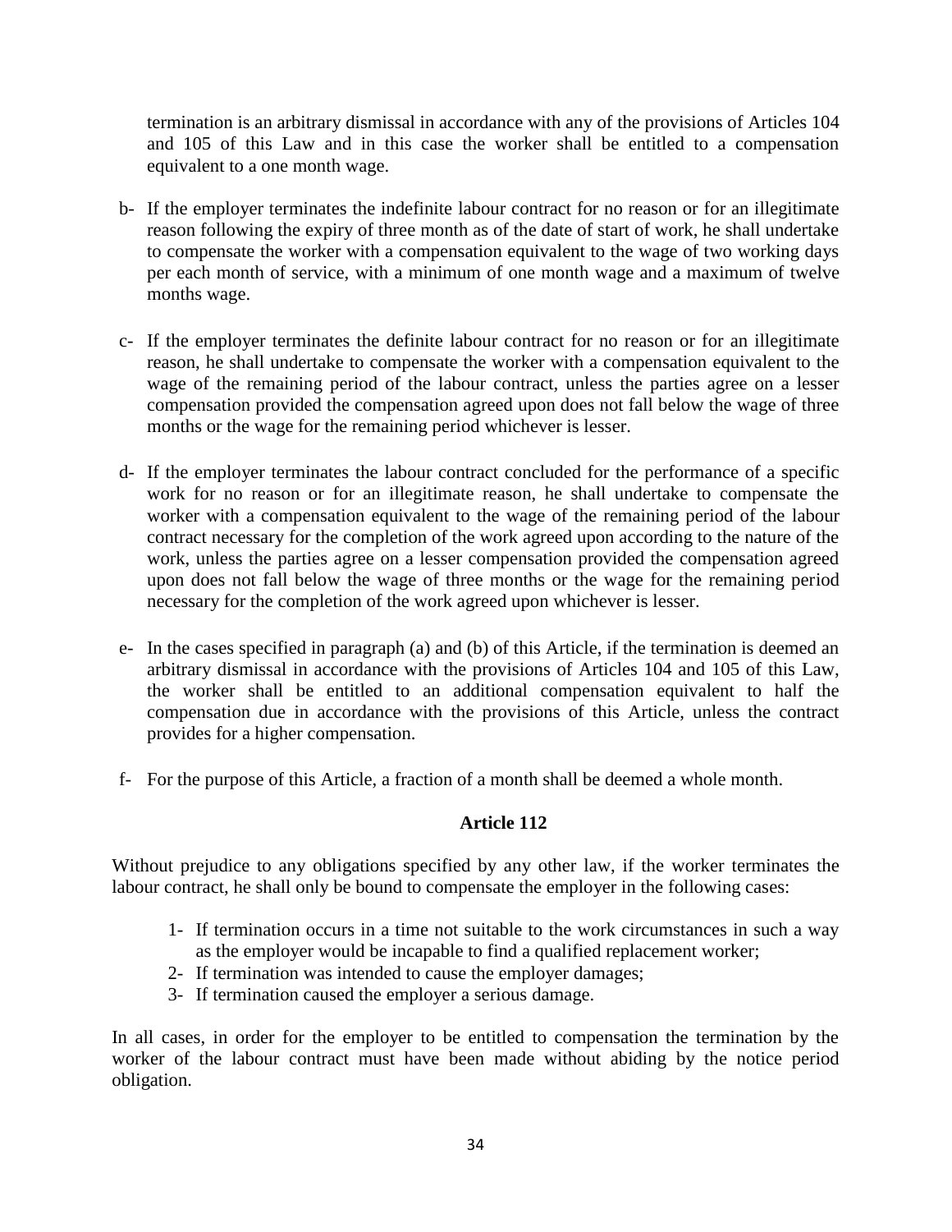termination is an arbitrary dismissal in accordance with any of the provisions of Articles 104 and 105 of this Law and in this case the worker shall be entitled to a compensation equivalent to a one month wage.

b- If the employer terminates the indefinite labour contract for no reason or for an illegitimate reason following the expiry of three month as of the date of start of work, he shall undertake to compensate the worker with a compensation equivalent to the wage of two working days per each month of service, with a minimum of one month wage and a maximum of twelve months wage.

c- If the employer terminates the definite labour contract for no reason or for an illegitimate reason, he shall undertake to compensate the worker with a compensation equivalent to the wage of the remaining period of the labour contract, unless the parties agree on a lesser compensation provided the compensation agreed upon does not fall below the wage of three months or the wage for the remaining period whichever is lesser.

d- If the employer terminates the labour contract concluded for the performance of a specific work for no reason or for an illegitimate reason, he shall undertake to compensate the worker with a compensation equivalent to the wage of the remaining period of the labour contract necessary for the completion of the work agreed upon according to the nature of the work, unless the parties agree on a lesser compensation provided the compensation agreed upon does not fall below the wage of three months or the wage for the remaining period necessary for the completion of the work agreed upon whichever is lesser.

e- In the cases specified in paragraph (a) and (b) of this Article, if the termination is deemed an arbitrary dismissal in accordance with the provisions of Articles 104 and 105 of this Law, the worker shall be entitled to an additional compensation equivalent to half the compensation due in accordance with the provisions of this Article, unless the contract provides for a higher compensation.

f- For the purpose of this Article, a fraction of a month shall be deemed a whole month.

**Article 112**

Without prejudice to any obligations specified by any other law, if the worker terminates the labour contract, he shall only be bound to compensate the employer in the following cases:

1- If termination occurs in a time not suitable to the work circumstances in such a way as the employer would be incapable to find a qualified replacement worker;
2- If termination was intended to cause the employer damages;
3- If termination caused the employer a serious damage.

In all cases, in order for the employer to be entitled to compensation the termination by the worker of the labour contract must have been made without abiding by the notice period obligation.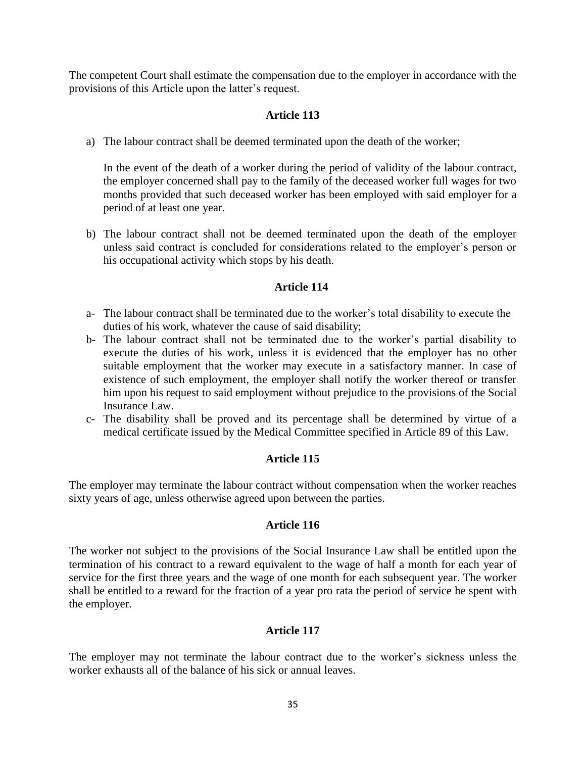The competent Court shall estimate the compensation due to the employer in accordance with the provisions of this Article upon the latter's request.

### Article 113

a) The labour contract shall be deemed terminated upon the death of the worker;

   In the event of the death of a worker during the period of validity of the labour contract, the employer concerned shall pay to the family of the deceased worker full wages for two months provided that such deceased worker has been employed with said employer for a period of at least one year.

b) The labour contract shall not be deemed terminated upon the death of the employer unless said contract is concluded for considerations related to the employer's person or his occupational activity which stops by his death.

### Article 114

a- The labour contract shall be terminated due to the worker's total disability to execute the duties of his work, whatever the cause of said disability;

b- The labour contract shall not be terminated due to the worker's partial disability to execute the duties of his work, unless it is evidenced that the employer has no other suitable employment that the worker may execute in a satisfactory manner. In case of existence of such employment, the employer shall notify the worker thereof or transfer him upon his request to said employment without prejudice to the provisions of the Social Insurance Law.

c- The disability shall be proved and its percentage shall be determined by virtue of a medical certificate issued by the Medical Committee specified in Article 89 of this Law.

### Article 115

The employer may terminate the labour contract without compensation when the worker reaches sixty years of age, unless otherwise agreed upon between the parties.

### Article 116

The worker not subject to the provisions of the Social Insurance Law shall be entitled upon the termination of his contract to a reward equivalent to the wage of half a month for each year of service for the first three years and the wage of one month for each subsequent year. The worker shall be entitled to a reward for the fraction of a year pro rata the period of service he spent with the employer.

### Article 117

The employer may not terminate the labour contract due to the worker's sickness unless the worker exhausts all of the balance of his sick or annual leaves.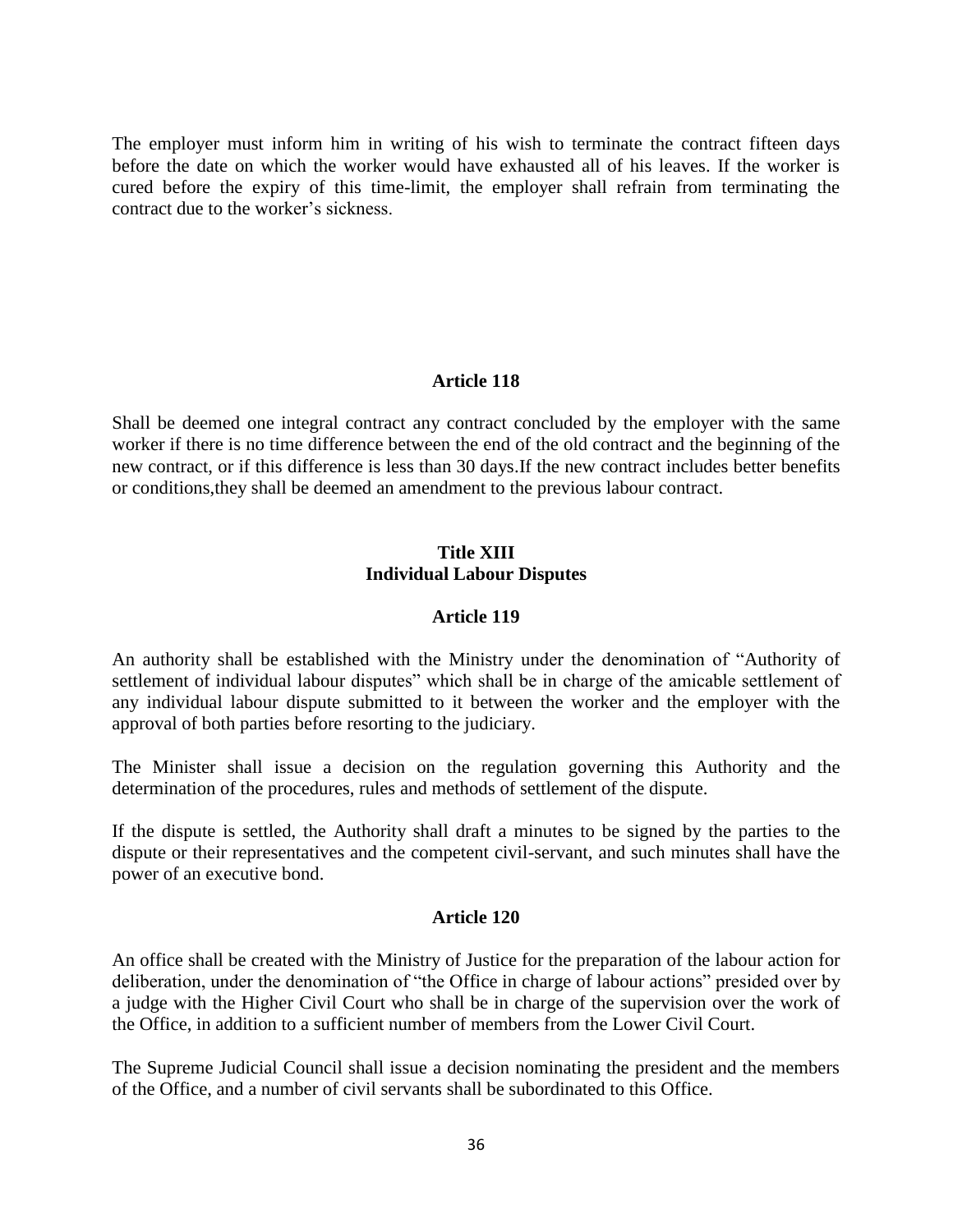The employer must inform him in writing of his wish to terminate the contract fifteen days before the date on which the worker would have exhausted all of his leaves. If the worker is cured before the expiry of this time-limit, the employer shall refrain from terminating the contract due to the worker's sickness.

### Article 118

Shall be deemed one integral contract any contract concluded by the employer with the same worker if there is no time difference between the end of the old contract and the beginning of the new contract, or if this difference is less than 30 days.If the new contract includes better benefits or conditions,they shall be deemed an amendment to the previous labour contract.

## Title XIII
## Individual Labour Disputes

### Article 119

An authority shall be established with the Ministry under the denomination of "Authority of settlement of individual labour disputes" which shall be in charge of the amicable settlement of any individual labour dispute submitted to it between the worker and the employer with the approval of both parties before resorting to the judiciary.

The Minister shall issue a decision on the regulation governing this Authority and the determination of the procedures, rules and methods of settlement of the dispute.

If the dispute is settled, the Authority shall draft a minutes to be signed by the parties to the dispute or their representatives and the competent civil-servant, and such minutes shall have the power of an executive bond.

### Article 120

An office shall be created with the Ministry of Justice for the preparation of the labour action for deliberation, under the denomination of "the Office in charge of labour actions" presided over by a judge with the Higher Civil Court who shall be in charge of the supervision over the work of the Office, in addition to a sufficient number of members from the Lower Civil Court.

The Supreme Judicial Council shall issue a decision nominating the president and the members of the Office, and a number of civil servants shall be subordinated to this Office.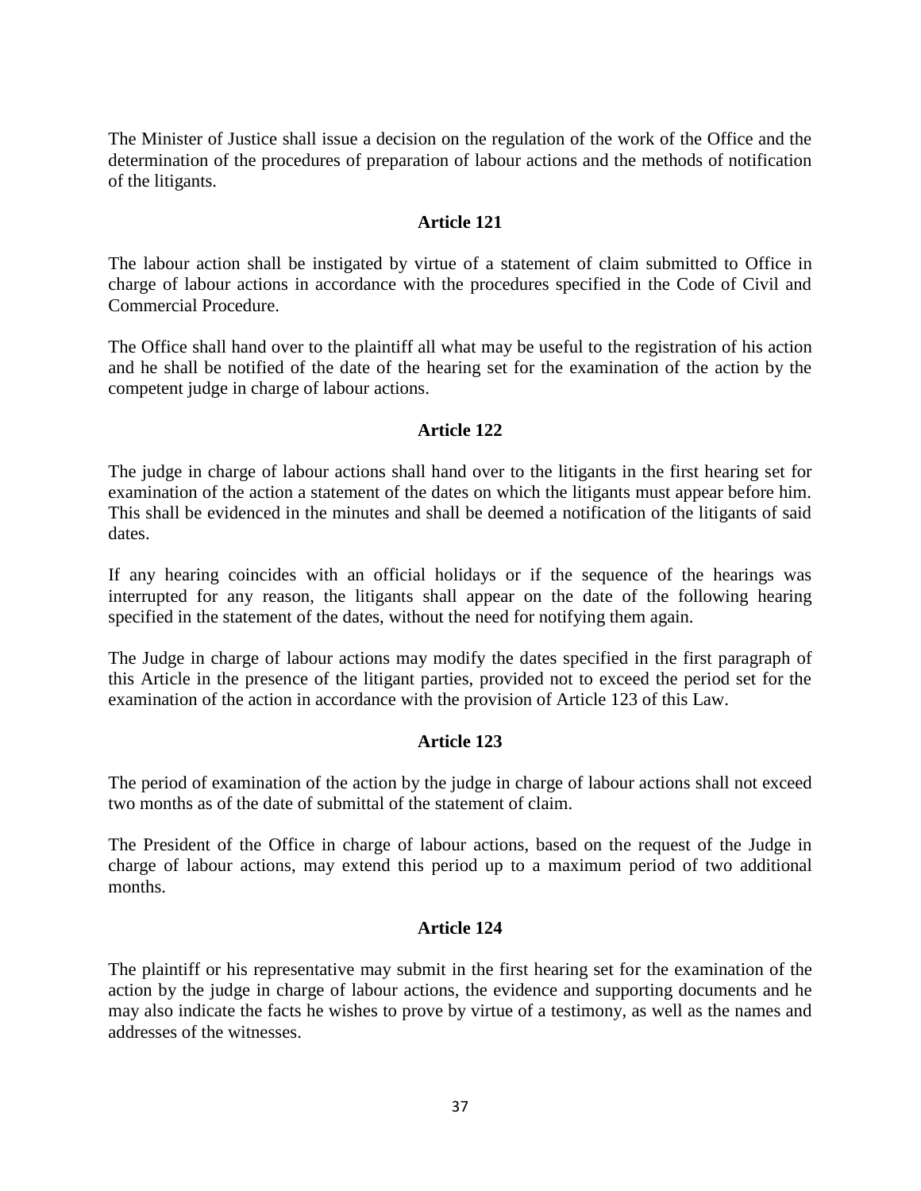The Minister of Justice shall issue a decision on the regulation of the work of the Office and the determination of the procedures of preparation of labour actions and the methods of notification of the litigants.

### Article 121

The labour action shall be instigated by virtue of a statement of claim submitted to Office in charge of labour actions in accordance with the procedures specified in the Code of Civil and Commercial Procedure.

The Office shall hand over to the plaintiff all what may be useful to the registration of his action and he shall be notified of the date of the hearing set for the examination of the action by the competent judge in charge of labour actions.

### Article 122

The judge in charge of labour actions shall hand over to the litigants in the first hearing set for examination of the action a statement of the dates on which the litigants must appear before him. This shall be evidenced in the minutes and shall be deemed a notification of the litigants of said dates.

If any hearing coincides with an official holidays or if the sequence of the hearings was interrupted for any reason, the litigants shall appear on the date of the following hearing specified in the statement of the dates, without the need for notifying them again.

The Judge in charge of labour actions may modify the dates specified in the first paragraph of this Article in the presence of the litigant parties, provided not to exceed the period set for the examination of the action in accordance with the provision of Article 123 of this Law.

### Article 123

The period of examination of the action by the judge in charge of labour actions shall not exceed two months as of the date of submittal of the statement of claim.

The President of the Office in charge of labour actions, based on the request of the Judge in charge of labour actions, may extend this period up to a maximum period of two additional months.

### Article 124

The plaintiff or his representative may submit in the first hearing set for the examination of the action by the judge in charge of labour actions, the evidence and supporting documents and he may also indicate the facts he wishes to prove by virtue of a testimony, as well as the names and addresses of the witnesses.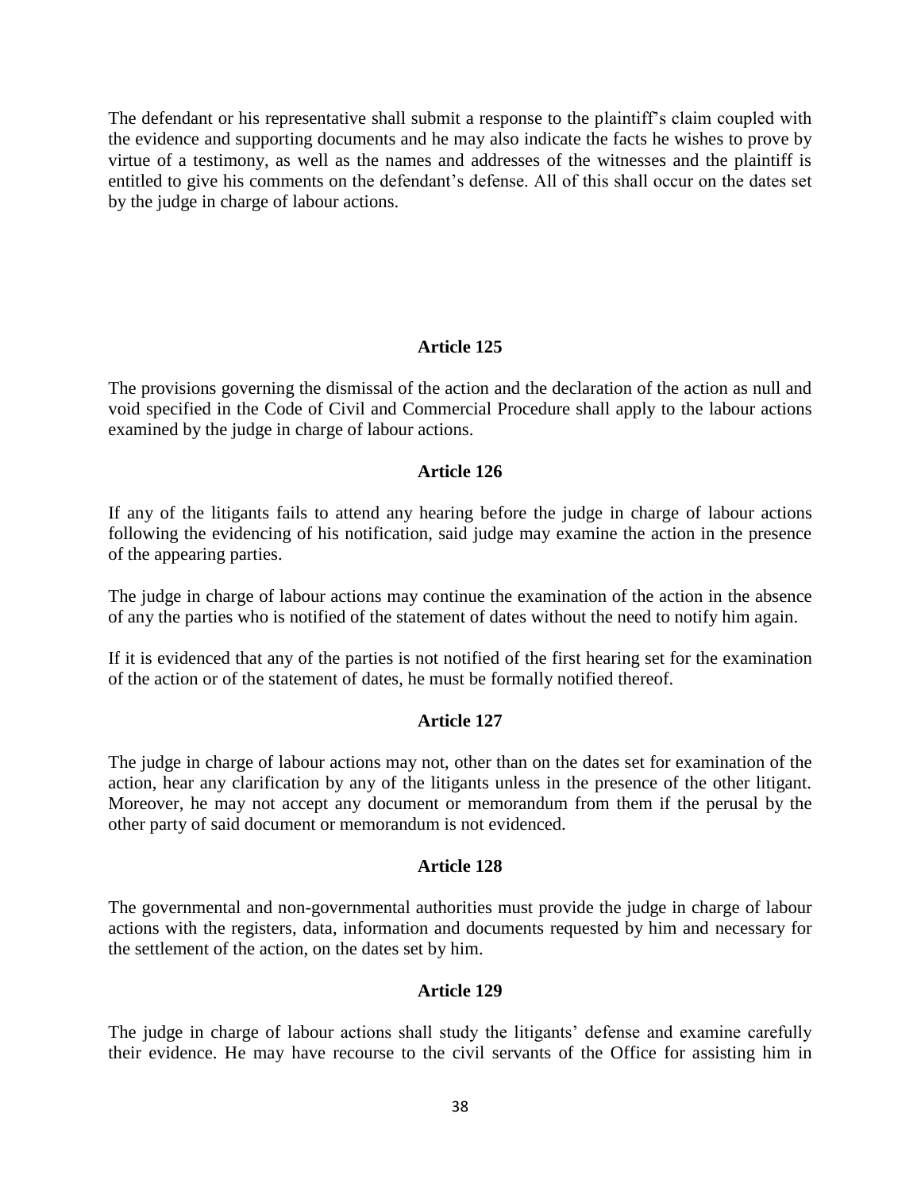The defendant or his representative shall submit a response to the plaintiff's claim coupled with the evidence and supporting documents and he may also indicate the facts he wishes to prove by virtue of a testimony, as well as the names and addresses of the witnesses and the plaintiff is entitled to give his comments on the defendant's defense. All of this shall occur on the dates set by the judge in charge of labour actions.

**Article 125**

The provisions governing the dismissal of the action and the declaration of the action as null and void specified in the Code of Civil and Commercial Procedure shall apply to the labour actions examined by the judge in charge of labour actions.

**Article 126**

If any of the litigants fails to attend any hearing before the judge in charge of labour actions following the evidencing of his notification, said judge may examine the action in the presence of the appearing parties.

The judge in charge of labour actions may continue the examination of the action in the absence of any the parties who is notified of the statement of dates without the need to notify him again.

If it is evidenced that any of the parties is not notified of the first hearing set for the examination of the action or of the statement of dates, he must be formally notified thereof.

**Article 127**

The judge in charge of labour actions may not, other than on the dates set for examination of the action, hear any clarification by any of the litigants unless in the presence of the other litigant. Moreover, he may not accept any document or memorandum from them if the perusal by the other party of said document or memorandum is not evidenced.

**Article 128**

The governmental and non-governmental authorities must provide the judge in charge of labour actions with the registers, data, information and documents requested by him and necessary for the settlement of the action, on the dates set by him.

**Article 129**

The judge in charge of labour actions shall study the litigants' defense and examine carefully their evidence. He may have recourse to the civil servants of the Office for assisting him in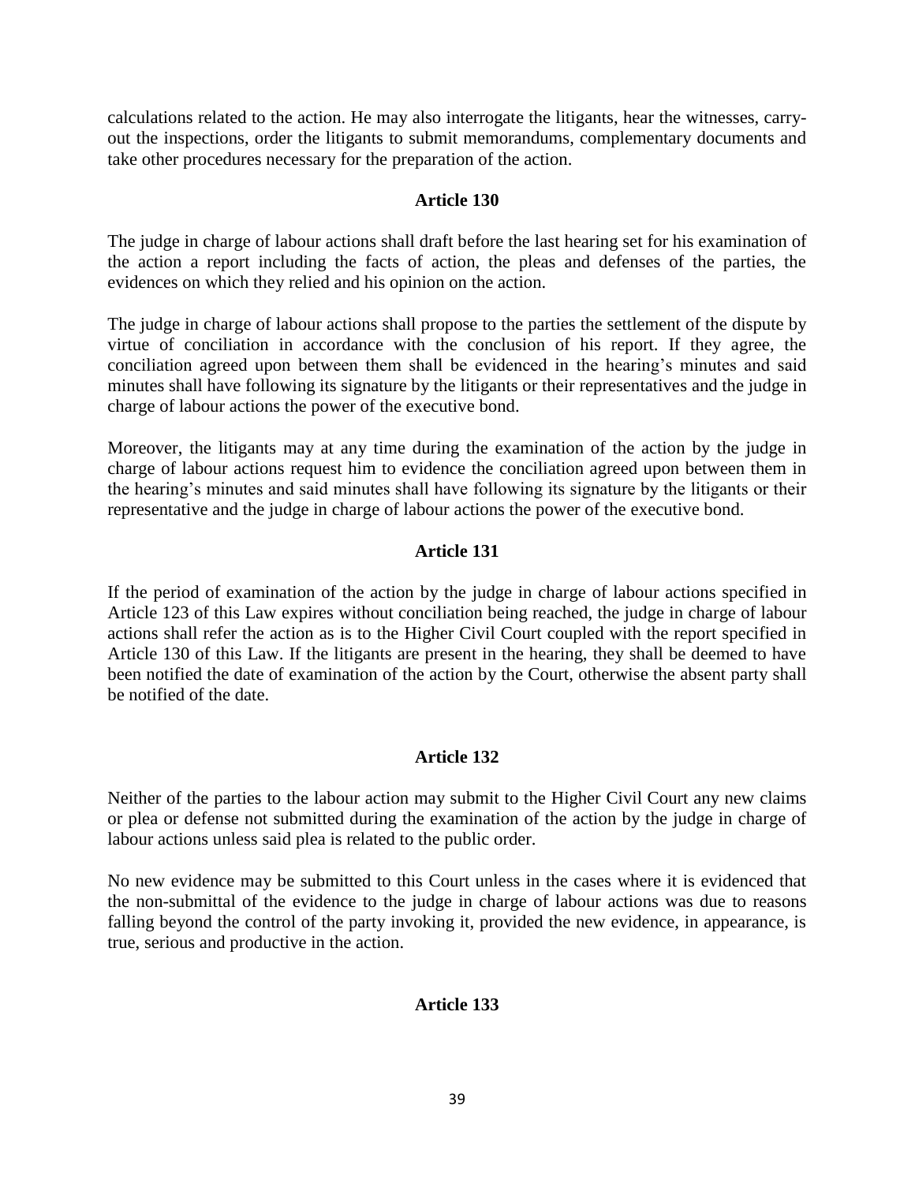calculations related to the action. He may also interrogate the litigants, hear the witnesses, carry-out the inspections, order the litigants to submit memorandums, complementary documents and take other procedures necessary for the preparation of the action.

### Article 130

The judge in charge of labour actions shall draft before the last hearing set for his examination of the action a report including the facts of action, the pleas and defenses of the parties, the evidences on which they relied and his opinion on the action.

The judge in charge of labour actions shall propose to the parties the settlement of the dispute by virtue of conciliation in accordance with the conclusion of his report. If they agree, the conciliation agreed upon between them shall be evidenced in the hearing's minutes and said minutes shall have following its signature by the litigants or their representatives and the judge in charge of labour actions the power of the executive bond.

Moreover, the litigants may at any time during the examination of the action by the judge in charge of labour actions request him to evidence the conciliation agreed upon between them in the hearing's minutes and said minutes shall have following its signature by the litigants or their representative and the judge in charge of labour actions the power of the executive bond.

### Article 131

If the period of examination of the action by the judge in charge of labour actions specified in Article 123 of this Law expires without conciliation being reached, the judge in charge of labour actions shall refer the action as is to the Higher Civil Court coupled with the report specified in Article 130 of this Law. If the litigants are present in the hearing, they shall be deemed to have been notified the date of examination of the action by the Court, otherwise the absent party shall be notified of the date.

### Article 132

Neither of the parties to the labour action may submit to the Higher Civil Court any new claims or plea or defense not submitted during the examination of the action by the judge in charge of labour actions unless said plea is related to the public order.

No new evidence may be submitted to this Court unless in the cases where it is evidenced that the non-submittal of the evidence to the judge in charge of labour actions was due to reasons falling beyond the control of the party invoking it, provided the new evidence, in appearance, is true, serious and productive in the action.

### Article 133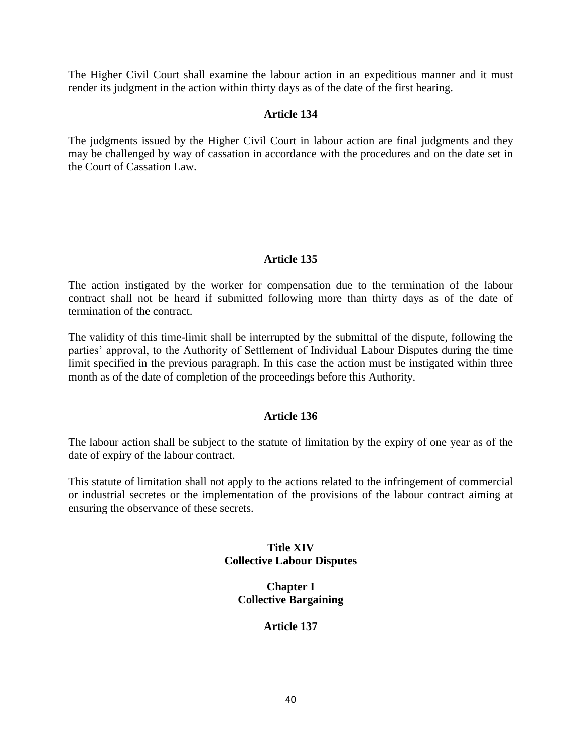The Higher Civil Court shall examine the labour action in an expeditious manner and it must render its judgment in the action within thirty days as of the date of the first hearing.

### Article 134

The judgments issued by the Higher Civil Court in labour action are final judgments and they may be challenged by way of cassation in accordance with the procedures and on the date set in the Court of Cassation Law.

### Article 135

The action instigated by the worker for compensation due to the termination of the labour contract shall not be heard if submitted following more than thirty days as of the date of termination of the contract.

The validity of this time-limit shall be interrupted by the submittal of the dispute, following the parties' approval, to the Authority of Settlement of Individual Labour Disputes during the time limit specified in the previous paragraph. In this case the action must be instigated within three month as of the date of completion of the proceedings before this Authority.

### Article 136

The labour action shall be subject to the statute of limitation by the expiry of one year as of the date of expiry of the labour contract.

This statute of limitation shall not apply to the actions related to the infringement of commercial or industrial secretes or the implementation of the provisions of the labour contract aiming at ensuring the observance of these secrets.

# Title XIV
# Collective Labour Disputes

## Chapter I
## Collective Bargaining

### Article 137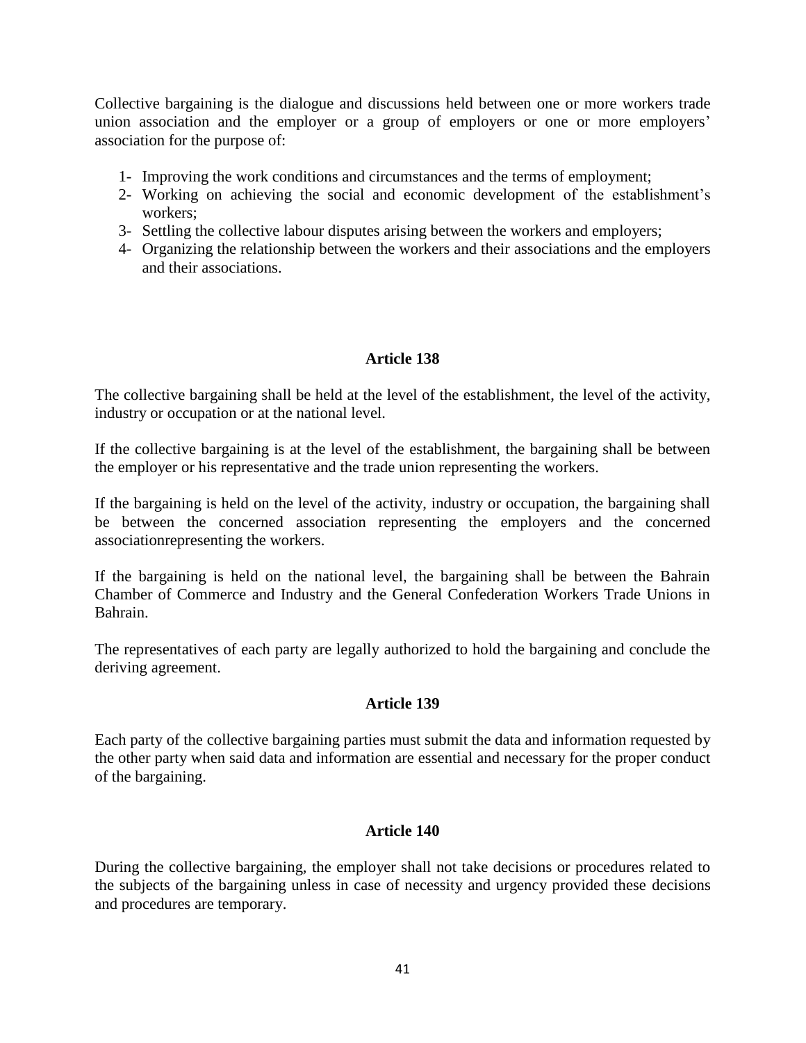Collective bargaining is the dialogue and discussions held between one or more workers trade union association and the employer or a group of employers or one or more employers' association for the purpose of:

1- Improving the work conditions and circumstances and the terms of employment;
2- Working on achieving the social and economic development of the establishment's workers;
3- Settling the collective labour disputes arising between the workers and employers;
4- Organizing the relationship between the workers and their associations and the employers and their associations.

### Article 138

The collective bargaining shall be held at the level of the establishment, the level of the activity, industry or occupation or at the national level.

If the collective bargaining is at the level of the establishment, the bargaining shall be between the employer or his representative and the trade union representing the workers.

If the bargaining is held on the level of the activity, industry or occupation, the bargaining shall be between the concerned association representing the employers and the concerned associationrepresenting the workers.

If the bargaining is held on the national level, the bargaining shall be between the Bahrain Chamber of Commerce and Industry and the General Confederation Workers Trade Unions in Bahrain.

The representatives of each party are legally authorized to hold the bargaining and conclude the deriving agreement.

### Article 139

Each party of the collective bargaining parties must submit the data and information requested by the other party when said data and information are essential and necessary for the proper conduct of the bargaining.

### Article 140

During the collective bargaining, the employer shall not take decisions or procedures related to the subjects of the bargaining unless in case of necessity and urgency provided these decisions and procedures are temporary.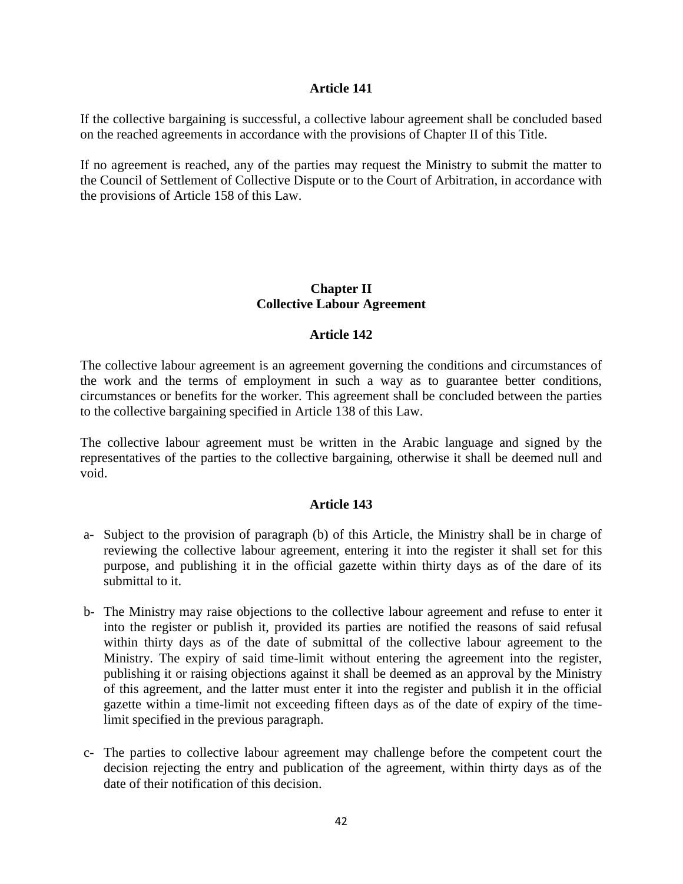### Article 141

If the collective bargaining is successful, a collective labour agreement shall be concluded based on the reached agreements in accordance with the provisions of Chapter II of this Title.

If no agreement is reached, any of the parties may request the Ministry to submit the matter to the Council of Settlement of Collective Dispute or to the Court of Arbitration, in accordance with the provisions of Article 158 of this Law.

## Chapter II
## Collective Labour Agreement

### Article 142

The collective labour agreement is an agreement governing the conditions and circumstances of the work and the terms of employment in such a way as to guarantee better conditions, circumstances or benefits for the worker. This agreement shall be concluded between the parties to the collective bargaining specified in Article 138 of this Law.

The collective labour agreement must be written in the Arabic language and signed by the representatives of the parties to the collective bargaining, otherwise it shall be deemed null and void.

### Article 143

a- Subject to the provision of paragraph (b) of this Article, the Ministry shall be in charge of reviewing the collective labour agreement, entering it into the register it shall set for this purpose, and publishing it in the official gazette within thirty days as of the dare of its submittal to it.

b- The Ministry may raise objections to the collective labour agreement and refuse to enter it into the register or publish it, provided its parties are notified the reasons of said refusal within thirty days as of the date of submittal of the collective labour agreement to the Ministry. The expiry of said time-limit without entering the agreement into the register, publishing it or raising objections against it shall be deemed as an approval by the Ministry of this agreement, and the latter must enter it into the register and publish it in the official gazette within a time-limit not exceeding fifteen days as of the date of expiry of the time-limit specified in the previous paragraph.

c- The parties to collective labour agreement may challenge before the competent court the decision rejecting the entry and publication of the agreement, within thirty days as of the date of their notification of this decision.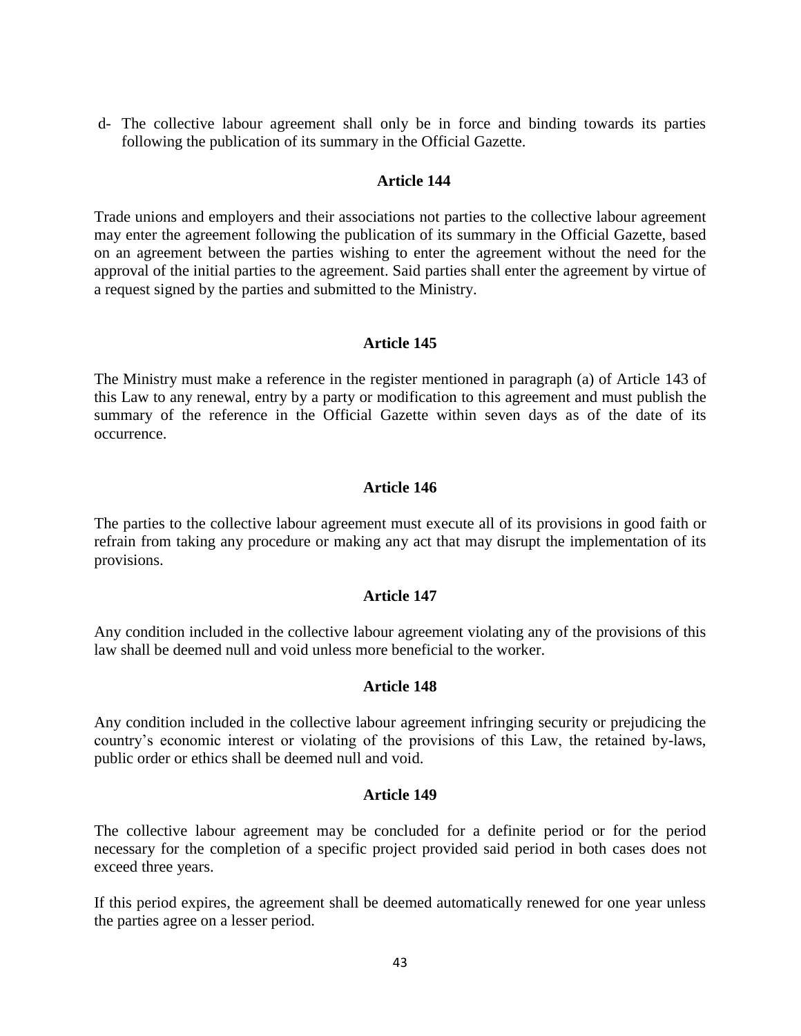d- The collective labour agreement shall only be in force and binding towards its parties following the publication of its summary in the Official Gazette.

### Article 144

Trade unions and employers and their associations not parties to the collective labour agreement may enter the agreement following the publication of its summary in the Official Gazette, based on an agreement between the parties wishing to enter the agreement without the need for the approval of the initial parties to the agreement. Said parties shall enter the agreement by virtue of a request signed by the parties and submitted to the Ministry.

### Article 145

The Ministry must make a reference in the register mentioned in paragraph (a) of Article 143 of this Law to any renewal, entry by a party or modification to this agreement and must publish the summary of the reference in the Official Gazette within seven days as of the date of its occurrence.

### Article 146

The parties to the collective labour agreement must execute all of its provisions in good faith or refrain from taking any procedure or making any act that may disrupt the implementation of its provisions.

### Article 147

Any condition included in the collective labour agreement violating any of the provisions of this law shall be deemed null and void unless more beneficial to the worker.

### Article 148

Any condition included in the collective labour agreement infringing security or prejudicing the country's economic interest or violating of the provisions of this Law, the retained by-laws, public order or ethics shall be deemed null and void.

### Article 149

The collective labour agreement may be concluded for a definite period or for the period necessary for the completion of a specific project provided said period in both cases does not exceed three years.

If this period expires, the agreement shall be deemed automatically renewed for one year unless the parties agree on a lesser period.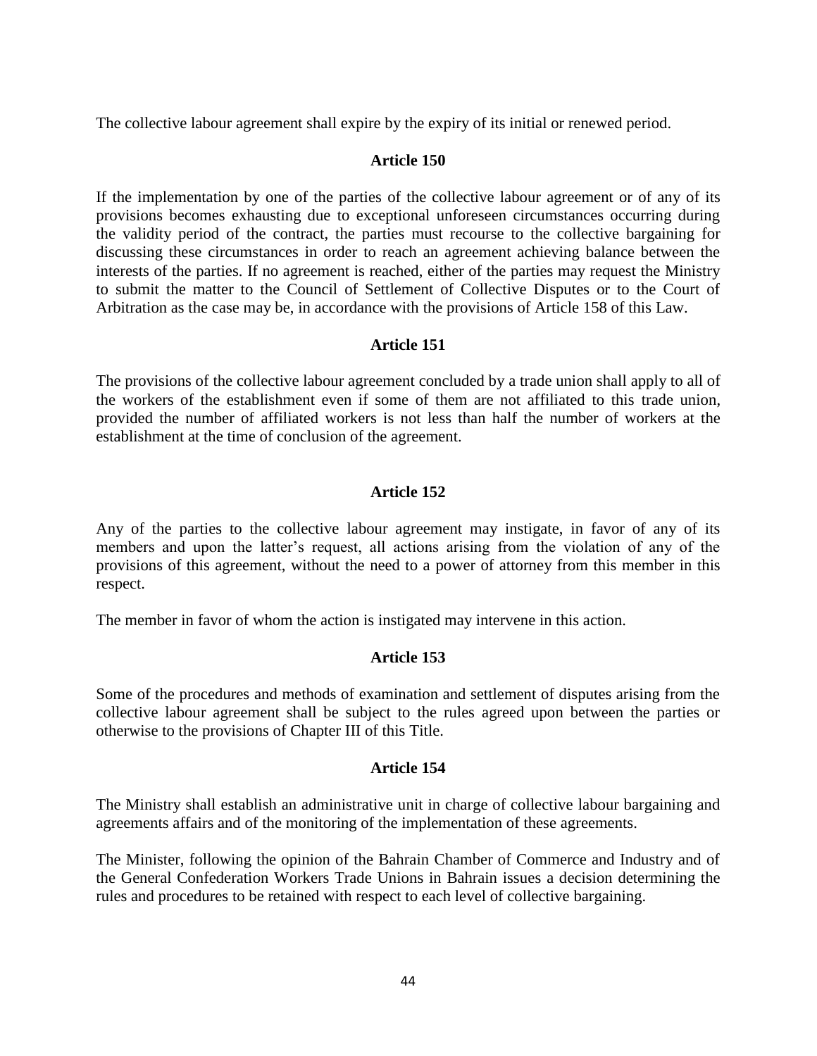The collective labour agreement shall expire by the expiry of its initial or renewed period.

### Article 150

If the implementation by one of the parties of the collective labour agreement or of any of its provisions becomes exhausting due to exceptional unforeseen circumstances occurring during the validity period of the contract, the parties must recourse to the collective bargaining for discussing these circumstances in order to reach an agreement achieving balance between the interests of the parties. If no agreement is reached, either of the parties may request the Ministry to submit the matter to the Council of Settlement of Collective Disputes or to the Court of Arbitration as the case may be, in accordance with the provisions of Article 158 of this Law.

### Article 151

The provisions of the collective labour agreement concluded by a trade union shall apply to all of the workers of the establishment even if some of them are not affiliated to this trade union, provided the number of affiliated workers is not less than half the number of workers at the establishment at the time of conclusion of the agreement.

### Article 152

Any of the parties to the collective labour agreement may instigate, in favor of any of its members and upon the latter's request, all actions arising from the violation of any of the provisions of this agreement, without the need to a power of attorney from this member in this respect.

The member in favor of whom the action is instigated may intervene in this action.

### Article 153

Some of the procedures and methods of examination and settlement of disputes arising from the collective labour agreement shall be subject to the rules agreed upon between the parties or otherwise to the provisions of Chapter III of this Title.

### Article 154

The Ministry shall establish an administrative unit in charge of collective labour bargaining and agreements affairs and of the monitoring of the implementation of these agreements.

The Minister, following the opinion of the Bahrain Chamber of Commerce and Industry and of the General Confederation Workers Trade Unions in Bahrain issues a decision determining the rules and procedures to be retained with respect to each level of collective bargaining.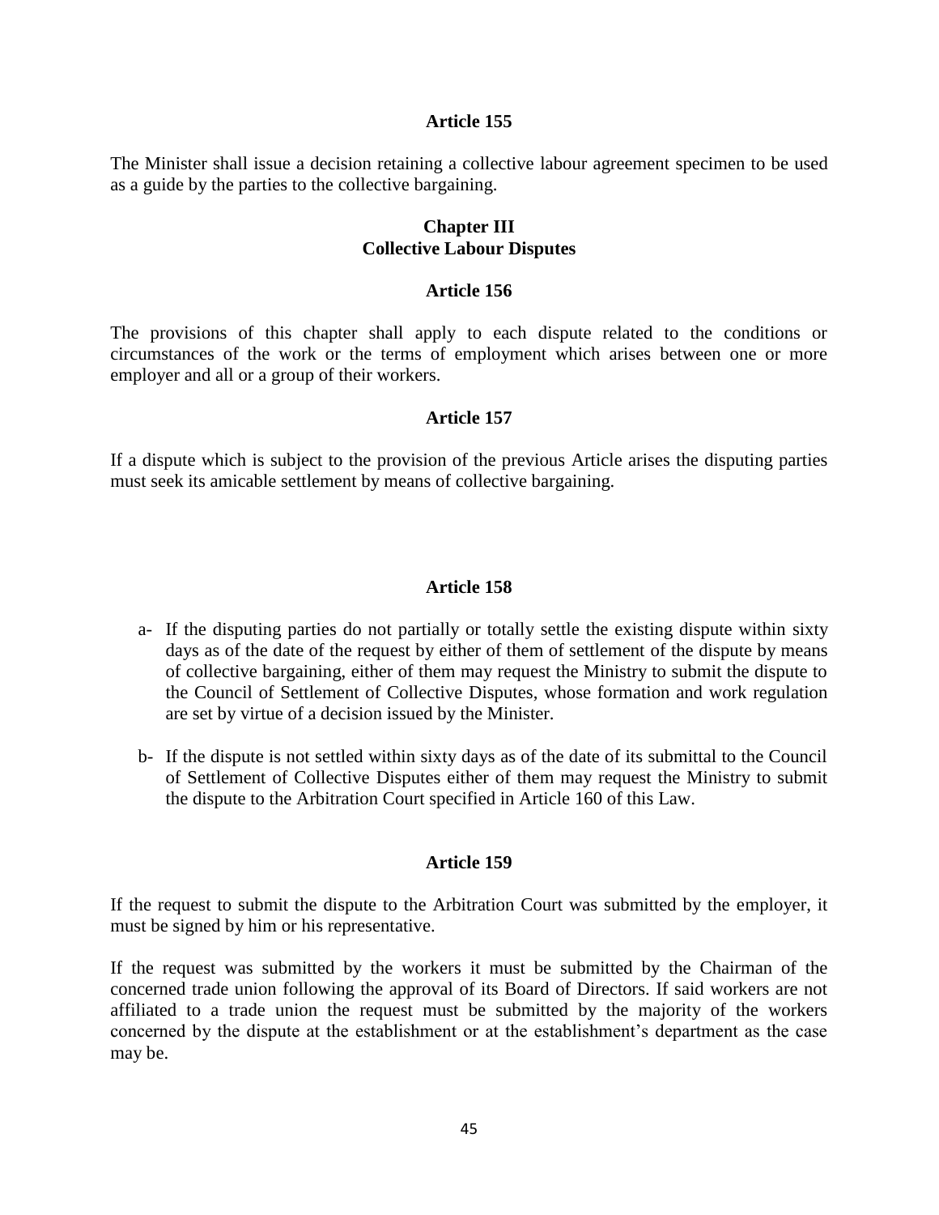### Article 155

The Minister shall issue a decision retaining a collective labour agreement specimen to be used as a guide by the parties to the collective bargaining.

## Chapter III
## Collective Labour Disputes

### Article 156

The provisions of this chapter shall apply to each dispute related to the conditions or circumstances of the work or the terms of employment which arises between one or more employer and all or a group of their workers.

### Article 157

If a dispute which is subject to the provision of the previous Article arises the disputing parties must seek its amicable settlement by means of collective bargaining.

### Article 158

a- If the disputing parties do not partially or totally settle the existing dispute within sixty days as of the date of the request by either of them of settlement of the dispute by means of collective bargaining, either of them may request the Ministry to submit the dispute to the Council of Settlement of Collective Disputes, whose formation and work regulation are set by virtue of a decision issued by the Minister.

b- If the dispute is not settled within sixty days as of the date of its submittal to the Council of Settlement of Collective Disputes either of them may request the Ministry to submit the dispute to the Arbitration Court specified in Article 160 of this Law.

### Article 159

If the request to submit the dispute to the Arbitration Court was submitted by the employer, it must be signed by him or his representative.

If the request was submitted by the workers it must be submitted by the Chairman of the concerned trade union following the approval of its Board of Directors. If said workers are not affiliated to a trade union the request must be submitted by the majority of the workers concerned by the dispute at the establishment or at the establishment's department as the case may be.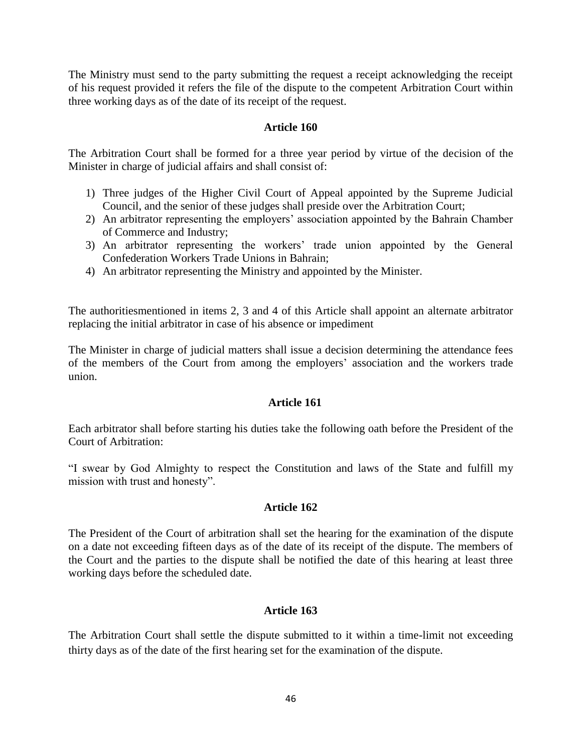The Ministry must send to the party submitting the request a receipt acknowledging the receipt of his request provided it refers the file of the dispute to the competent Arbitration Court within three working days as of the date of its receipt of the request.

**Article 160**

The Arbitration Court shall be formed for a three year period by virtue of the decision of the Minister in charge of judicial affairs and shall consist of:

1) Three judges of the Higher Civil Court of Appeal appointed by the Supreme Judicial Council, and the senior of these judges shall preside over the Arbitration Court;
2) An arbitrator representing the employers' association appointed by the Bahrain Chamber of Commerce and Industry;
3) An arbitrator representing the workers' trade union appointed by the General Confederation Workers Trade Unions in Bahrain;
4) An arbitrator representing the Ministry and appointed by the Minister.

The authoritiesmentioned in items 2, 3 and 4 of this Article shall appoint an alternate arbitrator replacing the initial arbitrator in case of his absence or impediment

The Minister in charge of judicial matters shall issue a decision determining the attendance fees of the members of the Court from among the employers' association and the workers trade union.

**Article 161**

Each arbitrator shall before starting his duties take the following oath before the President of the Court of Arbitration:

"I swear by God Almighty to respect the Constitution and laws of the State and fulfill my mission with trust and honesty".

**Article 162**

The President of the Court of arbitration shall set the hearing for the examination of the dispute on a date not exceeding fifteen days as of the date of its receipt of the dispute. The members of the Court and the parties to the dispute shall be notified the date of this hearing at least three working days before the scheduled date.

**Article 163**

The Arbitration Court shall settle the dispute submitted to it within a time-limit not exceeding thirty days as of the date of the first hearing set for the examination of the dispute.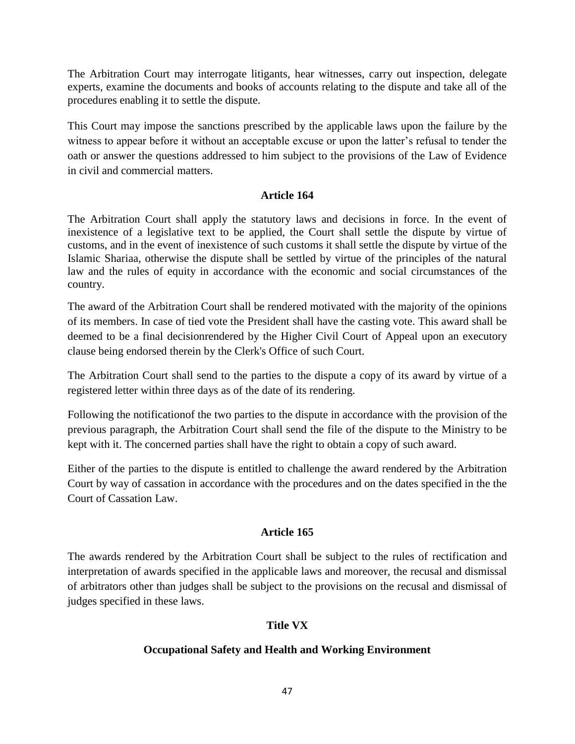The Arbitration Court may interrogate litigants, hear witnesses, carry out inspection, delegate experts, examine the documents and books of accounts relating to the dispute and take all of the procedures enabling it to settle the dispute.

This Court may impose the sanctions prescribed by the applicable laws upon the failure by the witness to appear before it without an acceptable excuse or upon the latter's refusal to tender the oath or answer the questions addressed to him subject to the provisions of the Law of Evidence in civil and commercial matters.

**Article 164**

The Arbitration Court shall apply the statutory laws and decisions in force. In the event of inexistence of a legislative text to be applied, the Court shall settle the dispute by virtue of customs, and in the event of inexistence of such customs it shall settle the dispute by virtue of the Islamic Shariaa, otherwise the dispute shall be settled by virtue of the principles of the natural law and the rules of equity in accordance with the economic and social circumstances of the country.

The award of the Arbitration Court shall be rendered motivated with the majority of the opinions of its members. In case of tied vote the President shall have the casting vote. This award shall be deemed to be a final decisionrendered by the Higher Civil Court of Appeal upon an executory clause being endorsed therein by the Clerk's Office of such Court.

The Arbitration Court shall send to the parties to the dispute a copy of its award by virtue of a registered letter within three days as of the date of its rendering.

Following the notificationof the two parties to the dispute in accordance with the provision of the previous paragraph, the Arbitration Court shall send the file of the dispute to the Ministry to be kept with it. The concerned parties shall have the right to obtain a copy of such award.

Either of the parties to the dispute is entitled to challenge the award rendered by the Arbitration Court by way of cassation in accordance with the procedures and on the dates specified in the the Court of Cassation Law.

**Article 165**

The awards rendered by the Arbitration Court shall be subject to the rules of rectification and interpretation of awards specified in the applicable laws and moreover, the recusal and dismissal of arbitrators other than judges shall be subject to the provisions on the recusal and dismissal of judges specified in these laws.

## Title VX

## Occupational Safety and Health and Working Environment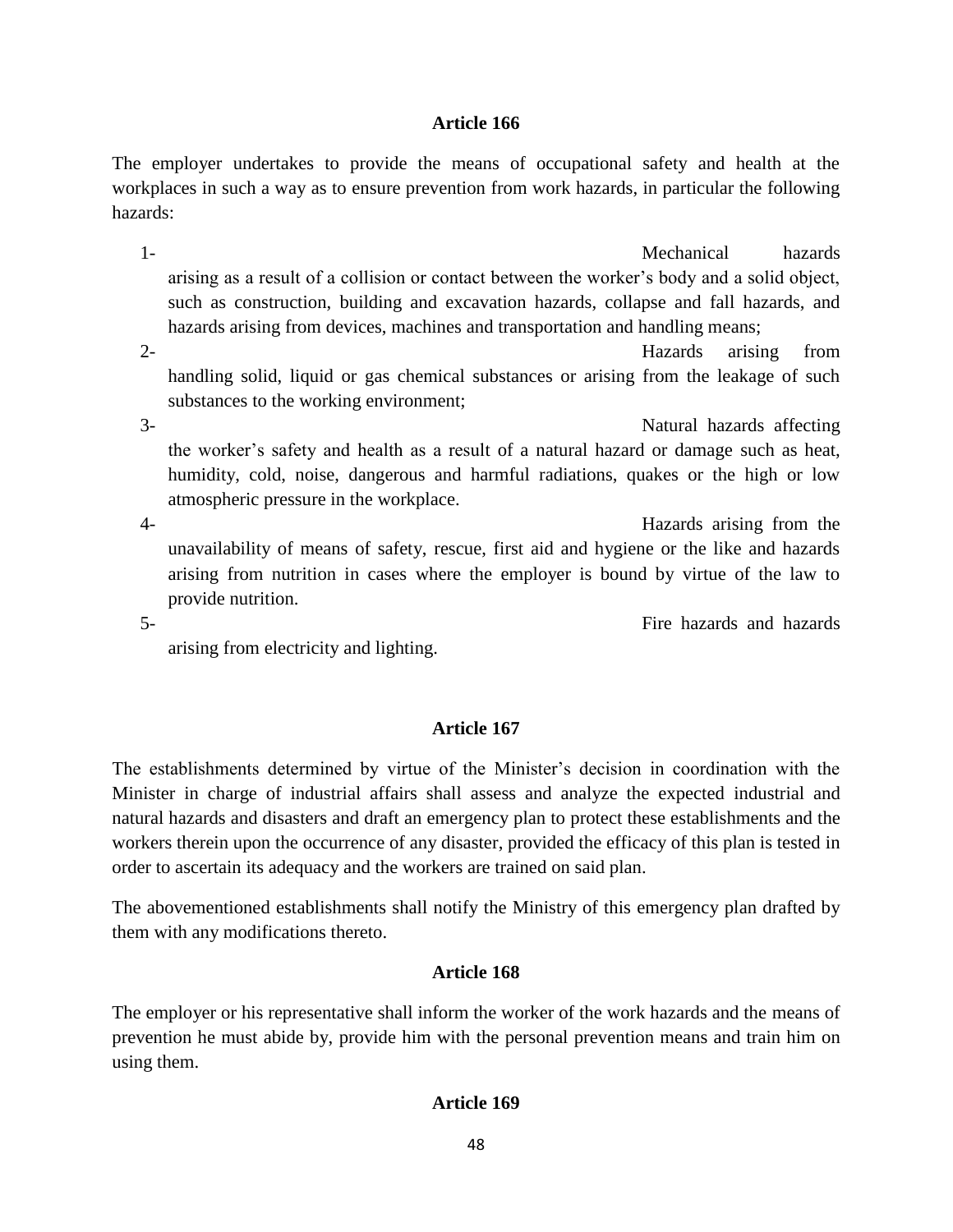### Article 166

The employer undertakes to provide the means of occupational safety and health at the workplaces in such a way as to ensure prevention from work hazards, in particular the following hazards:

1- Mechanical hazards arising as a result of a collision or contact between the worker's body and a solid object, such as construction, building and excavation hazards, collapse and fall hazards, and hazards arising from devices, machines and transportation and handling means;
2- Hazards arising from handling solid, liquid or gas chemical substances or arising from the leakage of such substances to the working environment;
3- Natural hazards affecting the worker's safety and health as a result of a natural hazard or damage such as heat, humidity, cold, noise, dangerous and harmful radiations, quakes or the high or low atmospheric pressure in the workplace.
4- Hazards arising from the unavailability of means of safety, rescue, first aid and hygiene or the like and hazards arising from nutrition in cases where the employer is bound by virtue of the law to provide nutrition.
5- Fire hazards and hazards arising from electricity and lighting.

### Article 167

The establishments determined by virtue of the Minister's decision in coordination with the Minister in charge of industrial affairs shall assess and analyze the expected industrial and natural hazards and disasters and draft an emergency plan to protect these establishments and the workers therein upon the occurrence of any disaster, provided the efficacy of this plan is tested in order to ascertain its adequacy and the workers are trained on said plan.

The abovementioned establishments shall notify the Ministry of this emergency plan drafted by them with any modifications thereto.

### Article 168

The employer or his representative shall inform the worker of the work hazards and the means of prevention he must abide by, provide him with the personal prevention means and train him on using them.

### Article 169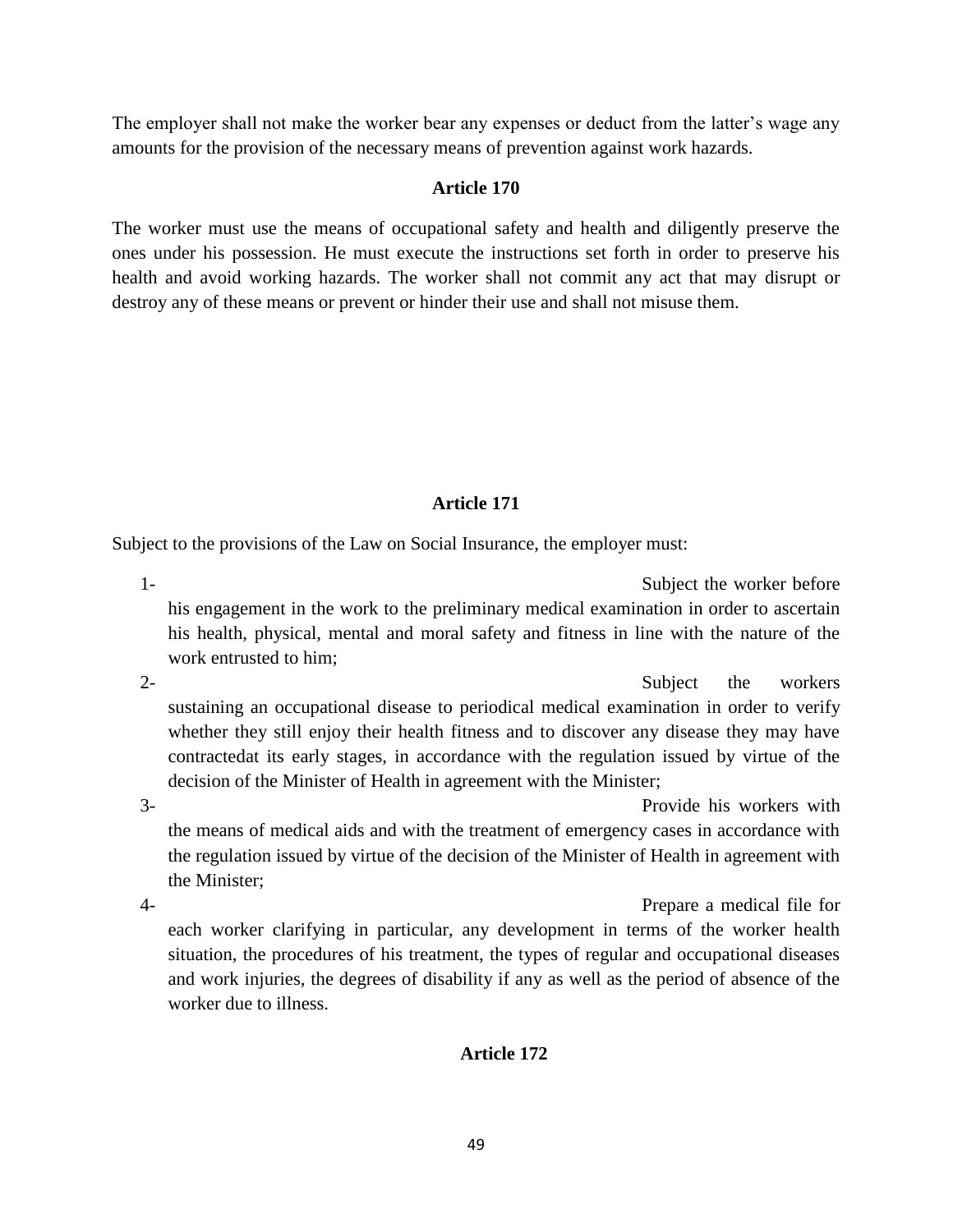The employer shall not make the worker bear any expenses or deduct from the latter's wage any amounts for the provision of the necessary means of prevention against work hazards.

**Article 170**

The worker must use the means of occupational safety and health and diligently preserve the ones under his possession. He must execute the instructions set forth in order to preserve his health and avoid working hazards. The worker shall not commit any act that may disrupt or destroy any of these means or prevent or hinder their use and shall not misuse them.

**Article 171**

Subject to the provisions of the Law on Social Insurance, the employer must:

1- Subject the worker before his engagement in the work to the preliminary medical examination in order to ascertain his health, physical, mental and moral safety and fitness in line with the nature of the work entrusted to him;

2- Subject the workers sustaining an occupational disease to periodical medical examination in order to verify whether they still enjoy their health fitness and to discover any disease they may have contractedat its early stages, in accordance with the regulation issued by virtue of the decision of the Minister of Health in agreement with the Minister;

3- Provide his workers with the means of medical aids and with the treatment of emergency cases in accordance with the regulation issued by virtue of the decision of the Minister of Health in agreement with the Minister;

4- Prepare a medical file for each worker clarifying in particular, any development in terms of the worker health situation, the procedures of his treatment, the types of regular and occupational diseases and work injuries, the degrees of disability if any as well as the period of absence of the worker due to illness.

**Article 172**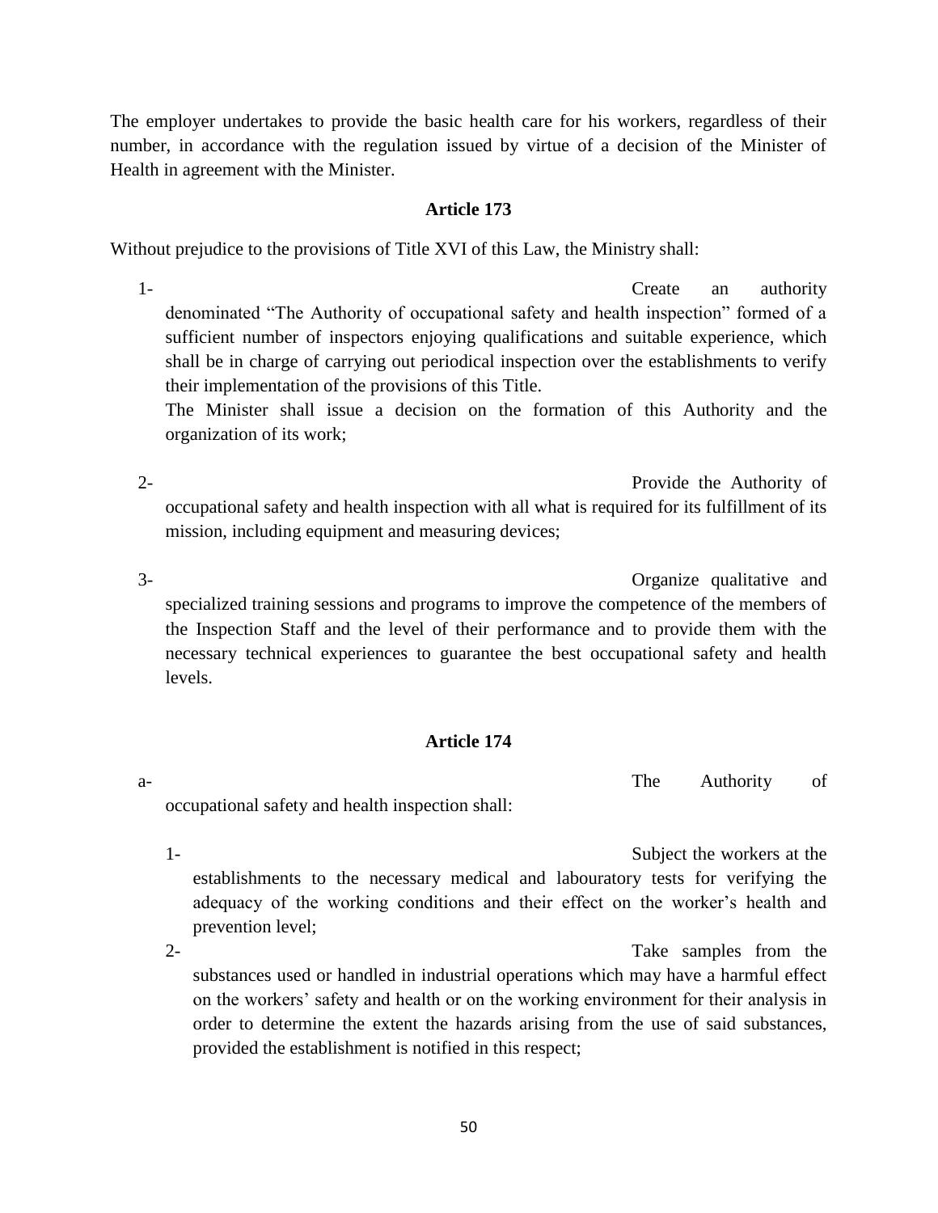The employer undertakes to provide the basic health care for his workers, regardless of their number, in accordance with the regulation issued by virtue of a decision of the Minister of Health in agreement with the Minister.

### Article 173

Without prejudice to the provisions of Title XVI of this Law, the Ministry shall:

1- Create an authority denominated "The Authority of occupational safety and health inspection" formed of a sufficient number of inspectors enjoying qualifications and suitable experience, which shall be in charge of carrying out periodical inspection over the establishments to verify their implementation of the provisions of this Title.
   The Minister shall issue a decision on the formation of this Authority and the organization of its work;

2- Provide the Authority of occupational safety and health inspection with all what is required for its fulfillment of its mission, including equipment and measuring devices;

3- Organize qualitative and specialized training sessions and programs to improve the competence of the members of the Inspection Staff and the level of their performance and to provide them with the necessary technical experiences to guarantee the best occupational safety and health levels.

### Article 174

a- The Authority of occupational safety and health inspection shall:

   1- Subject the workers at the establishments to the necessary medical and labouratory tests for verifying the adequacy of the working conditions and their effect on the worker's health and prevention level;
   2- Take samples from the substances used or handled in industrial operations which may have a harmful effect on the workers' safety and health or on the working environment for their analysis in order to determine the extent the hazards arising from the use of said substances, provided the establishment is notified in this respect;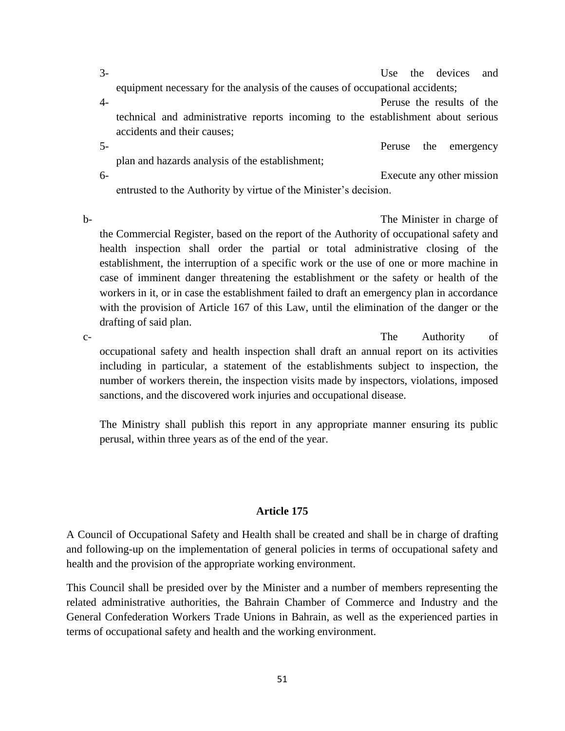3- Use the devices and equipment necessary for the analysis of the causes of occupational accidents;

4- Peruse the results of the technical and administrative reports incoming to the establishment about serious accidents and their causes;

5- Peruse the emergency plan and hazards analysis of the establishment;

6- Execute any other mission entrusted to the Authority by virtue of the Minister's decision.

b- The Minister in charge of the Commercial Register, based on the report of the Authority of occupational safety and health inspection shall order the partial or total administrative closing of the establishment, the interruption of a specific work or the use of one or more machine in case of imminent danger threatening the establishment or the safety or health of the workers in it, or in case the establishment failed to draft an emergency plan in accordance with the provision of Article 167 of this Law, until the elimination of the danger or the drafting of said plan.

c- The Authority of occupational safety and health inspection shall draft an annual report on its activities including in particular, a statement of the establishments subject to inspection, the number of workers therein, the inspection visits made by inspectors, violations, imposed sanctions, and the discovered work injuries and occupational disease.

The Ministry shall publish this report in any appropriate manner ensuring its public perusal, within three years as of the end of the year.

**Article 175**

A Council of Occupational Safety and Health shall be created and shall be in charge of drafting and following-up on the implementation of general policies in terms of occupational safety and health and the provision of the appropriate working environment.

This Council shall be presided over by the Minister and a number of members representing the related administrative authorities, the Bahrain Chamber of Commerce and Industry and the General Confederation Workers Trade Unions in Bahrain, as well as the experienced parties in terms of occupational safety and health and the working environment.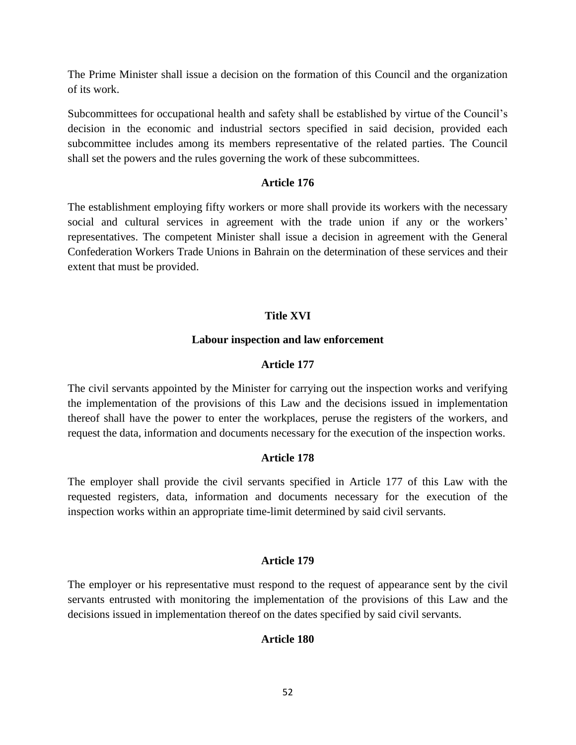The Prime Minister shall issue a decision on the formation of this Council and the organization of its work.

Subcommittees for occupational health and safety shall be established by virtue of the Council's decision in the economic and industrial sectors specified in said decision, provided each subcommittee includes among its members representative of the related parties. The Council shall set the powers and the rules governing the work of these subcommittees.

### Article 176

The establishment employing fifty workers or more shall provide its workers with the necessary social and cultural services in agreement with the trade union if any or the workers' representatives. The competent Minister shall issue a decision in agreement with the General Confederation Workers Trade Unions in Bahrain on the determination of these services and their extent that must be provided.

## Title XVI

## Labour inspection and law enforcement

### Article 177

The civil servants appointed by the Minister for carrying out the inspection works and verifying the implementation of the provisions of this Law and the decisions issued in implementation thereof shall have the power to enter the workplaces, peruse the registers of the workers, and request the data, information and documents necessary for the execution of the inspection works.

### Article 178

The employer shall provide the civil servants specified in Article 177 of this Law with the requested registers, data, information and documents necessary for the execution of the inspection works within an appropriate time-limit determined by said civil servants.

### Article 179

The employer or his representative must respond to the request of appearance sent by the civil servants entrusted with monitoring the implementation of the provisions of this Law and the decisions issued in implementation thereof on the dates specified by said civil servants.

### Article 180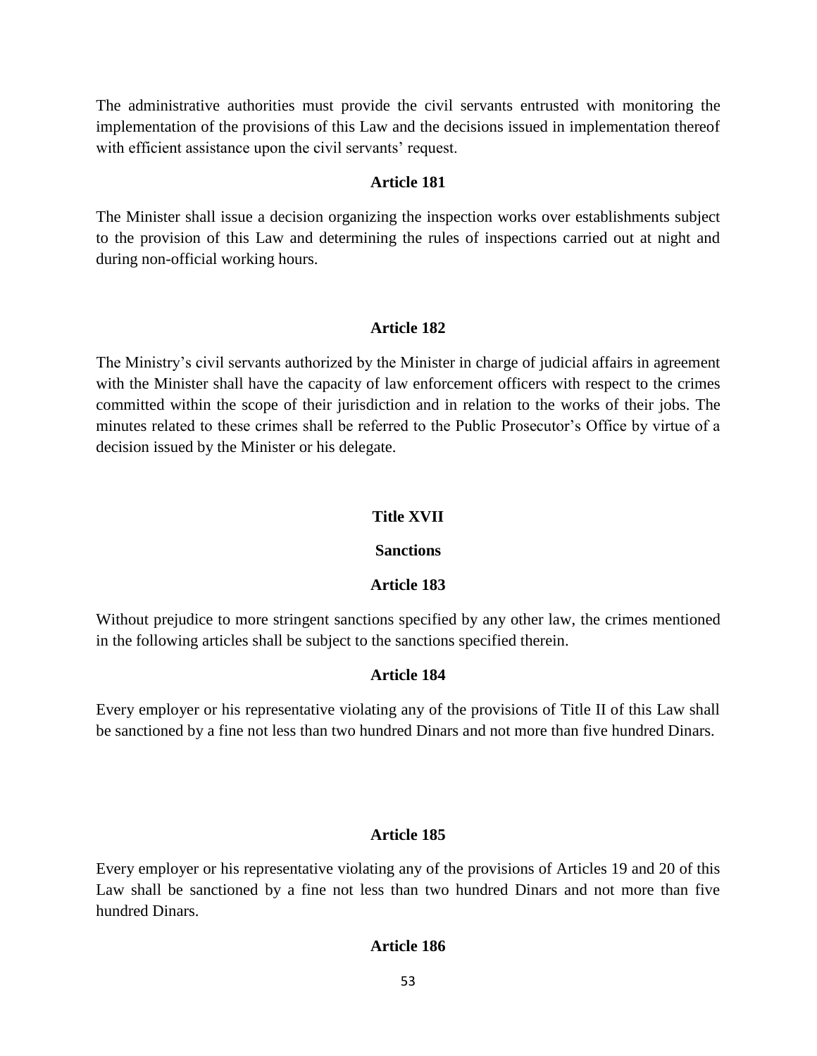The administrative authorities must provide the civil servants entrusted with monitoring the implementation of the provisions of this Law and the decisions issued in implementation thereof with efficient assistance upon the civil servants' request.

### Article 181

The Minister shall issue a decision organizing the inspection works over establishments subject to the provision of this Law and determining the rules of inspections carried out at night and during non-official working hours.

### Article 182

The Ministry's civil servants authorized by the Minister in charge of judicial affairs in agreement with the Minister shall have the capacity of law enforcement officers with respect to the crimes committed within the scope of their jurisdiction and in relation to the works of their jobs. The minutes related to these crimes shall be referred to the Public Prosecutor's Office by virtue of a decision issued by the Minister or his delegate.

## Title XVII

## Sanctions

### Article 183

Without prejudice to more stringent sanctions specified by any other law, the crimes mentioned in the following articles shall be subject to the sanctions specified therein.

### Article 184

Every employer or his representative violating any of the provisions of Title II of this Law shall be sanctioned by a fine not less than two hundred Dinars and not more than five hundred Dinars.

### Article 185

Every employer or his representative violating any of the provisions of Articles 19 and 20 of this Law shall be sanctioned by a fine not less than two hundred Dinars and not more than five hundred Dinars.

### Article 186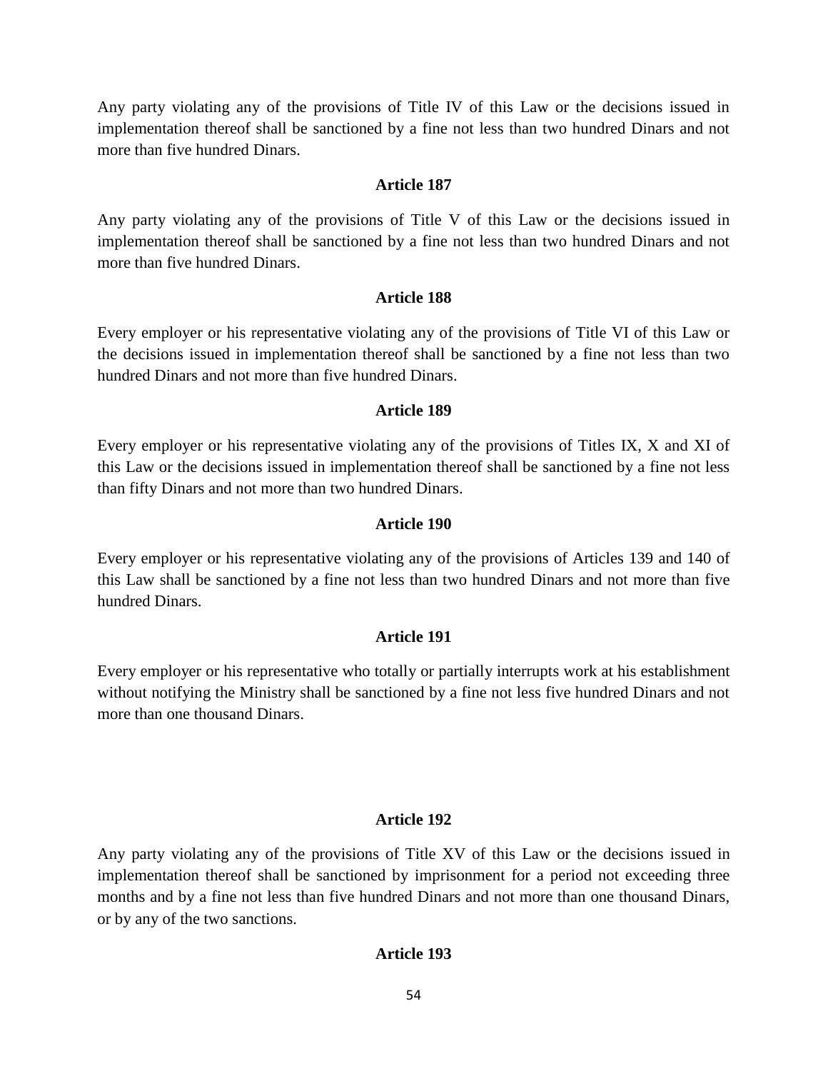Any party violating any of the provisions of Title IV of this Law or the decisions issued in implementation thereof shall be sanctioned by a fine not less than two hundred Dinars and not more than five hundred Dinars.

**Article 187**

Any party violating any of the provisions of Title V of this Law or the decisions issued in implementation thereof shall be sanctioned by a fine not less than two hundred Dinars and not more than five hundred Dinars.

**Article 188**

Every employer or his representative violating any of the provisions of Title VI of this Law or the decisions issued in implementation thereof shall be sanctioned by a fine not less than two hundred Dinars and not more than five hundred Dinars.

**Article 189**

Every employer or his representative violating any of the provisions of Titles IX, X and XI of this Law or the decisions issued in implementation thereof shall be sanctioned by a fine not less than fifty Dinars and not more than two hundred Dinars.

**Article 190**

Every employer or his representative violating any of the provisions of Articles 139 and 140 of this Law shall be sanctioned by a fine not less than two hundred Dinars and not more than five hundred Dinars.

**Article 191**

Every employer or his representative who totally or partially interrupts work at his establishment without notifying the Ministry shall be sanctioned by a fine not less five hundred Dinars and not more than one thousand Dinars.

**Article 192**

Any party violating any of the provisions of Title XV of this Law or the decisions issued in implementation thereof shall be sanctioned by imprisonment for a period not exceeding three months and by a fine not less than five hundred Dinars and not more than one thousand Dinars, or by any of the two sanctions.

**Article 193**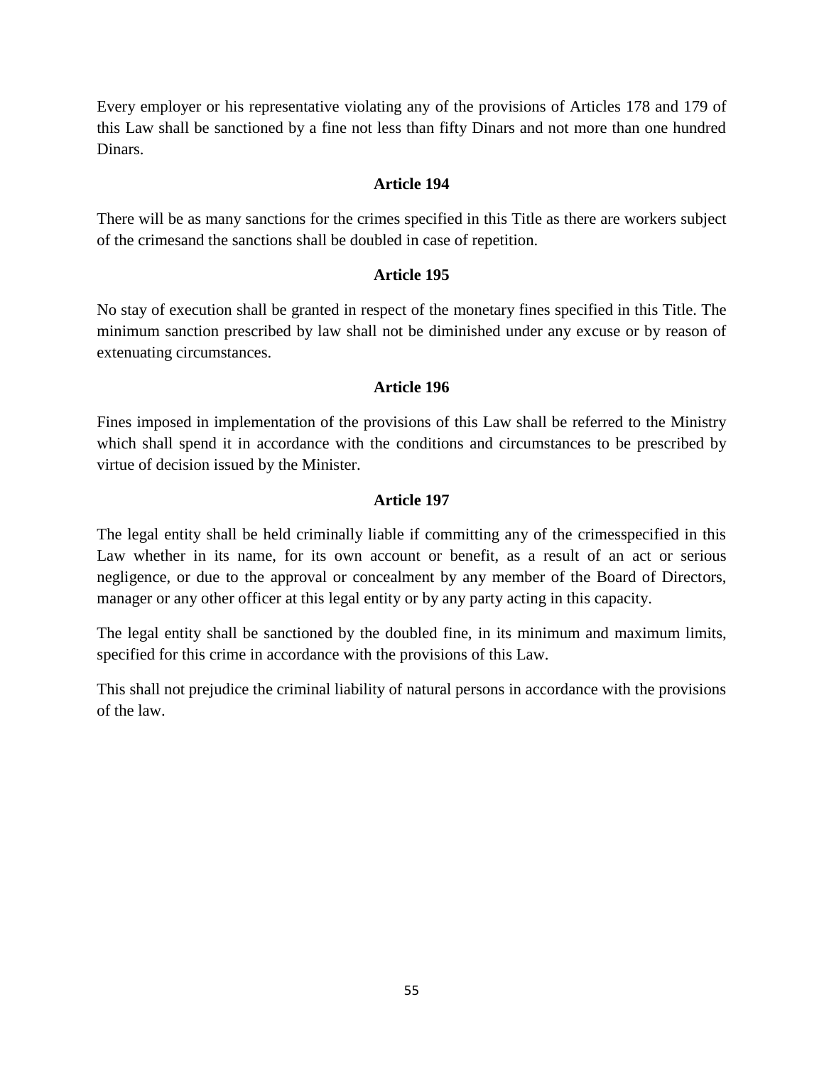Every employer or his representative violating any of the provisions of Articles 178 and 179 of this Law shall be sanctioned by a fine not less than fifty Dinars and not more than one hundred Dinars.

### Article 194

There will be as many sanctions for the crimes specified in this Title as there are workers subject of the crimesand the sanctions shall be doubled in case of repetition.

### Article 195

No stay of execution shall be granted in respect of the monetary fines specified in this Title. The minimum sanction prescribed by law shall not be diminished under any excuse or by reason of extenuating circumstances.

### Article 196

Fines imposed in implementation of the provisions of this Law shall be referred to the Ministry which shall spend it in accordance with the conditions and circumstances to be prescribed by virtue of decision issued by the Minister.

### Article 197

The legal entity shall be held criminally liable if committing any of the crimesspecified in this Law whether in its name, for its own account or benefit, as a result of an act or serious negligence, or due to the approval or concealment by any member of the Board of Directors, manager or any other officer at this legal entity or by any party acting in this capacity.

The legal entity shall be sanctioned by the doubled fine, in its minimum and maximum limits, specified for this crime in accordance with the provisions of this Law.

This shall not prejudice the criminal liability of natural persons in accordance with the provisions of the law.